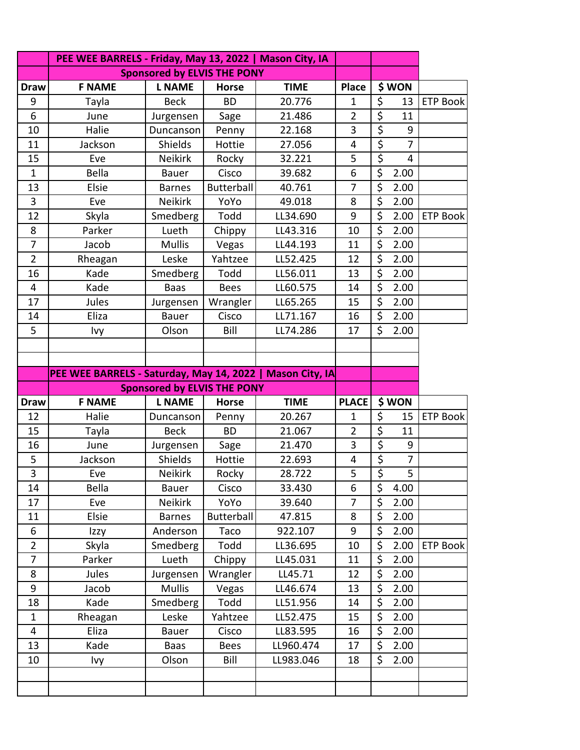| Draw | F NAME | L NAME | Horse | TIME | Place | $ WON | |
|---|---|---|---|---|---|---|---|
| | **PEE WEE BARRELS - Friday, May 13, 2022 \| Mason City, IA** | | | | | | |
| | **Sponsored by ELVIS THE PONY** | | | | | | |
| **Draw** | **F NAME** | **L NAME** | **Horse** | **TIME** | **Place** | **$ WON** | |
| 9 | Tayla | Beck | BD | 20.776 | 1 | $ 13 | ETP Book |
| 6 | June | Jurgensen | Sage | 21.486 | 2 | $ 11 | |
| 10 | Halie | Duncanson | Penny | 22.168 | 3 | $ 9 | |
| 11 | Jackson | Shields | Hottie | 27.056 | 4 | $ 7 | |
| 15 | Eve | Neikirk | Rocky | 32.221 | 5 | $ 4 | |
| 1 | Bella | Bauer | Cisco | 39.682 | 6 | $ 2.00 | |
| 13 | Elsie | Barnes | Butterball | 40.761 | 7 | $ 2.00 | |
| 3 | Eve | Neikirk | YoYo | 49.018 | 8 | $ 2.00 | |
| 12 | Skyla | Smedberg | Todd | LL34.690 | 9 | $ 2.00 | ETP Book |
| 8 | Parker | Lueth | Chippy | LL43.316 | 10 | $ 2.00 | |
| 7 | Jacob | Mullis | Vegas | LL44.193 | 11 | $ 2.00 | |
| 2 | Rheagan | Leske | Yahtzee | LL52.425 | 12 | $ 2.00 | |
| 16 | Kade | Smedberg | Todd | LL56.011 | 13 | $ 2.00 | |
| 4 | Kade | Baas | Bees | LL60.575 | 14 | $ 2.00 | |
| 17 | Jules | Jurgensen | Wrangler | LL65.265 | 15 | $ 2.00 | |
| 14 | Eliza | Bauer | Cisco | LL71.167 | 16 | $ 2.00 | |
| 5 | Ivy | Olson | Bill | LL74.286 | 17 | $ 2.00 | |
| | | | | | | | |
| | | | | | | | |
| | **PEE WEE BARRELS - Saturday, May 14, 2022 \| Mason City, IA** | | | | | | |
| | **Sponsored by ELVIS THE PONY** | | | | | | |
| **Draw** | **F NAME** | **L NAME** | **Horse** | **TIME** | **PLACE** | **$ WON** | |
| 12 | Halie | Duncanson | Penny | 20.267 | 1 | $ 15 | ETP Book |
| 15 | Tayla | Beck | BD | 21.067 | 2 | $ 11 | |
| 16 | June | Jurgensen | Sage | 21.470 | 3 | $ 9 | |
| 5 | Jackson | Shields | Hottie | 22.693 | 4 | $ 7 | |
| 3 | Eve | Neikirk | Rocky | 28.722 | 5 | $ 5 | |
| 14 | Bella | Bauer | Cisco | 33.430 | 6 | $ 4.00 | |
| 17 | Eve | Neikirk | YoYo | 39.640 | 7 | $ 2.00 | |
| 11 | Elsie | Barnes | Butterball | 47.815 | 8 | $ 2.00 | |
| 6 | Izzy | Anderson | Taco | 922.107 | 9 | $ 2.00 | |
| 2 | Skyla | Smedberg | Todd | LL36.695 | 10 | $ 2.00 | ETP Book |
| 7 | Parker | Lueth | Chippy | LL45.031 | 11 | $ 2.00 | |
| 8 | Jules | Jurgensen | Wrangler | LL45.71 | 12 | $ 2.00 | |
| 9 | Jacob | Mullis | Vegas | LL46.674 | 13 | $ 2.00 | |
| 18 | Kade | Smedberg | Todd | LL51.956 | 14 | $ 2.00 | |
| 1 | Rheagan | Leske | Yahtzee | LL52.475 | 15 | $ 2.00 | |
| 4 | Eliza | Bauer | Cisco | LL83.595 | 16 | $ 2.00 | |
| 13 | Kade | Baas | Bees | LL960.474 | 17 | $ 2.00 | |
| 10 | Ivy | Olson | Bill | LL983.046 | 18 | $ 2.00 | |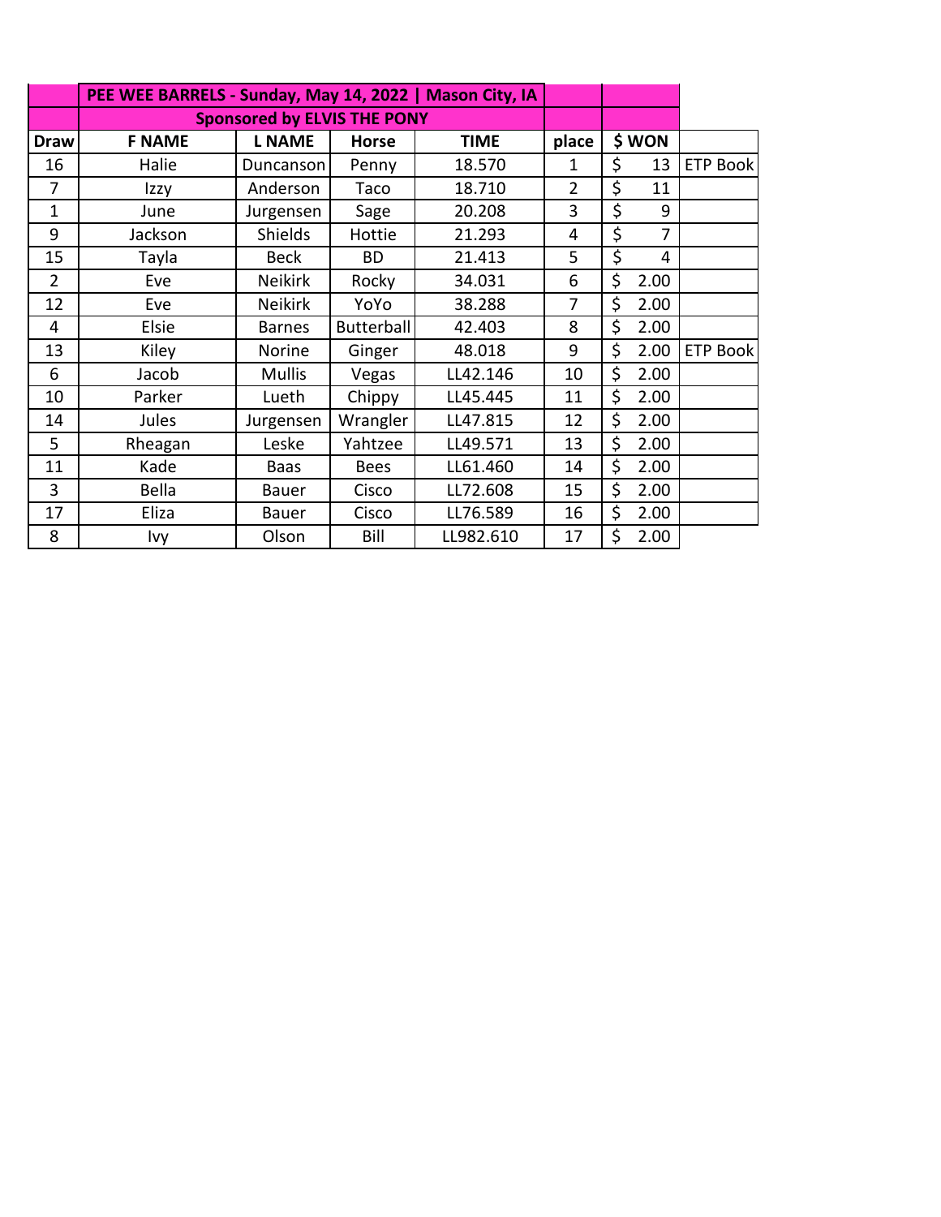| | PEE WEE BARRELS - Sunday, May 14, 2022 \| Mason City, IA | | | | | | |
|---|---|---|---|---|---|---|---|
| | Sponsored by ELVIS THE PONY | | | | | | |
| **Draw** | **F NAME** | **L NAME** | **Horse** | **TIME** | **place** | **$ WON** | |
| 16 | Halie | Duncanson | Penny | 18.570 | 1 | $ 13 | ETP Book |
| 7 | Izzy | Anderson | Taco | 18.710 | 2 | $ 11 | |
| 1 | June | Jurgensen | Sage | 20.208 | 3 | $ 9 | |
| 9 | Jackson | Shields | Hottie | 21.293 | 4 | $ 7 | |
| 15 | Tayla | Beck | BD | 21.413 | 5 | $ 4 | |
| 2 | Eve | Neikirk | Rocky | 34.031 | 6 | $ 2.00 | |
| 12 | Eve | Neikirk | YoYo | 38.288 | 7 | $ 2.00 | |
| 4 | Elsie | Barnes | Butterball | 42.403 | 8 | $ 2.00 | |
| 13 | Kiley | Norine | Ginger | 48.018 | 9 | $ 2.00 | ETP Book |
| 6 | Jacob | Mullis | Vegas | LL42.146 | 10 | $ 2.00 | |
| 10 | Parker | Lueth | Chippy | LL45.445 | 11 | $ 2.00 | |
| 14 | Jules | Jurgensen | Wrangler | LL47.815 | 12 | $ 2.00 | |
| 5 | Rheagan | Leske | Yahtzee | LL49.571 | 13 | $ 2.00 | |
| 11 | Kade | Baas | Bees | LL61.460 | 14 | $ 2.00 | |
| 3 | Bella | Bauer | Cisco | LL72.608 | 15 | $ 2.00 | |
| 17 | Eliza | Bauer | Cisco | LL76.589 | 16 | $ 2.00 | |
| 8 | Ivy | Olson | Bill | LL982.610 | 17 | $ 2.00 | |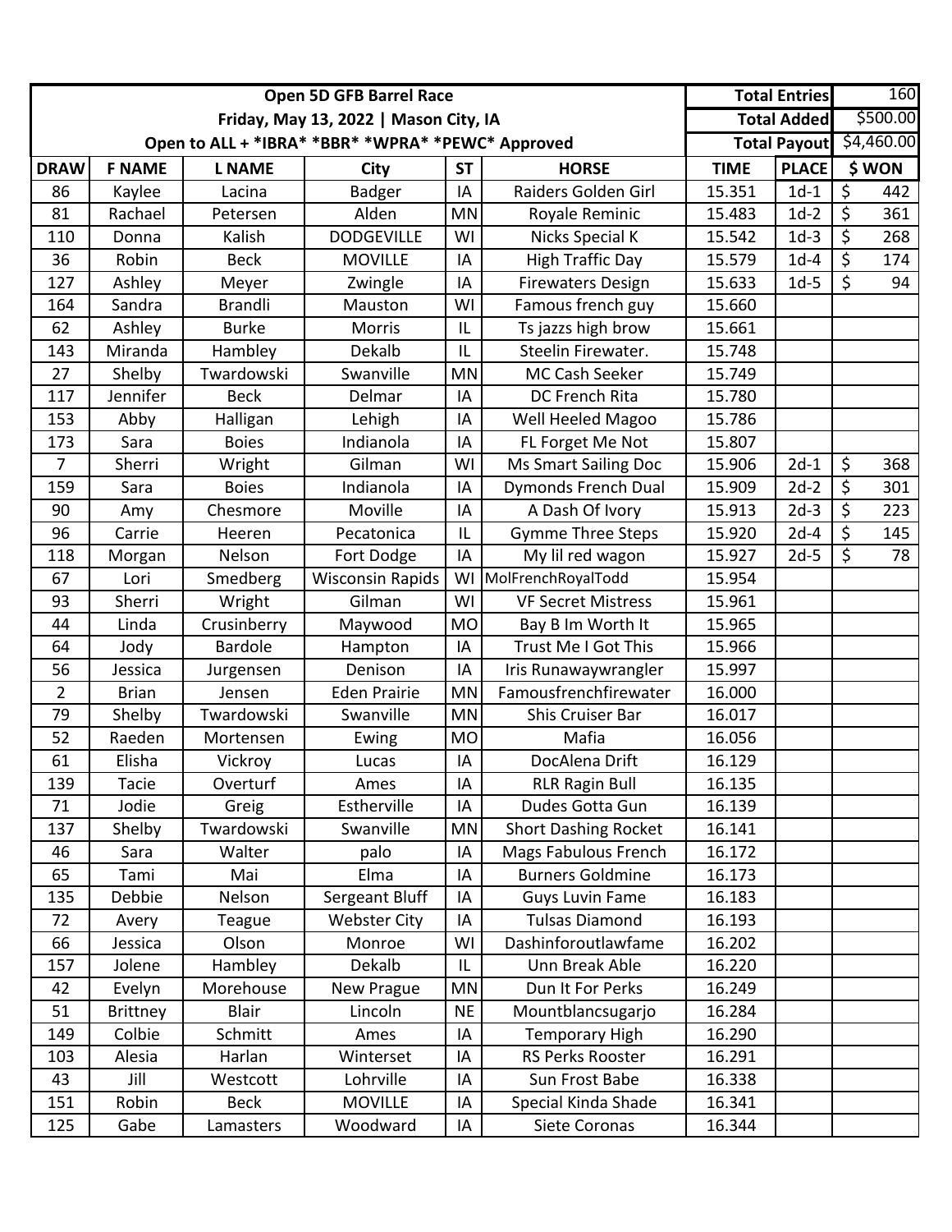| Open 5D GFB Barrel Race | | | | | | Total Entries | | 160 |
|---|---|---|---|---|---|---|---|---|
| Friday, May 13, 2022 \| Mason City, IA | | | | | | Total Added | | $500.00 |
| Open to ALL + *IBRA* *BBR* *WPRA* *PEWC* Approved | | | | | | Total Payout | | $4,460.00 |
| **DRAW** | **F NAME** | **L NAME** | **City** | **ST** | **HORSE** | **TIME** | **PLACE** | **$ WON** |
| 86 | Kaylee | Lacina | Badger | IA | Raiders Golden Girl | 15.351 | 1d-1 | $ 442 |
| 81 | Rachael | Petersen | Alden | MN | Royale Reminic | 15.483 | 1d-2 | $ 361 |
| 110 | Donna | Kalish | DODGEVILLE | WI | Nicks Special K | 15.542 | 1d-3 | $ 268 |
| 36 | Robin | Beck | MOVILLE | IA | High Traffic Day | 15.579 | 1d-4 | $ 174 |
| 127 | Ashley | Meyer | Zwingle | IA | Firewaters Design | 15.633 | 1d-5 | $ 94 |
| 164 | Sandra | Brandli | Mauston | WI | Famous french guy | 15.660 | | |
| 62 | Ashley | Burke | Morris | IL | Ts jazzs high brow | 15.661 | | |
| 143 | Miranda | Hambley | Dekalb | IL | Steelin Firewater. | 15.748 | | |
| 27 | Shelby | Twardowski | Swanville | MN | MC Cash Seeker | 15.749 | | |
| 117 | Jennifer | Beck | Delmar | IA | DC French Rita | 15.780 | | |
| 153 | Abby | Halligan | Lehigh | IA | Well Heeled Magoo | 15.786 | | |
| 173 | Sara | Boies | Indianola | IA | FL Forget Me Not | 15.807 | | |
| 7 | Sherri | Wright | Gilman | WI | Ms Smart Sailing Doc | 15.906 | 2d-1 | $ 368 |
| 159 | Sara | Boies | Indianola | IA | Dymonds French Dual | 15.909 | 2d-2 | $ 301 |
| 90 | Amy | Chesmore | Moville | IA | A Dash Of Ivory | 15.913 | 2d-3 | $ 223 |
| 96 | Carrie | Heeren | Pecatonica | IL | Gymme Three Steps | 15.920 | 2d-4 | $ 145 |
| 118 | Morgan | Nelson | Fort Dodge | IA | My lil red wagon | 15.927 | 2d-5 | $ 78 |
| 67 | Lori | Smedberg | Wisconsin Rapids | WI | MolFrenchRoyalTodd | 15.954 | | |
| 93 | Sherri | Wright | Gilman | WI | VF Secret Mistress | 15.961 | | |
| 44 | Linda | Crusinberry | Maywood | MO | Bay B Im Worth It | 15.965 | | |
| 64 | Jody | Bardole | Hampton | IA | Trust Me I Got This | 15.966 | | |
| 56 | Jessica | Jurgensen | Denison | IA | Iris Runawaywrangler | 15.997 | | |
| 2 | Brian | Jensen | Eden Prairie | MN | Famousfrenchfirewater | 16.000 | | |
| 79 | Shelby | Twardowski | Swanville | MN | Shis Cruiser Bar | 16.017 | | |
| 52 | Raeden | Mortensen | Ewing | MO | Mafia | 16.056 | | |
| 61 | Elisha | Vickroy | Lucas | IA | DocAlena Drift | 16.129 | | |
| 139 | Tacie | Overturf | Ames | IA | RLR Ragin Bull | 16.135 | | |
| 71 | Jodie | Greig | Estherville | IA | Dudes Gotta Gun | 16.139 | | |
| 137 | Shelby | Twardowski | Swanville | MN | Short Dashing Rocket | 16.141 | | |
| 46 | Sara | Walter | palo | IA | Mags Fabulous French | 16.172 | | |
| 65 | Tami | Mai | Elma | IA | Burners Goldmine | 16.173 | | |
| 135 | Debbie | Nelson | Sergeant Bluff | IA | Guys Luvin Fame | 16.183 | | |
| 72 | Avery | Teague | Webster City | IA | Tulsas Diamond | 16.193 | | |
| 66 | Jessica | Olson | Monroe | WI | Dashinforoutlawfame | 16.202 | | |
| 157 | Jolene | Hambley | Dekalb | IL | Unn Break Able | 16.220 | | |
| 42 | Evelyn | Morehouse | New Prague | MN | Dun It For Perks | 16.249 | | |
| 51 | Brittney | Blair | Lincoln | NE | Mountblancsugarjo | 16.284 | | |
| 149 | Colbie | Schmitt | Ames | IA | Temporary High | 16.290 | | |
| 103 | Alesia | Harlan | Winterset | IA | RS Perks Rooster | 16.291 | | |
| 43 | Jill | Westcott | Lohrville | IA | Sun Frost Babe | 16.338 | | |
| 151 | Robin | Beck | MOVILLE | IA | Special Kinda Shade | 16.341 | | |
| 125 | Gabe | Lamasters | Woodward | IA | Siete Coronas | 16.344 | | |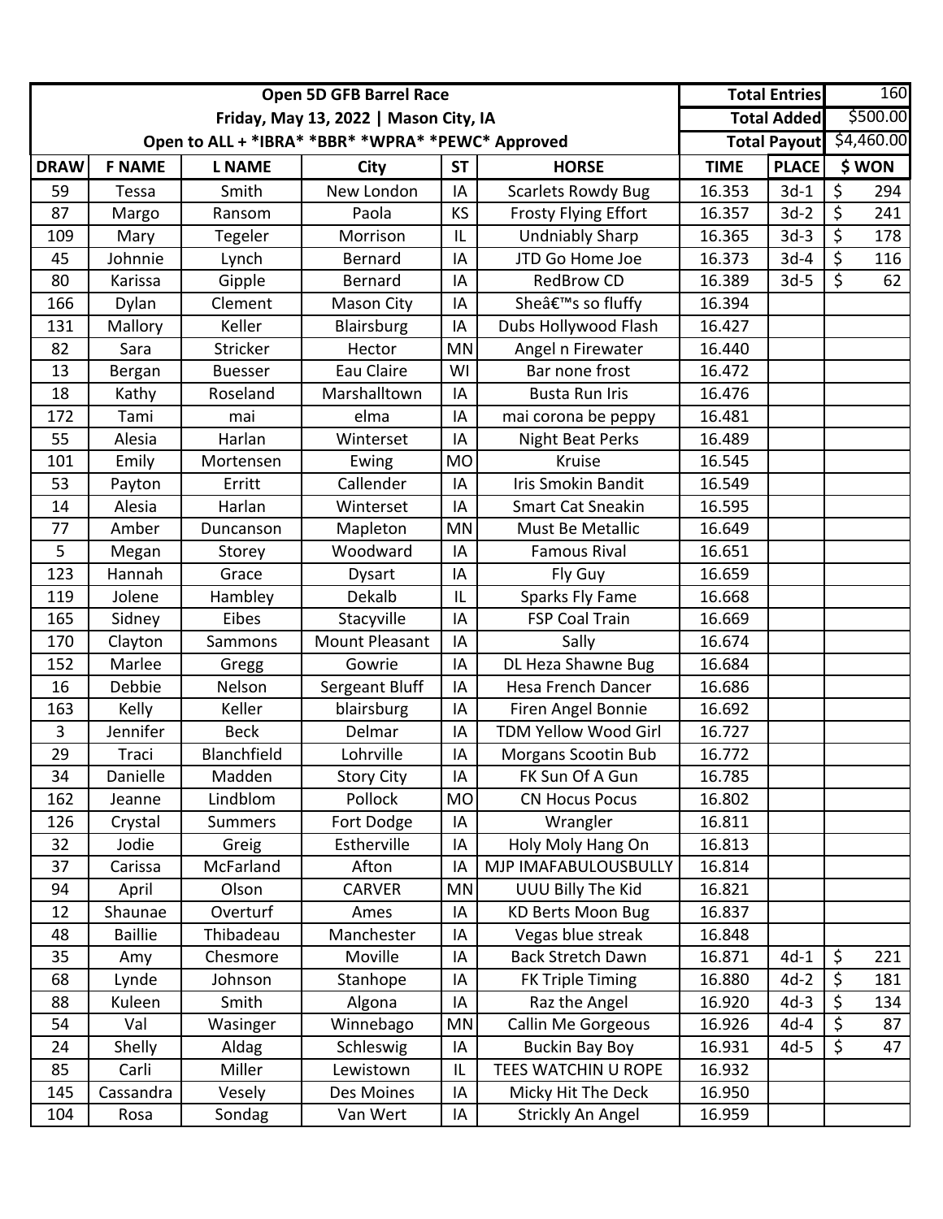| Open 5D GFB Barrel Race | | | | | | Total Entries | | 160 |
|---|---|---|---|---|---|---|---|---|
| Friday, May 13, 2022 \| Mason City, IA | | | | | | Total Added | | $500.00 |
| Open to ALL + *IBRA* *BBR* *WPRA* *PEWC* Approved | | | | | | Total Payout | | $4,460.00 |
| DRAW | F NAME | L NAME | City | ST | HORSE | TIME | PLACE | $ WON |
| 59 | Tessa | Smith | New London | IA | Scarlets Rowdy Bug | 16.353 | 3d-1 | $ 294 |
| 87 | Margo | Ransom | Paola | KS | Frosty Flying Effort | 16.357 | 3d-2 | $ 241 |
| 109 | Mary | Tegeler | Morrison | IL | Undniably Sharp | 16.365 | 3d-3 | $ 178 |
| 45 | Johnnie | Lynch | Bernard | IA | JTD Go Home Joe | 16.373 | 3d-4 | $ 116 |
| 80 | Karissa | Gipple | Bernard | IA | RedBrow CD | 16.389 | 3d-5 | $ 62 |
| 166 | Dylan | Clement | Mason City | IA | Sheâ€™s so fluffy | 16.394 | | |
| 131 | Mallory | Keller | Blairsburg | IA | Dubs Hollywood Flash | 16.427 | | |
| 82 | Sara | Stricker | Hector | MN | Angel n Firewater | 16.440 | | |
| 13 | Bergan | Buesser | Eau Claire | WI | Bar none frost | 16.472 | | |
| 18 | Kathy | Roseland | Marshalltown | IA | Busta Run Iris | 16.476 | | |
| 172 | Tami | mai | elma | IA | mai corona be peppy | 16.481 | | |
| 55 | Alesia | Harlan | Winterset | IA | Night Beat Perks | 16.489 | | |
| 101 | Emily | Mortensen | Ewing | MO | Kruise | 16.545 | | |
| 53 | Payton | Erritt | Callender | IA | Iris Smokin Bandit | 16.549 | | |
| 14 | Alesia | Harlan | Winterset | IA | Smart Cat Sneakin | 16.595 | | |
| 77 | Amber | Duncanson | Mapleton | MN | Must Be Metallic | 16.649 | | |
| 5 | Megan | Storey | Woodward | IA | Famous Rival | 16.651 | | |
| 123 | Hannah | Grace | Dysart | IA | Fly Guy | 16.659 | | |
| 119 | Jolene | Hambley | Dekalb | IL | Sparks Fly Fame | 16.668 | | |
| 165 | Sidney | Eibes | Stacyville | IA | FSP Coal Train | 16.669 | | |
| 170 | Clayton | Sammons | Mount Pleasant | IA | Sally | 16.674 | | |
| 152 | Marlee | Gregg | Gowrie | IA | DL Heza Shawne Bug | 16.684 | | |
| 16 | Debbie | Nelson | Sergeant Bluff | IA | Hesa French Dancer | 16.686 | | |
| 163 | Kelly | Keller | blairsburg | IA | Firen Angel Bonnie | 16.692 | | |
| 3 | Jennifer | Beck | Delmar | IA | TDM Yellow Wood Girl | 16.727 | | |
| 29 | Traci | Blanchfield | Lohrville | IA | Morgans Scootin Bub | 16.772 | | |
| 34 | Danielle | Madden | Story City | IA | FK Sun Of A Gun | 16.785 | | |
| 162 | Jeanne | Lindblom | Pollock | MO | CN Hocus Pocus | 16.802 | | |
| 126 | Crystal | Summers | Fort Dodge | IA | Wrangler | 16.811 | | |
| 32 | Jodie | Greig | Estherville | IA | Holy Moly Hang On | 16.813 | | |
| 37 | Carissa | McFarland | Afton | IA | MJP IMAFABULOUSBULLY | 16.814 | | |
| 94 | April | Olson | CARVER | MN | UUU Billy The Kid | 16.821 | | |
| 12 | Shaunae | Overturf | Ames | IA | KD Berts Moon Bug | 16.837 | | |
| 48 | Baillie | Thibadeau | Manchester | IA | Vegas blue streak | 16.848 | | |
| 35 | Amy | Chesmore | Moville | IA | Back Stretch Dawn | 16.871 | 4d-1 | $ 221 |
| 68 | Lynde | Johnson | Stanhope | IA | FK Triple Timing | 16.880 | 4d-2 | $ 181 |
| 88 | Kuleen | Smith | Algona | IA | Raz the Angel | 16.920 | 4d-3 | $ 134 |
| 54 | Val | Wasinger | Winnebago | MN | Callin Me Gorgeous | 16.926 | 4d-4 | $ 87 |
| 24 | Shelly | Aldag | Schleswig | IA | Buckin Bay Boy | 16.931 | 4d-5 | $ 47 |
| 85 | Carli | Miller | Lewistown | IL | TEES WATCHIN U ROPE | 16.932 | | |
| 145 | Cassandra | Vesely | Des Moines | IA | Micky Hit The Deck | 16.950 | | |
| 104 | Rosa | Sondag | Van Wert | IA | Strickly An Angel | 16.959 | | |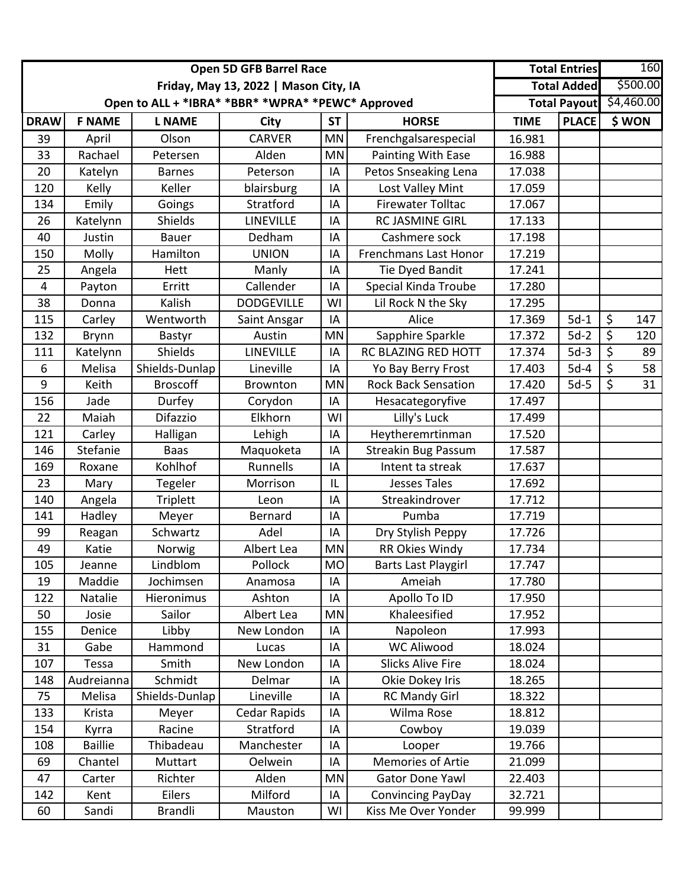| Open 5D GFB Barrel Race | | | | | | Total Entries | | 160 |
|---|---|---|---|---|---|---|---|---|
| Friday, May 13, 2022 \| Mason City, IA | | | | | | Total Added | | $500.00 |
| Open to ALL + *IBRA* *BBR* *WPRA* *PEWC* Approved | | | | | | Total Payout | | $4,460.00 |
| **DRAW** | **F NAME** | **L NAME** | **City** | **ST** | **HORSE** | **TIME** | **PLACE** | **$ WON** |
| 39 | April | Olson | CARVER | MN | Frenchgalsarespecial | 16.981 | | |
| 33 | Rachael | Petersen | Alden | MN | Painting With Ease | 16.988 | | |
| 20 | Katelyn | Barnes | Peterson | IA | Petos Snseaking Lena | 17.038 | | |
| 120 | Kelly | Keller | blairsburg | IA | Lost Valley Mint | 17.059 | | |
| 134 | Emily | Goings | Stratford | IA | Firewater Tolltac | 17.067 | | |
| 26 | Katelynn | Shields | LINEVILLE | IA | RC JASMINE GIRL | 17.133 | | |
| 40 | Justin | Bauer | Dedham | IA | Cashmere sock | 17.198 | | |
| 150 | Molly | Hamilton | UNION | IA | Frenchmans Last Honor | 17.219 | | |
| 25 | Angela | Hett | Manly | IA | Tie Dyed Bandit | 17.241 | | |
| 4 | Payton | Erritt | Callender | IA | Special Kinda Troube | 17.280 | | |
| 38 | Donna | Kalish | DODGEVILLE | WI | Lil Rock N the Sky | 17.295 | | |
| 115 | Carley | Wentworth | Saint Ansgar | IA | Alice | 17.369 | 5d-1 | $ 147 |
| 132 | Brynn | Bastyr | Austin | MN | Sapphire Sparkle | 17.372 | 5d-2 | $ 120 |
| 111 | Katelynn | Shields | LINEVILLE | IA | RC BLAZING RED HOTT | 17.374 | 5d-3 | $ 89 |
| 6 | Melisa | Shields-Dunlap | Lineville | IA | Yo Bay Berry Frost | 17.403 | 5d-4 | $ 58 |
| 9 | Keith | Broscoff | Brownton | MN | Rock Back Sensation | 17.420 | 5d-5 | $ 31 |
| 156 | Jade | Durfey | Corydon | IA | Hesacategoryfive | 17.497 | | |
| 22 | Maiah | Difazzio | Elkhorn | WI | Lilly's Luck | 17.499 | | |
| 121 | Carley | Halligan | Lehigh | IA | Heytheremrtinman | 17.520 | | |
| 146 | Stefanie | Baas | Maquoketa | IA | Streakin Bug Passum | 17.587 | | |
| 169 | Roxane | Kohlhof | Runnells | IA | Intent ta streak | 17.637 | | |
| 23 | Mary | Tegeler | Morrison | IL | Jesses Tales | 17.692 | | |
| 140 | Angela | Triplett | Leon | IA | Streakindrover | 17.712 | | |
| 141 | Hadley | Meyer | Bernard | IA | Pumba | 17.719 | | |
| 99 | Reagan | Schwartz | Adel | IA | Dry Stylish Peppy | 17.726 | | |
| 49 | Katie | Norwig | Albert Lea | MN | RR Okies Windy | 17.734 | | |
| 105 | Jeanne | Lindblom | Pollock | MO | Barts Last Playgirl | 17.747 | | |
| 19 | Maddie | Jochimsen | Anamosa | IA | Ameiah | 17.780 | | |
| 122 | Natalie | Hieronimus | Ashton | IA | Apollo To ID | 17.950 | | |
| 50 | Josie | Sailor | Albert Lea | MN | Khaleesified | 17.952 | | |
| 155 | Denice | Libby | New London | IA | Napoleon | 17.993 | | |
| 31 | Gabe | Hammond | Lucas | IA | WC Aliwood | 18.024 | | |
| 107 | Tessa | Smith | New London | IA | Slicks Alive Fire | 18.024 | | |
| 148 | Audreianna | Schmidt | Delmar | IA | Okie Dokey Iris | 18.265 | | |
| 75 | Melisa | Shields-Dunlap | Lineville | IA | RC Mandy Girl | 18.322 | | |
| 133 | Krista | Meyer | Cedar Rapids | IA | Wilma Rose | 18.812 | | |
| 154 | Kyrra | Racine | Stratford | IA | Cowboy | 19.039 | | |
| 108 | Baillie | Thibadeau | Manchester | IA | Looper | 19.766 | | |
| 69 | Chantel | Muttart | Oelwein | IA | Memories of Artie | 21.099 | | |
| 47 | Carter | Richter | Alden | MN | Gator Done Yawl | 22.403 | | |
| 142 | Kent | Eilers | Milford | IA | Convincing PayDay | 32.721 | | |
| 60 | Sandi | Brandli | Mauston | WI | Kiss Me Over Yonder | 99.999 | | |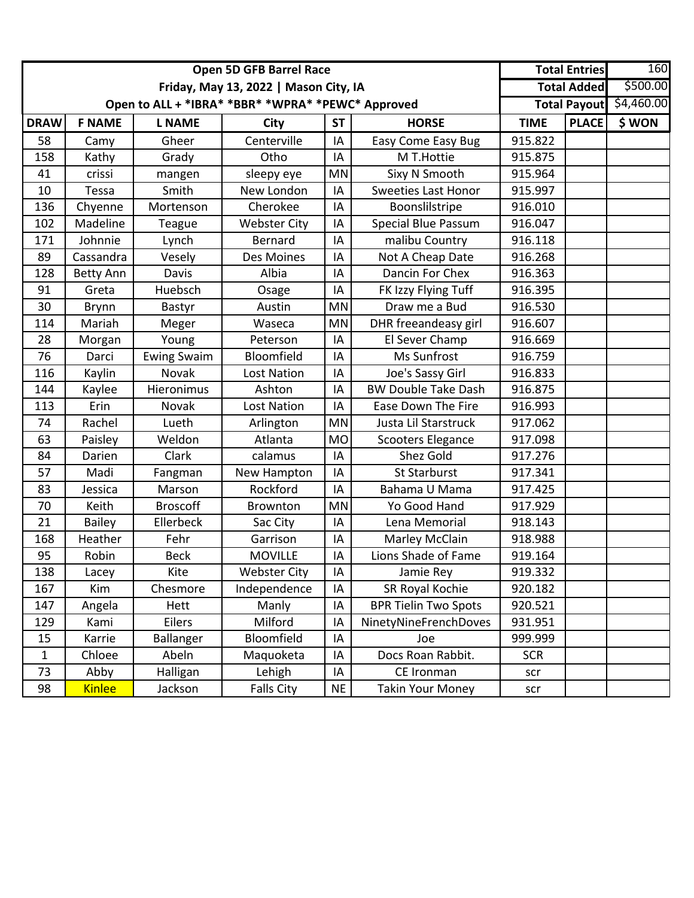| Open 5D GFB Barrel Race | | | | | | Total Entries | | 160 |
|---|---|---|---|---|---|---|---|---|
| Friday, May 13, 2022 \| Mason City, IA | | | | | | Total Added | | $500.00 |
| Open to ALL + *IBRA* *BBR* *WPRA* *PEWC* Approved | | | | | | Total Payout | | $4,460.00 |
| **DRAW** | **F NAME** | **L NAME** | **City** | **ST** | **HORSE** | **TIME** | **PLACE** | **$ WON** |
| 58 | Camy | Gheer | Centerville | IA | Easy Come Easy Bug | 915.822 | | |
| 158 | Kathy | Grady | Otho | IA | M T.Hottie | 915.875 | | |
| 41 | crissi | mangen | sleepy eye | MN | Sixy N Smooth | 915.964 | | |
| 10 | Tessa | Smith | New London | IA | Sweeties Last Honor | 915.997 | | |
| 136 | Chyenne | Mortenson | Cherokee | IA | Boonslilstripe | 916.010 | | |
| 102 | Madeline | Teague | Webster City | IA | Special Blue Passum | 916.047 | | |
| 171 | Johnnie | Lynch | Bernard | IA | malibu Country | 916.118 | | |
| 89 | Cassandra | Vesely | Des Moines | IA | Not A Cheap Date | 916.268 | | |
| 128 | Betty Ann | Davis | Albia | IA | Dancin For Chex | 916.363 | | |
| 91 | Greta | Huebsch | Osage | IA | FK Izzy Flying Tuff | 916.395 | | |
| 30 | Brynn | Bastyr | Austin | MN | Draw me a Bud | 916.530 | | |
| 114 | Mariah | Meger | Waseca | MN | DHR freeandeasy girl | 916.607 | | |
| 28 | Morgan | Young | Peterson | IA | El Sever Champ | 916.669 | | |
| 76 | Darci | Ewing Swaim | Bloomfield | IA | Ms Sunfrost | 916.759 | | |
| 116 | Kaylin | Novak | Lost Nation | IA | Joe's Sassy Girl | 916.833 | | |
| 144 | Kaylee | Hieronimus | Ashton | IA | BW Double Take Dash | 916.875 | | |
| 113 | Erin | Novak | Lost Nation | IA | Ease Down The Fire | 916.993 | | |
| 74 | Rachel | Lueth | Arlington | MN | Justa Lil Starstruck | 917.062 | | |
| 63 | Paisley | Weldon | Atlanta | MO | Scooters Elegance | 917.098 | | |
| 84 | Darien | Clark | calamus | IA | Shez Gold | 917.276 | | |
| 57 | Madi | Fangman | New Hampton | IA | St Starburst | 917.341 | | |
| 83 | Jessica | Marson | Rockford | IA | Bahama U Mama | 917.425 | | |
| 70 | Keith | Broscoff | Brownton | MN | Yo Good Hand | 917.929 | | |
| 21 | Bailey | Ellerbeck | Sac City | IA | Lena Memorial | 918.143 | | |
| 168 | Heather | Fehr | Garrison | IA | Marley McClain | 918.988 | | |
| 95 | Robin | Beck | MOVILLE | IA | Lions Shade of Fame | 919.164 | | |
| 138 | Lacey | Kite | Webster City | IA | Jamie Rey | 919.332 | | |
| 167 | Kim | Chesmore | Independence | IA | SR Royal Kochie | 920.182 | | |
| 147 | Angela | Hett | Manly | IA | BPR Tielin Two Spots | 920.521 | | |
| 129 | Kami | Eilers | Milford | IA | NinetyNineFrenchDoves | 931.951 | | |
| 15 | Karrie | Ballanger | Bloomfield | IA | Joe | 999.999 | | |
| 1 | Chloee | Abeln | Maquoketa | IA | Docs Roan Rabbit. | SCR | | |
| 73 | Abby | Halligan | Lehigh | IA | CE Ironman | scr | | |
| 98 | Kinlee | Jackson | Falls City | NE | Takin Your Money | scr | | |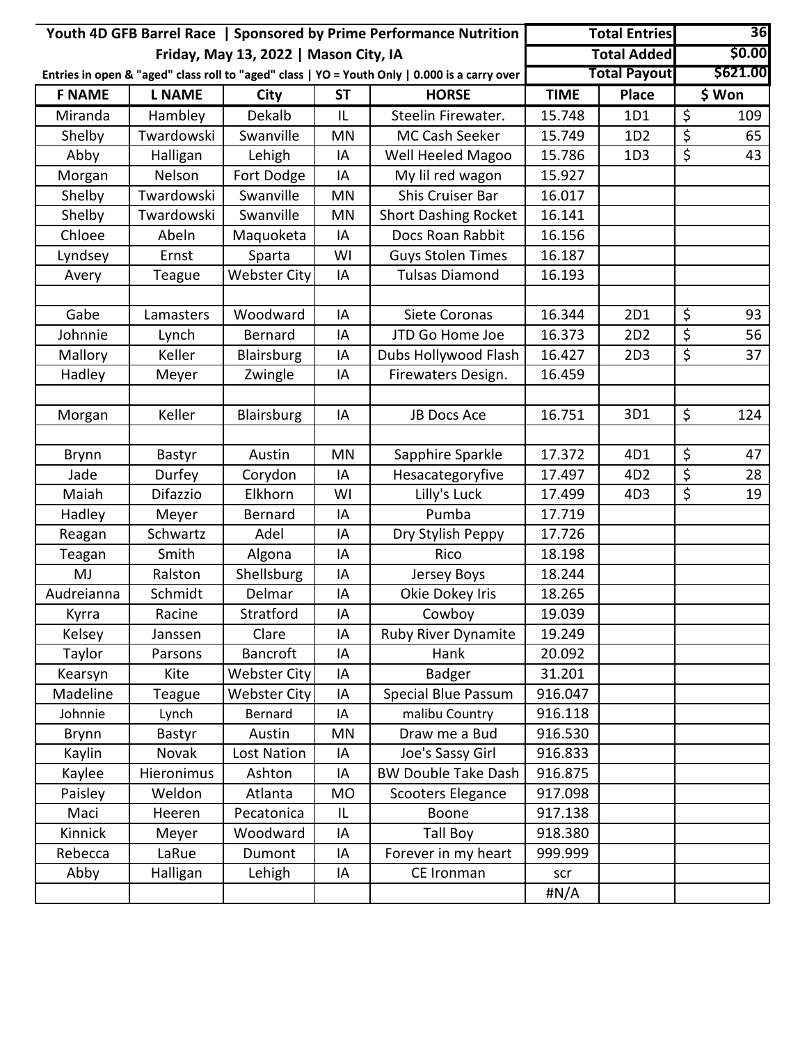**Youth 4D GFB Barrel Race | Sponsored by Prime Performance Nutrition**

**Friday, May 13, 2022 | Mason City, IA**

**Entries in open & "aged" class roll to "aged" class | YO = Youth Only | 0.000 is a carry over**

| **Total Entries** | **36** |
|---|---|
| **Total Added** | **$0.00** |
| **Total Payout** | **$621.00** |

| F NAME | L NAME | City | ST | HORSE | TIME | Place | $ Won |
|---|---|---|---|---|---|---|---|
| Miranda | Hambley | Dekalb | IL | Steelin Firewater. | 15.748 | 1D1 | $ 109 |
| Shelby | Twardowski | Swanville | MN | MC Cash Seeker | 15.749 | 1D2 | $ 65 |
| Abby | Halligan | Lehigh | IA | Well Heeled Magoo | 15.786 | 1D3 | $ 43 |
| Morgan | Nelson | Fort Dodge | IA | My lil red wagon | 15.927 | | |
| Shelby | Twardowski | Swanville | MN | Shis Cruiser Bar | 16.017 | | |
| Shelby | Twardowski | Swanville | MN | Short Dashing Rocket | 16.141 | | |
| Chloee | Abeln | Maquoketa | IA | Docs Roan Rabbit | 16.156 | | |
| Lyndsey | Ernst | Sparta | WI | Guys Stolen Times | 16.187 | | |
| Avery | Teague | Webster City | IA | Tulsas Diamond | 16.193 | | |
| | | | | | | | |
| Gabe | Lamasters | Woodward | IA | Siete Coronas | 16.344 | 2D1 | $ 93 |
| Johnnie | Lynch | Bernard | IA | JTD Go Home Joe | 16.373 | 2D2 | $ 56 |
| Mallory | Keller | Blairsburg | IA | Dubs Hollywood Flash | 16.427 | 2D3 | $ 37 |
| Hadley | Meyer | Zwingle | IA | Firewaters Design. | 16.459 | | |
| | | | | | | | |
| Morgan | Keller | Blairsburg | IA | JB Docs Ace | 16.751 | 3D1 | $ 124 |
| | | | | | | | |
| Brynn | Bastyr | Austin | MN | Sapphire Sparkle | 17.372 | 4D1 | $ 47 |
| Jade | Durfey | Corydon | IA | Hesacategoryfive | 17.497 | 4D2 | $ 28 |
| Maiah | Difazzio | Elkhorn | WI | Lilly's Luck | 17.499 | 4D3 | $ 19 |
| Hadley | Meyer | Bernard | IA | Pumba | 17.719 | | |
| Reagan | Schwartz | Adel | IA | Dry Stylish Peppy | 17.726 | | |
| Teagan | Smith | Algona | IA | Rico | 18.198 | | |
| MJ | Ralston | Shellsburg | IA | Jersey Boys | 18.244 | | |
| Audreianna | Schmidt | Delmar | IA | Okie Dokey Iris | 18.265 | | |
| Kyrra | Racine | Stratford | IA | Cowboy | 19.039 | | |
| Kelsey | Janssen | Clare | IA | Ruby River Dynamite | 19.249 | | |
| Taylor | Parsons | Bancroft | IA | Hank | 20.092 | | |
| Kearsyn | Kite | Webster City | IA | Badger | 31.201 | | |
| Madeline | Teague | Webster City | IA | Special Blue Passum | 916.047 | | |
| Johnnie | Lynch | Bernard | IA | malibu Country | 916.118 | | |
| Brynn | Bastyr | Austin | MN | Draw me a Bud | 916.530 | | |
| Kaylin | Novak | Lost Nation | IA | Joe's Sassy Girl | 916.833 | | |
| Kaylee | Hieronimus | Ashton | IA | BW Double Take Dash | 916.875 | | |
| Paisley | Weldon | Atlanta | MO | Scooters Elegance | 917.098 | | |
| Maci | Heeren | Pecatonica | IL | Boone | 917.138 | | |
| Kinnick | Meyer | Woodward | IA | Tall Boy | 918.380 | | |
| Rebecca | LaRue | Dumont | IA | Forever in my heart | 999.999 | | |
| Abby | Halligan | Lehigh | IA | CE Ironman | scr | | |
| | | | | | #N/A | | |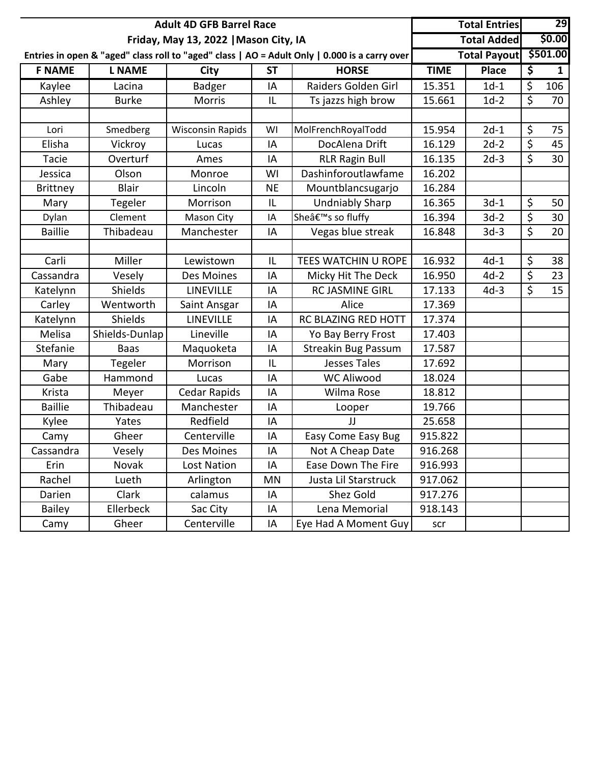**Adult 4D GFB Barrel Race**

**Friday, May 13, 2022 | Mason City, IA**

**Entries in open & "aged" class roll to "aged" class | AO = Adult Only | 0.000 is a carry over**

| | |
|---|---|
| **Total Entries** | **29** |
| **Total Added** | **$0.00** |
| **Total Payout** | **$501.00** |

| F NAME | L NAME | City | ST | HORSE | TIME | Place | $ 1 |
|---|---|---|---|---|---|---|---|
| Kaylee | Lacina | Badger | IA | Raiders Golden Girl | 15.351 | 1d-1 | $ 106 |
| Ashley | Burke | Morris | IL | Ts jazzs high brow | 15.661 | 1d-2 | $ 70 |
| | | | | | | | |
| Lori | Smedberg | Wisconsin Rapids | WI | MolFrenchRoyalTodd | 15.954 | 2d-1 | $ 75 |
| Elisha | Vickroy | Lucas | IA | DocAlena Drift | 16.129 | 2d-2 | $ 45 |
| Tacie | Overturf | Ames | IA | RLR Ragin Bull | 16.135 | 2d-3 | $ 30 |
| Jessica | Olson | Monroe | WI | Dashinforoutlawfame | 16.202 | | |
| Brittney | Blair | Lincoln | NE | Mountblancsugarjo | 16.284 | | |
| Mary | Tegeler | Morrison | IL | Undniably Sharp | 16.365 | 3d-1 | $ 50 |
| Dylan | Clement | Mason City | IA | Sheâ€™s so fluffy | 16.394 | 3d-2 | $ 30 |
| Baillie | Thibadeau | Manchester | IA | Vegas blue streak | 16.848 | 3d-3 | $ 20 |
| | | | | | | | |
| Carli | Miller | Lewistown | IL | TEES WATCHIN U ROPE | 16.932 | 4d-1 | $ 38 |
| Cassandra | Vesely | Des Moines | IA | Micky Hit The Deck | 16.950 | 4d-2 | $ 23 |
| Katelynn | Shields | LINEVILLE | IA | RC JASMINE GIRL | 17.133 | 4d-3 | $ 15 |
| Carley | Wentworth | Saint Ansgar | IA | Alice | 17.369 | | |
| Katelynn | Shields | LINEVILLE | IA | RC BLAZING RED HOTT | 17.374 | | |
| Melisa | Shields-Dunlap | Lineville | IA | Yo Bay Berry Frost | 17.403 | | |
| Stefanie | Baas | Maquoketa | IA | Streakin Bug Passum | 17.587 | | |
| Mary | Tegeler | Morrison | IL | Jesses Tales | 17.692 | | |
| Gabe | Hammond | Lucas | IA | WC Aliwood | 18.024 | | |
| Krista | Meyer | Cedar Rapids | IA | Wilma Rose | 18.812 | | |
| Baillie | Thibadeau | Manchester | IA | Looper | 19.766 | | |
| Kylee | Yates | Redfield | IA | JJ | 25.658 | | |
| Camy | Gheer | Centerville | IA | Easy Come Easy Bug | 915.822 | | |
| Cassandra | Vesely | Des Moines | IA | Not A Cheap Date | 916.268 | | |
| Erin | Novak | Lost Nation | IA | Ease Down The Fire | 916.993 | | |
| Rachel | Lueth | Arlington | MN | Justa Lil Starstruck | 917.062 | | |
| Darien | Clark | calamus | IA | Shez Gold | 917.276 | | |
| Bailey | Ellerbeck | Sac City | IA | Lena Memorial | 918.143 | | |
| Camy | Gheer | Centerville | IA | Eye Had A Moment Guy | scr | | |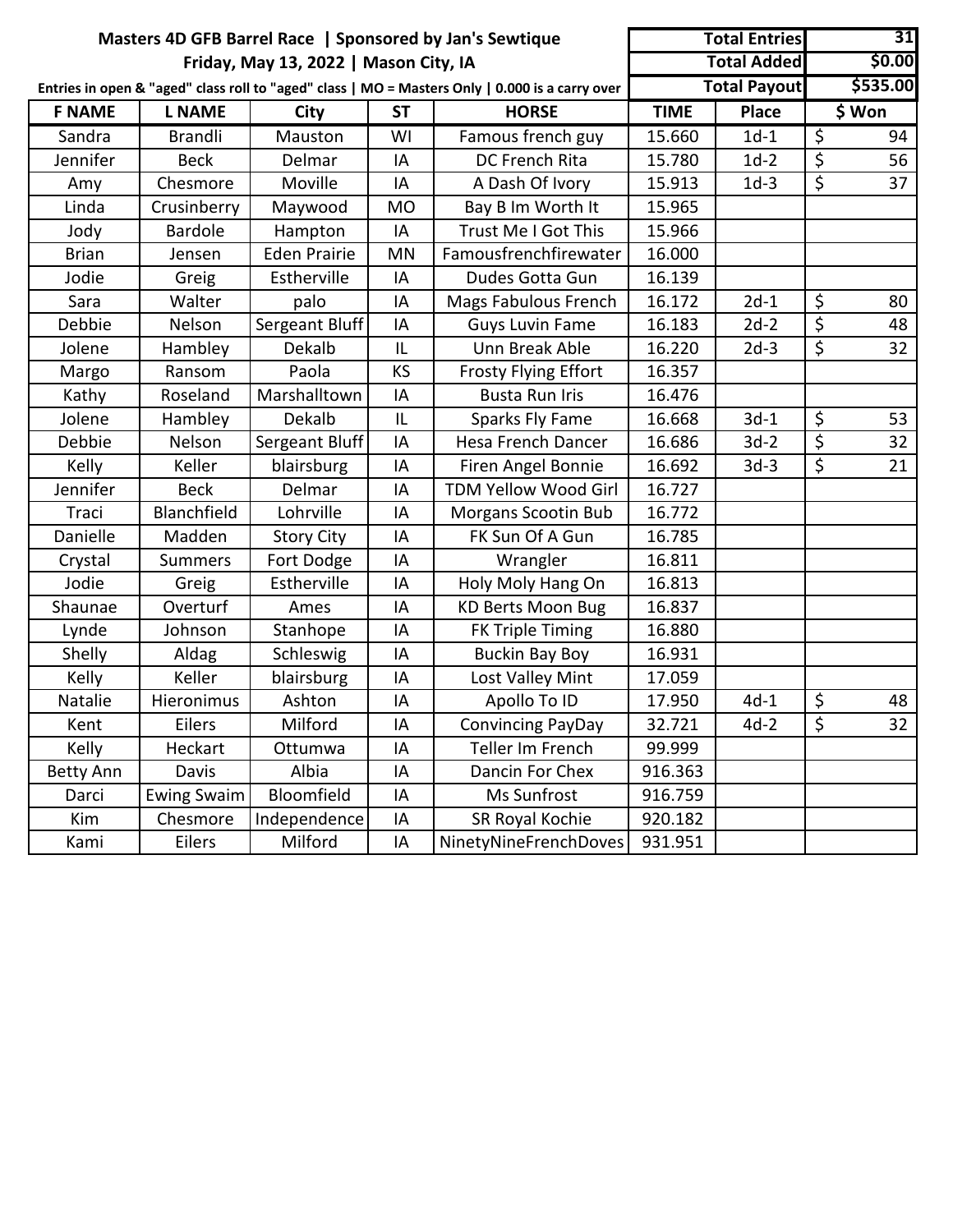**Masters 4D GFB Barrel Race | Sponsored by Jan's Sewtique**

**Friday, May 13, 2022 | Mason City, IA**

**Entries in open & "aged" class roll to "aged" class | MO = Masters Only | 0.000 is a carry over**

| | |
|---|---|
| **Total Entries** | **31** |
| **Total Added** | **$0.00** |
| **Total Payout** | **$535.00** |

| F NAME | L NAME | City | ST | HORSE | TIME | Place | $ Won |
|---|---|---|---|---|---|---|---|
| Sandra | Brandli | Mauston | WI | Famous french guy | 15.660 | 1d-1 | $ 94 |
| Jennifer | Beck | Delmar | IA | DC French Rita | 15.780 | 1d-2 | $ 56 |
| Amy | Chesmore | Moville | IA | A Dash Of Ivory | 15.913 | 1d-3 | $ 37 |
| Linda | Crusinberry | Maywood | MO | Bay B Im Worth It | 15.965 | | |
| Jody | Bardole | Hampton | IA | Trust Me I Got This | 15.966 | | |
| Brian | Jensen | Eden Prairie | MN | Famousfrenchfirewater | 16.000 | | |
| Jodie | Greig | Estherville | IA | Dudes Gotta Gun | 16.139 | | |
| Sara | Walter | palo | IA | Mags Fabulous French | 16.172 | 2d-1 | $ 80 |
| Debbie | Nelson | Sergeant Bluff | IA | Guys Luvin Fame | 16.183 | 2d-2 | $ 48 |
| Jolene | Hambley | Dekalb | IL | Unn Break Able | 16.220 | 2d-3 | $ 32 |
| Margo | Ransom | Paola | KS | Frosty Flying Effort | 16.357 | | |
| Kathy | Roseland | Marshalltown | IA | Busta Run Iris | 16.476 | | |
| Jolene | Hambley | Dekalb | IL | Sparks Fly Fame | 16.668 | 3d-1 | $ 53 |
| Debbie | Nelson | Sergeant Bluff | IA | Hesa French Dancer | 16.686 | 3d-2 | $ 32 |
| Kelly | Keller | blairsburg | IA | Firen Angel Bonnie | 16.692 | 3d-3 | $ 21 |
| Jennifer | Beck | Delmar | IA | TDM Yellow Wood Girl | 16.727 | | |
| Traci | Blanchfield | Lohrville | IA | Morgans Scootin Bub | 16.772 | | |
| Danielle | Madden | Story City | IA | FK Sun Of A Gun | 16.785 | | |
| Crystal | Summers | Fort Dodge | IA | Wrangler | 16.811 | | |
| Jodie | Greig | Estherville | IA | Holy Moly Hang On | 16.813 | | |
| Shaunae | Overturf | Ames | IA | KD Berts Moon Bug | 16.837 | | |
| Lynde | Johnson | Stanhope | IA | FK Triple Timing | 16.880 | | |
| Shelly | Aldag | Schleswig | IA | Buckin Bay Boy | 16.931 | | |
| Kelly | Keller | blairsburg | IA | Lost Valley Mint | 17.059 | | |
| Natalie | Hieronimus | Ashton | IA | Apollo To ID | 17.950 | 4d-1 | $ 48 |
| Kent | Eilers | Milford | IA | Convincing PayDay | 32.721 | 4d-2 | $ 32 |
| Kelly | Heckart | Ottumwa | IA | Teller Im French | 99.999 | | |
| Betty Ann | Davis | Albia | IA | Dancin For Chex | 916.363 | | |
| Darci | Ewing Swaim | Bloomfield | IA | Ms Sunfrost | 916.759 | | |
| Kim | Chesmore | Independence | IA | SR Royal Kochie | 920.182 | | |
| Kami | Eilers | Milford | IA | NinetyNineFrenchDoves | 931.951 | | |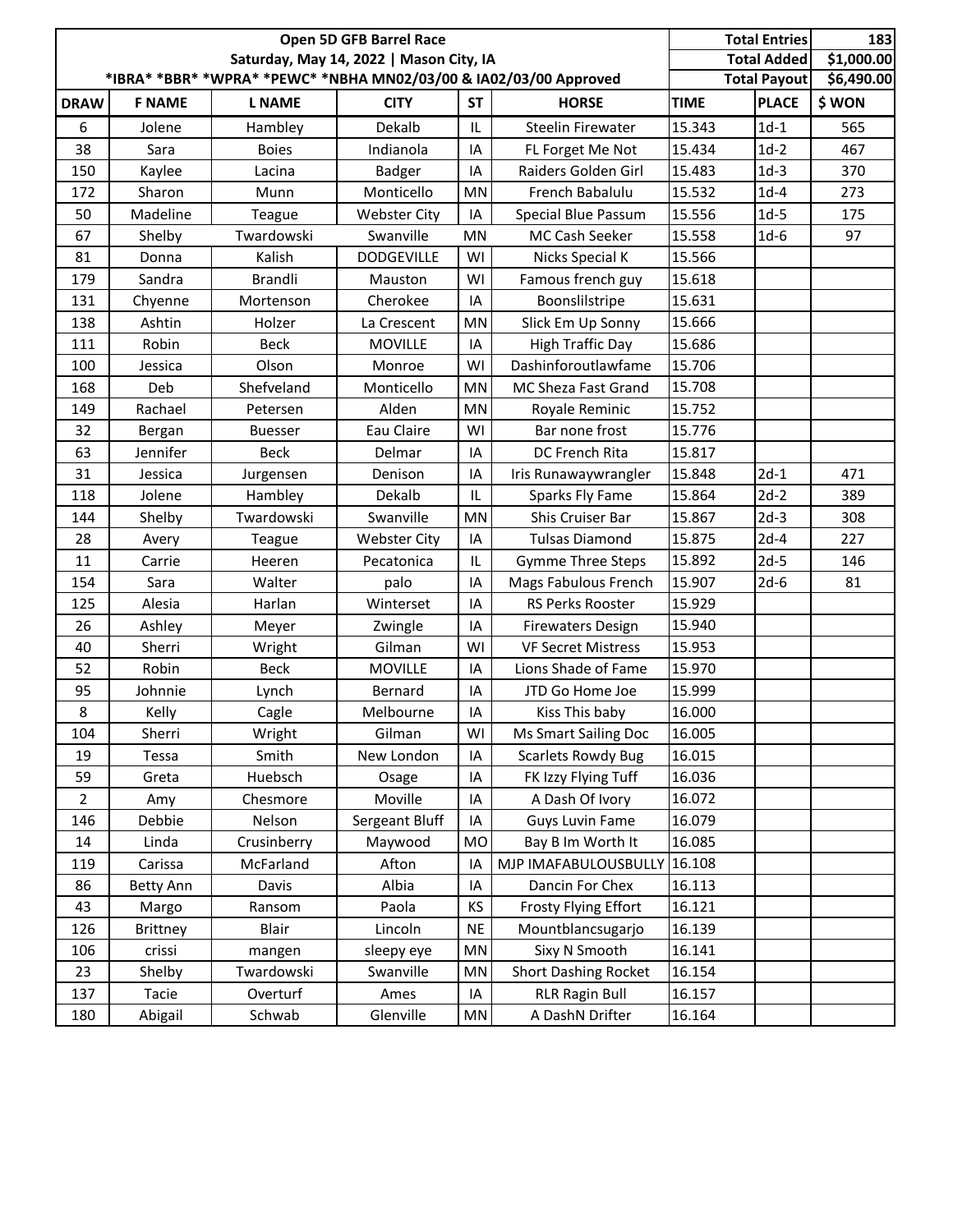| Open 5D GFB Barrel Race | | | | | | Total Entries | | 183 |
|---|---|---|---|---|---|---|---|---|
| Saturday, May 14, 2022 \| Mason City, IA | | | | | | Total Added | | $1,000.00 |
| *IBRA* *BBR* *WPRA* *PEWC* *NBHA MN02/03/00 & IA02/03/00 Approved | | | | | | Total Payout | | $6,490.00 |
| **DRAW** | **F NAME** | **L NAME** | **CITY** | **ST** | **HORSE** | **TIME** | **PLACE** | **$ WON** |
| 6 | Jolene | Hambley | Dekalb | IL | Steelin Firewater | 15.343 | 1d-1 | 565 |
| 38 | Sara | Boies | Indianola | IA | FL Forget Me Not | 15.434 | 1d-2 | 467 |
| 150 | Kaylee | Lacina | Badger | IA | Raiders Golden Girl | 15.483 | 1d-3 | 370 |
| 172 | Sharon | Munn | Monticello | MN | French Babalulu | 15.532 | 1d-4 | 273 |
| 50 | Madeline | Teague | Webster City | IA | Special Blue Passum | 15.556 | 1d-5 | 175 |
| 67 | Shelby | Twardowski | Swanville | MN | MC Cash Seeker | 15.558 | 1d-6 | 97 |
| 81 | Donna | Kalish | DODGEVILLE | WI | Nicks Special K | 15.566 | | |
| 179 | Sandra | Brandli | Mauston | WI | Famous french guy | 15.618 | | |
| 131 | Chyenne | Mortenson | Cherokee | IA | Boonslilstripe | 15.631 | | |
| 138 | Ashtin | Holzer | La Crescent | MN | Slick Em Up Sonny | 15.666 | | |
| 111 | Robin | Beck | MOVILLE | IA | High Traffic Day | 15.686 | | |
| 100 | Jessica | Olson | Monroe | WI | Dashinforoutlawfame | 15.706 | | |
| 168 | Deb | Shefveland | Monticello | MN | MC Sheza Fast Grand | 15.708 | | |
| 149 | Rachael | Petersen | Alden | MN | Royale Reminic | 15.752 | | |
| 32 | Bergan | Buesser | Eau Claire | WI | Bar none frost | 15.776 | | |
| 63 | Jennifer | Beck | Delmar | IA | DC French Rita | 15.817 | | |
| 31 | Jessica | Jurgensen | Denison | IA | Iris Runawaywrangler | 15.848 | 2d-1 | 471 |
| 118 | Jolene | Hambley | Dekalb | IL | Sparks Fly Fame | 15.864 | 2d-2 | 389 |
| 144 | Shelby | Twardowski | Swanville | MN | Shis Cruiser Bar | 15.867 | 2d-3 | 308 |
| 28 | Avery | Teague | Webster City | IA | Tulsas Diamond | 15.875 | 2d-4 | 227 |
| 11 | Carrie | Heeren | Pecatonica | IL | Gymme Three Steps | 15.892 | 2d-5 | 146 |
| 154 | Sara | Walter | palo | IA | Mags Fabulous French | 15.907 | 2d-6 | 81 |
| 125 | Alesia | Harlan | Winterset | IA | RS Perks Rooster | 15.929 | | |
| 26 | Ashley | Meyer | Zwingle | IA | Firewaters Design | 15.940 | | |
| 40 | Sherri | Wright | Gilman | WI | VF Secret Mistress | 15.953 | | |
| 52 | Robin | Beck | MOVILLE | IA | Lions Shade of Fame | 15.970 | | |
| 95 | Johnnie | Lynch | Bernard | IA | JTD Go Home Joe | 15.999 | | |
| 8 | Kelly | Cagle | Melbourne | IA | Kiss This baby | 16.000 | | |
| 104 | Sherri | Wright | Gilman | WI | Ms Smart Sailing Doc | 16.005 | | |
| 19 | Tessa | Smith | New London | IA | Scarlets Rowdy Bug | 16.015 | | |
| 59 | Greta | Huebsch | Osage | IA | FK Izzy Flying Tuff | 16.036 | | |
| 2 | Amy | Chesmore | Moville | IA | A Dash Of Ivory | 16.072 | | |
| 146 | Debbie | Nelson | Sergeant Bluff | IA | Guys Luvin Fame | 16.079 | | |
| 14 | Linda | Crusinberry | Maywood | MO | Bay B Im Worth It | 16.085 | | |
| 119 | Carissa | McFarland | Afton | IA | MJP IMAFABULOUSBULLY | 16.108 | | |
| 86 | Betty Ann | Davis | Albia | IA | Dancin For Chex | 16.113 | | |
| 43 | Margo | Ransom | Paola | KS | Frosty Flying Effort | 16.121 | | |
| 126 | Brittney | Blair | Lincoln | NE | Mountblancsugarjo | 16.139 | | |
| 106 | crissi | mangen | sleepy eye | MN | Sixy N Smooth | 16.141 | | |
| 23 | Shelby | Twardowski | Swanville | MN | Short Dashing Rocket | 16.154 | | |
| 137 | Tacie | Overturf | Ames | IA | RLR Ragin Bull | 16.157 | | |
| 180 | Abigail | Schwab | Glenville | MN | A DashN Drifter | 16.164 | | |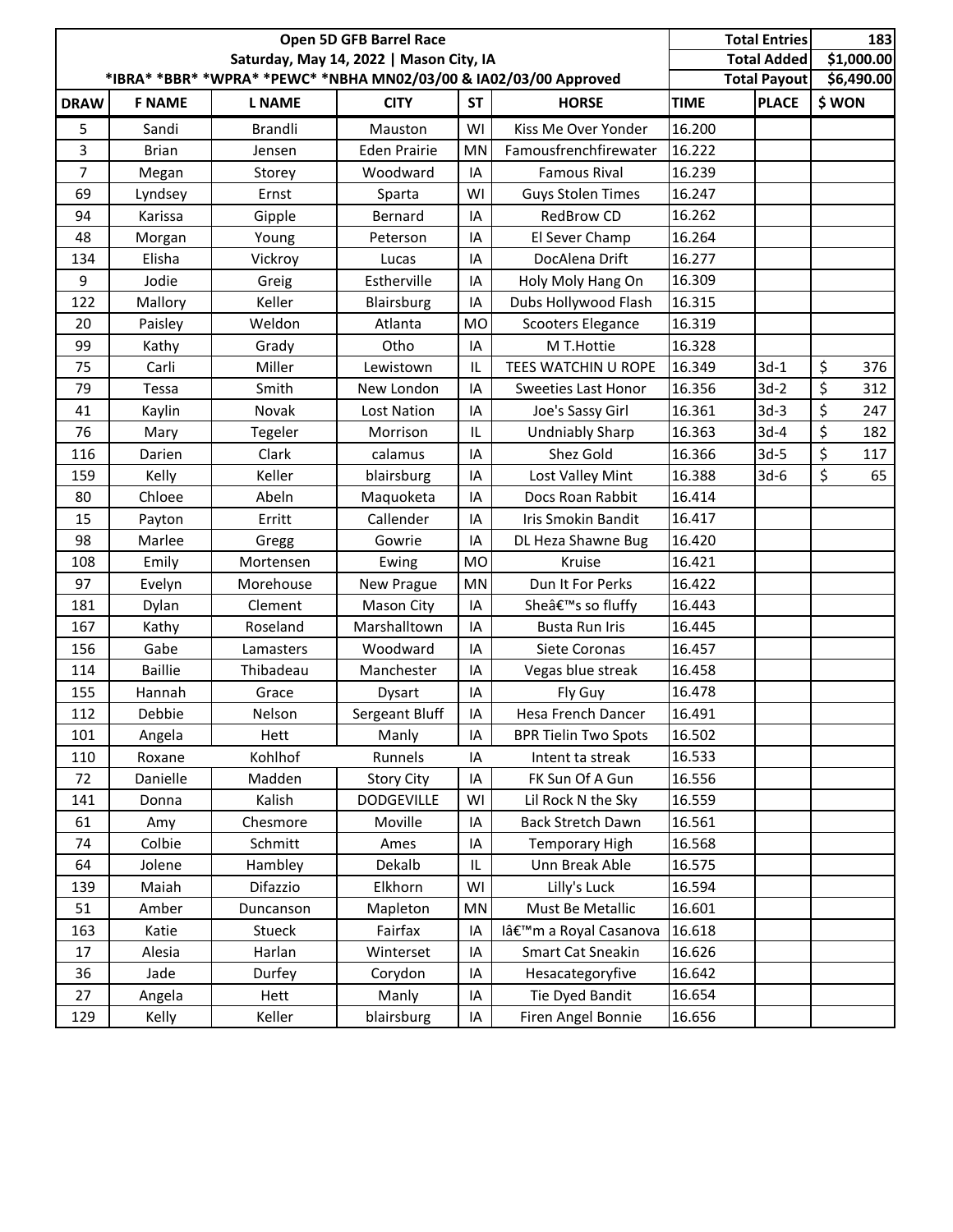| Open 5D GFB Barrel Race | | | | | | Total Entries | | 183 |
|---|---|---|---|---|---|---|---|---|
| Saturday, May 14, 2022 \| Mason City, IA | | | | | | Total Added | | $1,000.00 |
| *IBRA* *BBR* *WPRA* *PEWC* *NBHA MN02/03/00 & IA02/03/00 Approved | | | | | | Total Payout | | $6,490.00 |
| **DRAW** | **F NAME** | **L NAME** | **CITY** | **ST** | **HORSE** | **TIME** | **PLACE** | **$ WON** |
| 5 | Sandi | Brandli | Mauston | WI | Kiss Me Over Yonder | 16.200 | | |
| 3 | Brian | Jensen | Eden Prairie | MN | Famousfrenchfirewater | 16.222 | | |
| 7 | Megan | Storey | Woodward | IA | Famous Rival | 16.239 | | |
| 69 | Lyndsey | Ernst | Sparta | WI | Guys Stolen Times | 16.247 | | |
| 94 | Karissa | Gipple | Bernard | IA | RedBrow CD | 16.262 | | |
| 48 | Morgan | Young | Peterson | IA | El Sever Champ | 16.264 | | |
| 134 | Elisha | Vickroy | Lucas | IA | DocAlena Drift | 16.277 | | |
| 9 | Jodie | Greig | Estherville | IA | Holy Moly Hang On | 16.309 | | |
| 122 | Mallory | Keller | Blairsburg | IA | Dubs Hollywood Flash | 16.315 | | |
| 20 | Paisley | Weldon | Atlanta | MO | Scooters Elegance | 16.319 | | |
| 99 | Kathy | Grady | Otho | IA | M T.Hottie | 16.328 | | |
| 75 | Carli | Miller | Lewistown | IL | TEES WATCHIN U ROPE | 16.349 | 3d-1 | $ 376 |
| 79 | Tessa | Smith | New London | IA | Sweeties Last Honor | 16.356 | 3d-2 | $ 312 |
| 41 | Kaylin | Novak | Lost Nation | IA | Joe's Sassy Girl | 16.361 | 3d-3 | $ 247 |
| 76 | Mary | Tegeler | Morrison | IL | Undniably Sharp | 16.363 | 3d-4 | $ 182 |
| 116 | Darien | Clark | calamus | IA | Shez Gold | 16.366 | 3d-5 | $ 117 |
| 159 | Kelly | Keller | blairsburg | IA | Lost Valley Mint | 16.388 | 3d-6 | $ 65 |
| 80 | Chloee | Abeln | Maquoketa | IA | Docs Roan Rabbit | 16.414 | | |
| 15 | Payton | Erritt | Callender | IA | Iris Smokin Bandit | 16.417 | | |
| 98 | Marlee | Gregg | Gowrie | IA | DL Heza Shawne Bug | 16.420 | | |
| 108 | Emily | Mortensen | Ewing | MO | Kruise | 16.421 | | |
| 97 | Evelyn | Morehouse | New Prague | MN | Dun It For Perks | 16.422 | | |
| 181 | Dylan | Clement | Mason City | IA | Sheâ€™s so fluffy | 16.443 | | |
| 167 | Kathy | Roseland | Marshalltown | IA | Busta Run Iris | 16.445 | | |
| 156 | Gabe | Lamasters | Woodward | IA | Siete Coronas | 16.457 | | |
| 114 | Baillie | Thibadeau | Manchester | IA | Vegas blue streak | 16.458 | | |
| 155 | Hannah | Grace | Dysart | IA | Fly Guy | 16.478 | | |
| 112 | Debbie | Nelson | Sergeant Bluff | IA | Hesa French Dancer | 16.491 | | |
| 101 | Angela | Hett | Manly | IA | BPR Tielin Two Spots | 16.502 | | |
| 110 | Roxane | Kohlhof | Runnels | IA | Intent ta streak | 16.533 | | |
| 72 | Danielle | Madden | Story City | IA | FK Sun Of A Gun | 16.556 | | |
| 141 | Donna | Kalish | DODGEVILLE | WI | Lil Rock N the Sky | 16.559 | | |
| 61 | Amy | Chesmore | Moville | IA | Back Stretch Dawn | 16.561 | | |
| 74 | Colbie | Schmitt | Ames | IA | Temporary High | 16.568 | | |
| 64 | Jolene | Hambley | Dekalb | IL | Unn Break Able | 16.575 | | |
| 139 | Maiah | Difazzio | Elkhorn | WI | Lilly's Luck | 16.594 | | |
| 51 | Amber | Duncanson | Mapleton | MN | Must Be Metallic | 16.601 | | |
| 163 | Katie | Stueck | Fairfax | IA | Iâ€™m a Royal Casanova | 16.618 | | |
| 17 | Alesia | Harlan | Winterset | IA | Smart Cat Sneakin | 16.626 | | |
| 36 | Jade | Durfey | Corydon | IA | Hesacategoryfive | 16.642 | | |
| 27 | Angela | Hett | Manly | IA | Tie Dyed Bandit | 16.654 | | |
| 129 | Kelly | Keller | blairsburg | IA | Firen Angel Bonnie | 16.656 | | |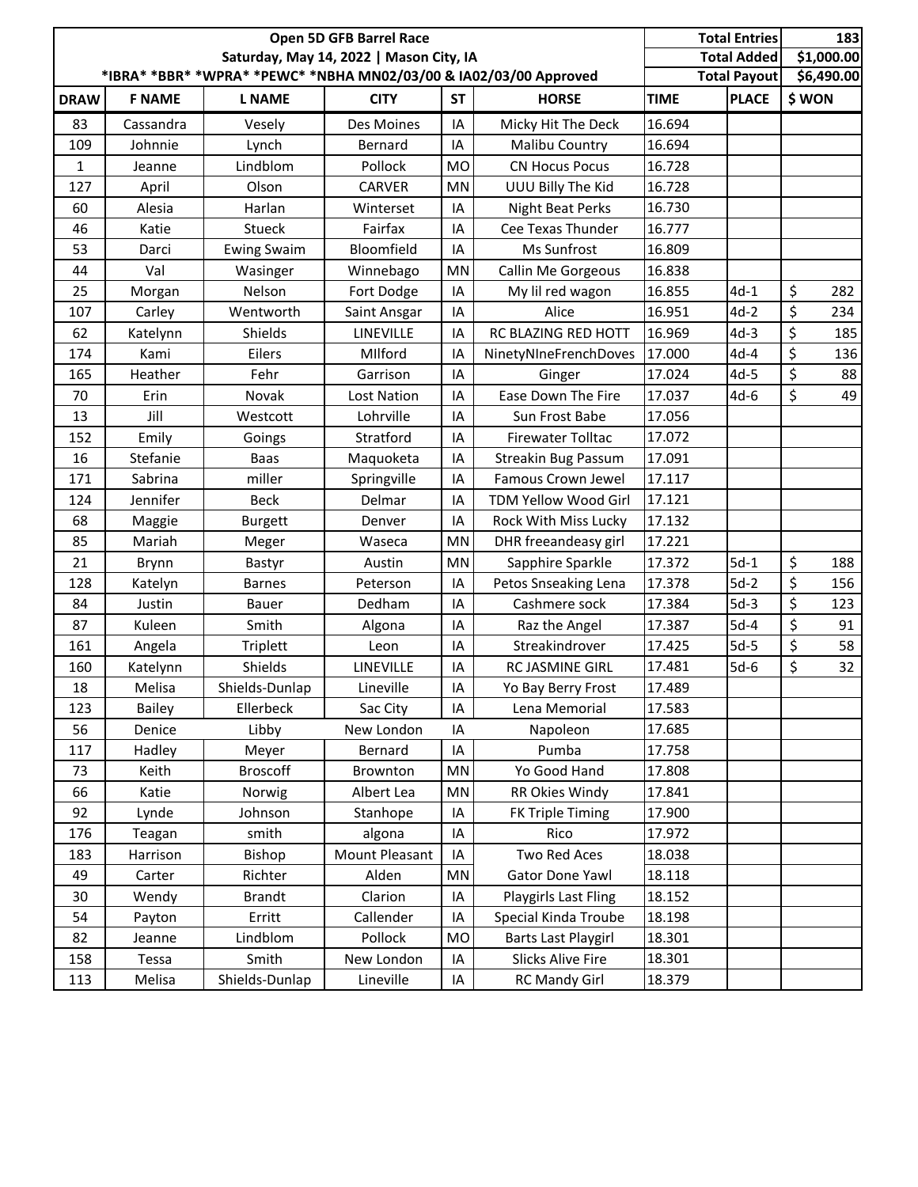| Open 5D GFB Barrel Race | | | | | | | Total Entries | 183 |
|---|---|---|---|---|---|---|---|---|
| Saturday, May 14, 2022 \| Mason City, IA | | | | | | | Total Added | $1,000.00 |
| *IBRA* *BBR* *WPRA* *PEWC* *NBHA MN02/03/00 & IA02/03/00 Approved | | | | | | | Total Payout | $6,490.00 |
| DRAW | F NAME | L NAME | CITY | ST | HORSE | TIME | PLACE | $ WON |
| 83 | Cassandra | Vesely | Des Moines | IA | Micky Hit The Deck | 16.694 | | |
| 109 | Johnnie | Lynch | Bernard | IA | Malibu Country | 16.694 | | |
| 1 | Jeanne | Lindblom | Pollock | MO | CN Hocus Pocus | 16.728 | | |
| 127 | April | Olson | CARVER | MN | UUU Billy The Kid | 16.728 | | |
| 60 | Alesia | Harlan | Winterset | IA | Night Beat Perks | 16.730 | | |
| 46 | Katie | Stueck | Fairfax | IA | Cee Texas Thunder | 16.777 | | |
| 53 | Darci | Ewing Swaim | Bloomfield | IA | Ms Sunfrost | 16.809 | | |
| 44 | Val | Wasinger | Winnebago | MN | Callin Me Gorgeous | 16.838 | | |
| 25 | Morgan | Nelson | Fort Dodge | IA | My lil red wagon | 16.855 | 4d-1 | $ 282 |
| 107 | Carley | Wentworth | Saint Ansgar | IA | Alice | 16.951 | 4d-2 | $ 234 |
| 62 | Katelynn | Shields | LINEVILLE | IA | RC BLAZING RED HOTT | 16.969 | 4d-3 | $ 185 |
| 174 | Kami | Eilers | MIlford | IA | NinetyNIneFrenchDoves | 17.000 | 4d-4 | $ 136 |
| 165 | Heather | Fehr | Garrison | IA | Ginger | 17.024 | 4d-5 | $ 88 |
| 70 | Erin | Novak | Lost Nation | IA | Ease Down The Fire | 17.037 | 4d-6 | $ 49 |
| 13 | Jill | Westcott | Lohrville | IA | Sun Frost Babe | 17.056 | | |
| 152 | Emily | Goings | Stratford | IA | Firewater Tolltac | 17.072 | | |
| 16 | Stefanie | Baas | Maquoketa | IA | Streakin Bug Passum | 17.091 | | |
| 171 | Sabrina | miller | Springville | IA | Famous Crown Jewel | 17.117 | | |
| 124 | Jennifer | Beck | Delmar | IA | TDM Yellow Wood Girl | 17.121 | | |
| 68 | Maggie | Burgett | Denver | IA | Rock With Miss Lucky | 17.132 | | |
| 85 | Mariah | Meger | Waseca | MN | DHR freeandeasy girl | 17.221 | | |
| 21 | Brynn | Bastyr | Austin | MN | Sapphire Sparkle | 17.372 | 5d-1 | $ 188 |
| 128 | Katelyn | Barnes | Peterson | IA | Petos Snseaking Lena | 17.378 | 5d-2 | $ 156 |
| 84 | Justin | Bauer | Dedham | IA | Cashmere sock | 17.384 | 5d-3 | $ 123 |
| 87 | Kuleen | Smith | Algona | IA | Raz the Angel | 17.387 | 5d-4 | $ 91 |
| 161 | Angela | Triplett | Leon | IA | Streakindrover | 17.425 | 5d-5 | $ 58 |
| 160 | Katelynn | Shields | LINEVILLE | IA | RC JASMINE GIRL | 17.481 | 5d-6 | $ 32 |
| 18 | Melisa | Shields-Dunlap | Lineville | IA | Yo Bay Berry Frost | 17.489 | | |
| 123 | Bailey | Ellerbeck | Sac City | IA | Lena Memorial | 17.583 | | |
| 56 | Denice | Libby | New London | IA | Napoleon | 17.685 | | |
| 117 | Hadley | Meyer | Bernard | IA | Pumba | 17.758 | | |
| 73 | Keith | Broscoff | Brownton | MN | Yo Good Hand | 17.808 | | |
| 66 | Katie | Norwig | Albert Lea | MN | RR Okies Windy | 17.841 | | |
| 92 | Lynde | Johnson | Stanhope | IA | FK Triple Timing | 17.900 | | |
| 176 | Teagan | smith | algona | IA | Rico | 17.972 | | |
| 183 | Harrison | Bishop | Mount Pleasant | IA | Two Red Aces | 18.038 | | |
| 49 | Carter | Richter | Alden | MN | Gator Done Yawl | 18.118 | | |
| 30 | Wendy | Brandt | Clarion | IA | Playgirls Last Fling | 18.152 | | |
| 54 | Payton | Erritt | Callender | IA | Special Kinda Troube | 18.198 | | |
| 82 | Jeanne | Lindblom | Pollock | MO | Barts Last Playgirl | 18.301 | | |
| 158 | Tessa | Smith | New London | IA | Slicks Alive Fire | 18.301 | | |
| 113 | Melisa | Shields-Dunlap | Lineville | IA | RC Mandy Girl | 18.379 | | |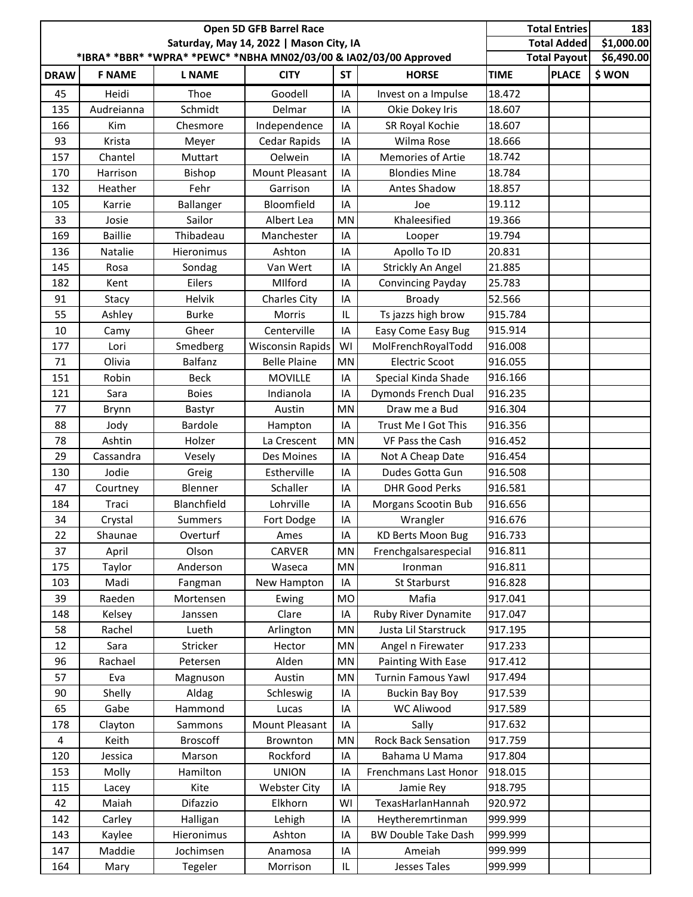| Open 5D GFB Barrel Race | | | | | | Total Entries | | 183 |
|---|---|---|---|---|---|---|---|---|
| Saturday, May 14, 2022 \| Mason City, IA | | | | | | Total Added | | $1,000.00 |
| *IBRA* *BBR* *WPRA* *PEWC* *NBHA MN02/03/00 & IA02/03/00 Approved | | | | | | Total Payout | | $6,490.00 |
| DRAW | F NAME | L NAME | CITY | ST | HORSE | TIME | PLACE | $ WON |
| 45 | Heidi | Thoe | Goodell | IA | Invest on a Impulse | 18.472 | | |
| 135 | Audreianna | Schmidt | Delmar | IA | Okie Dokey Iris | 18.607 | | |
| 166 | Kim | Chesmore | Independence | IA | SR Royal Kochie | 18.607 | | |
| 93 | Krista | Meyer | Cedar Rapids | IA | Wilma Rose | 18.666 | | |
| 157 | Chantel | Muttart | Oelwein | IA | Memories of Artie | 18.742 | | |
| 170 | Harrison | Bishop | Mount Pleasant | IA | Blondies Mine | 18.784 | | |
| 132 | Heather | Fehr | Garrison | IA | Antes Shadow | 18.857 | | |
| 105 | Karrie | Ballanger | Bloomfield | IA | Joe | 19.112 | | |
| 33 | Josie | Sailor | Albert Lea | MN | Khaleesified | 19.366 | | |
| 169 | Baillie | Thibadeau | Manchester | IA | Looper | 19.794 | | |
| 136 | Natalie | Hieronimus | Ashton | IA | Apollo To ID | 20.831 | | |
| 145 | Rosa | Sondag | Van Wert | IA | Strickly An Angel | 21.885 | | |
| 182 | Kent | Eilers | MIlford | IA | Convincing Payday | 25.783 | | |
| 91 | Stacy | Helvik | Charles City | IA | Broady | 52.566 | | |
| 55 | Ashley | Burke | Morris | IL | Ts jazzs high brow | 915.784 | | |
| 10 | Camy | Gheer | Centerville | IA | Easy Come Easy Bug | 915.914 | | |
| 177 | Lori | Smedberg | Wisconsin Rapids | WI | MolFrenchRoyalTodd | 916.008 | | |
| 71 | Olivia | Balfanz | Belle Plaine | MN | Electric Scoot | 916.055 | | |
| 151 | Robin | Beck | MOVILLE | IA | Special Kinda Shade | 916.166 | | |
| 121 | Sara | Boies | Indianola | IA | Dymonds French Dual | 916.235 | | |
| 77 | Brynn | Bastyr | Austin | MN | Draw me a Bud | 916.304 | | |
| 88 | Jody | Bardole | Hampton | IA | Trust Me I Got This | 916.356 | | |
| 78 | Ashtin | Holzer | La Crescent | MN | VF Pass the Cash | 916.452 | | |
| 29 | Cassandra | Vesely | Des Moines | IA | Not A Cheap Date | 916.454 | | |
| 130 | Jodie | Greig | Estherville | IA | Dudes Gotta Gun | 916.508 | | |
| 47 | Courtney | Blenner | Schaller | IA | DHR Good Perks | 916.581 | | |
| 184 | Traci | Blanchfield | Lohrville | IA | Morgans Scootin Bub | 916.656 | | |
| 34 | Crystal | Summers | Fort Dodge | IA | Wrangler | 916.676 | | |
| 22 | Shaunae | Overturf | Ames | IA | KD Berts Moon Bug | 916.733 | | |
| 37 | April | Olson | CARVER | MN | Frenchgalsarespecial | 916.811 | | |
| 175 | Taylor | Anderson | Waseca | MN | Ironman | 916.811 | | |
| 103 | Madi | Fangman | New Hampton | IA | St Starburst | 916.828 | | |
| 39 | Raeden | Mortensen | Ewing | MO | Mafia | 917.041 | | |
| 148 | Kelsey | Janssen | Clare | IA | Ruby River Dynamite | 917.047 | | |
| 58 | Rachel | Lueth | Arlington | MN | Justa Lil Starstruck | 917.195 | | |
| 12 | Sara | Stricker | Hector | MN | Angel n Firewater | 917.233 | | |
| 96 | Rachael | Petersen | Alden | MN | Painting With Ease | 917.412 | | |
| 57 | Eva | Magnuson | Austin | MN | Turnin Famous Yawl | 917.494 | | |
| 90 | Shelly | Aldag | Schleswig | IA | Buckin Bay Boy | 917.539 | | |
| 65 | Gabe | Hammond | Lucas | IA | WC Aliwood | 917.589 | | |
| 178 | Clayton | Sammons | Mount Pleasant | IA | Sally | 917.632 | | |
| 4 | Keith | Broscoff | Brownton | MN | Rock Back Sensation | 917.759 | | |
| 120 | Jessica | Marson | Rockford | IA | Bahama U Mama | 917.804 | | |
| 153 | Molly | Hamilton | UNION | IA | Frenchmans Last Honor | 918.015 | | |
| 115 | Lacey | Kite | Webster City | IA | Jamie Rey | 918.795 | | |
| 42 | Maiah | Difazzio | Elkhorn | WI | TexasHarlanHannah | 920.972 | | |
| 142 | Carley | Halligan | Lehigh | IA | Heytheremrtinman | 999.999 | | |
| 143 | Kaylee | Hieronimus | Ashton | IA | BW Double Take Dash | 999.999 | | |
| 147 | Maddie | Jochimsen | Anamosa | IA | Ameiah | 999.999 | | |
| 164 | Mary | Tegeler | Morrison | IL | Jesses Tales | 999.999 | | |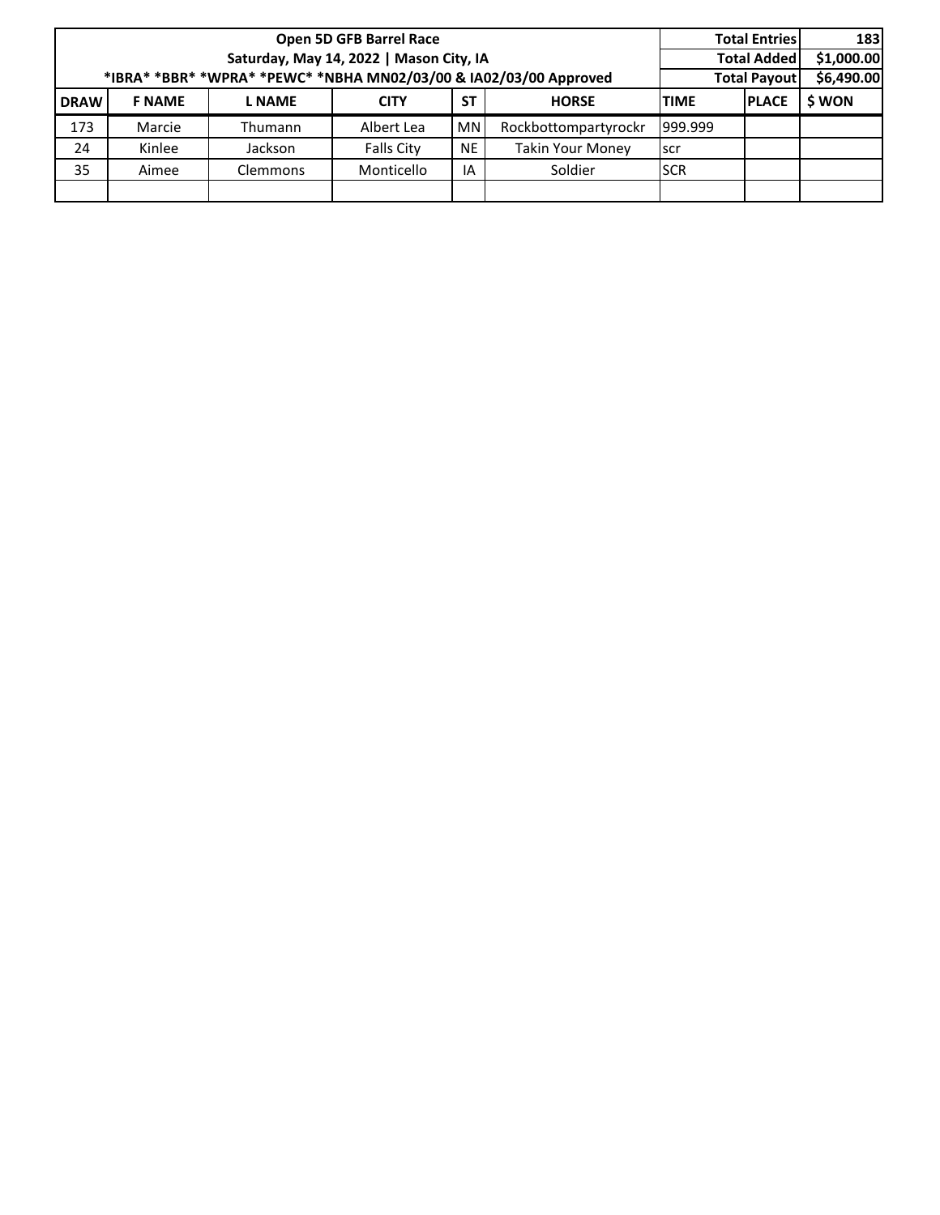| Open 5D GFB Barrel Race | | | | | | Total Entries | | 183 |
|---|---|---|---|---|---|---|---|---|
| Saturday, May 14, 2022 \| Mason City, IA | | | | | | Total Added | | $1,000.00 |
| *IBRA* *BBR* *WPRA* *PEWC* *NBHA MN02/03/00 & IA02/03/00 Approved | | | | | | Total Payout | | $6,490.00 |
| **DRAW** | **F NAME** | **L NAME** | **CITY** | **ST** | **HORSE** | **TIME** | **PLACE** | **$ WON** |
| 173 | Marcie | Thumann | Albert Lea | MN | Rockbottompartyrockr | 999.999 | | |
| 24 | Kinlee | Jackson | Falls City | NE | Takin Your Money | scr | | |
| 35 | Aimee | Clemmons | Monticello | IA | Soldier | SCR | | |
| | | | | | | | | |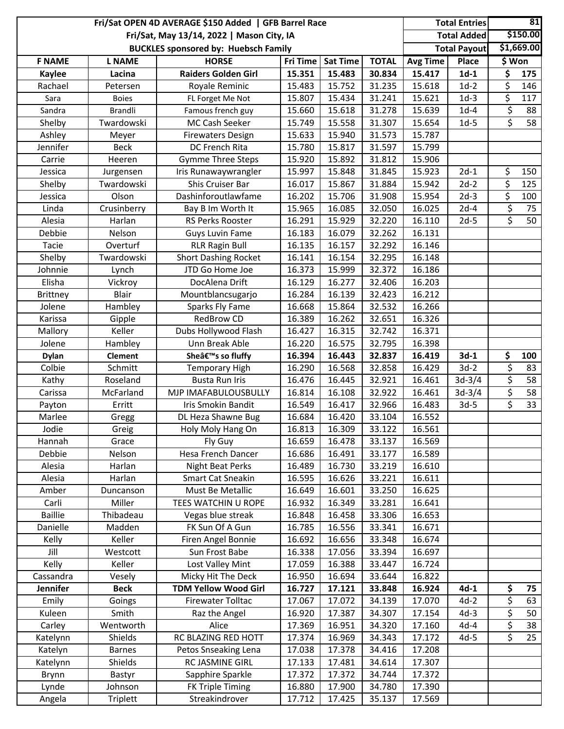| Fri/Sat OPEN 4D AVERAGE $150 Added \| GFB Barrel Race | | | | | | | Total Entries | | 81 |
|---|---|---|---|---|---|---|---|---|---|
| Fri/Sat, May 13/14, 2022 \| Mason City, IA | | | | | | | Total Added | | $150.00 |
| BUCKLES sponsored by: Huebsch Family | | | | | | | Total Payout | | $1,669.00 |
| **F NAME** | **L NAME** | **HORSE** | **Fri Time** | **Sat Time** | **TOTAL** | **Avg Time** | **Place** | **$ Won** | |
| **Kaylee** | **Lacina** | **Raiders Golden Girl** | **15.351** | **15.483** | **30.834** | **15.417** | **1d-1** | **$ 175** | |
| Rachael | Petersen | Royale Reminic | 15.483 | 15.752 | 31.235 | 15.618 | 1d-2 | $ 146 | |
| Sara | Boies | FL Forget Me Not | 15.807 | 15.434 | 31.241 | 15.621 | 1d-3 | $ 117 | |
| Sandra | Brandli | Famous french guy | 15.660 | 15.618 | 31.278 | 15.639 | 1d-4 | $ 88 | |
| Shelby | Twardowski | MC Cash Seeker | 15.749 | 15.558 | 31.307 | 15.654 | 1d-5 | $ 58 | |
| Ashley | Meyer | Firewaters Design | 15.633 | 15.940 | 31.573 | 15.787 | | | |
| Jennifer | Beck | DC French Rita | 15.780 | 15.817 | 31.597 | 15.799 | | | |
| Carrie | Heeren | Gymme Three Steps | 15.920 | 15.892 | 31.812 | 15.906 | | | |
| Jessica | Jurgensen | Iris Runawaywrangler | 15.997 | 15.848 | 31.845 | 15.923 | 2d-1 | $ 150 | |
| Shelby | Twardowski | Shis Cruiser Bar | 16.017 | 15.867 | 31.884 | 15.942 | 2d-2 | $ 125 | |
| Jessica | Olson | Dashinforoutlawfame | 16.202 | 15.706 | 31.908 | 15.954 | 2d-3 | $ 100 | |
| Linda | Crusinberry | Bay B Im Worth It | 15.965 | 16.085 | 32.050 | 16.025 | 2d-4 | $ 75 | |
| Alesia | Harlan | RS Perks Rooster | 16.291 | 15.929 | 32.220 | 16.110 | 2d-5 | $ 50 | |
| Debbie | Nelson | Guys Luvin Fame | 16.183 | 16.079 | 32.262 | 16.131 | | | |
| Tacie | Overturf | RLR Ragin Bull | 16.135 | 16.157 | 32.292 | 16.146 | | | |
| Shelby | Twardowski | Short Dashing Rocket | 16.141 | 16.154 | 32.295 | 16.148 | | | |
| Johnnie | Lynch | JTD Go Home Joe | 16.373 | 15.999 | 32.372 | 16.186 | | | |
| Elisha | Vickroy | DocAlena Drift | 16.129 | 16.277 | 32.406 | 16.203 | | | |
| Brittney | Blair | Mountblancsugarjo | 16.284 | 16.139 | 32.423 | 16.212 | | | |
| Jolene | Hambley | Sparks Fly Fame | 16.668 | 15.864 | 32.532 | 16.266 | | | |
| Karissa | Gipple | RedBrow CD | 16.389 | 16.262 | 32.651 | 16.326 | | | |
| Mallory | Keller | Dubs Hollywood Flash | 16.427 | 16.315 | 32.742 | 16.371 | | | |
| Jolene | Hambley | Unn Break Able | 16.220 | 16.575 | 32.795 | 16.398 | | | |
| **Dylan** | **Clement** | **Sheâ€™s so fluffy** | **16.394** | **16.443** | **32.837** | **16.419** | **3d-1** | **$ 100** | |
| Colbie | Schmitt | Temporary High | 16.290 | 16.568 | 32.858 | 16.429 | 3d-2 | $ 83 | |
| Kathy | Roseland | Busta Run Iris | 16.476 | 16.445 | 32.921 | 16.461 | 3d-3/4 | $ 58 | |
| Carissa | McFarland | MJP IMAFABULOUSBULLY | 16.814 | 16.108 | 32.922 | 16.461 | 3d-3/4 | $ 58 | |
| Payton | Erritt | Iris Smokin Bandit | 16.549 | 16.417 | 32.966 | 16.483 | 3d-5 | $ 33 | |
| Marlee | Gregg | DL Heza Shawne Bug | 16.684 | 16.420 | 33.104 | 16.552 | | | |
| Jodie | Greig | Holy Moly Hang On | 16.813 | 16.309 | 33.122 | 16.561 | | | |
| Hannah | Grace | Fly Guy | 16.659 | 16.478 | 33.137 | 16.569 | | | |
| Debbie | Nelson | Hesa French Dancer | 16.686 | 16.491 | 33.177 | 16.589 | | | |
| Alesia | Harlan | Night Beat Perks | 16.489 | 16.730 | 33.219 | 16.610 | | | |
| Alesia | Harlan | Smart Cat Sneakin | 16.595 | 16.626 | 33.221 | 16.611 | | | |
| Amber | Duncanson | Must Be Metallic | 16.649 | 16.601 | 33.250 | 16.625 | | | |
| Carli | Miller | TEES WATCHIN U ROPE | 16.932 | 16.349 | 33.281 | 16.641 | | | |
| Baillie | Thibadeau | Vegas blue streak | 16.848 | 16.458 | 33.306 | 16.653 | | | |
| Danielle | Madden | FK Sun Of A Gun | 16.785 | 16.556 | 33.341 | 16.671 | | | |
| Kelly | Keller | Firen Angel Bonnie | 16.692 | 16.656 | 33.348 | 16.674 | | | |
| Jill | Westcott | Sun Frost Babe | 16.338 | 17.056 | 33.394 | 16.697 | | | |
| Kelly | Keller | Lost Valley Mint | 17.059 | 16.388 | 33.447 | 16.724 | | | |
| Cassandra | Vesely | Micky Hit The Deck | 16.950 | 16.694 | 33.644 | 16.822 | | | |
| **Jennifer** | **Beck** | **TDM Yellow Wood Girl** | **16.727** | **17.121** | **33.848** | **16.924** | **4d-1** | **$ 75** | |
| Emily | Goings | Firewater Tolltac | 17.067 | 17.072 | 34.139 | 17.070 | 4d-2 | $ 63 | |
| Kuleen | Smith | Raz the Angel | 16.920 | 17.387 | 34.307 | 17.154 | 4d-3 | $ 50 | |
| Carley | Wentworth | Alice | 17.369 | 16.951 | 34.320 | 17.160 | 4d-4 | $ 38 | |
| Katelynn | Shields | RC BLAZING RED HOTT | 17.374 | 16.969 | 34.343 | 17.172 | 4d-5 | $ 25 | |
| Katelyn | Barnes | Petos Snseaking Lena | 17.038 | 17.378 | 34.416 | 17.208 | | | |
| Katelynn | Shields | RC JASMINE GIRL | 17.133 | 17.481 | 34.614 | 17.307 | | | |
| Brynn | Bastyr | Sapphire Sparkle | 17.372 | 17.372 | 34.744 | 17.372 | | | |
| Lynde | Johnson | FK Triple Timing | 16.880 | 17.900 | 34.780 | 17.390 | | | |
| Angela | Triplett | Streakindrover | 17.712 | 17.425 | 35.137 | 17.569 | | | |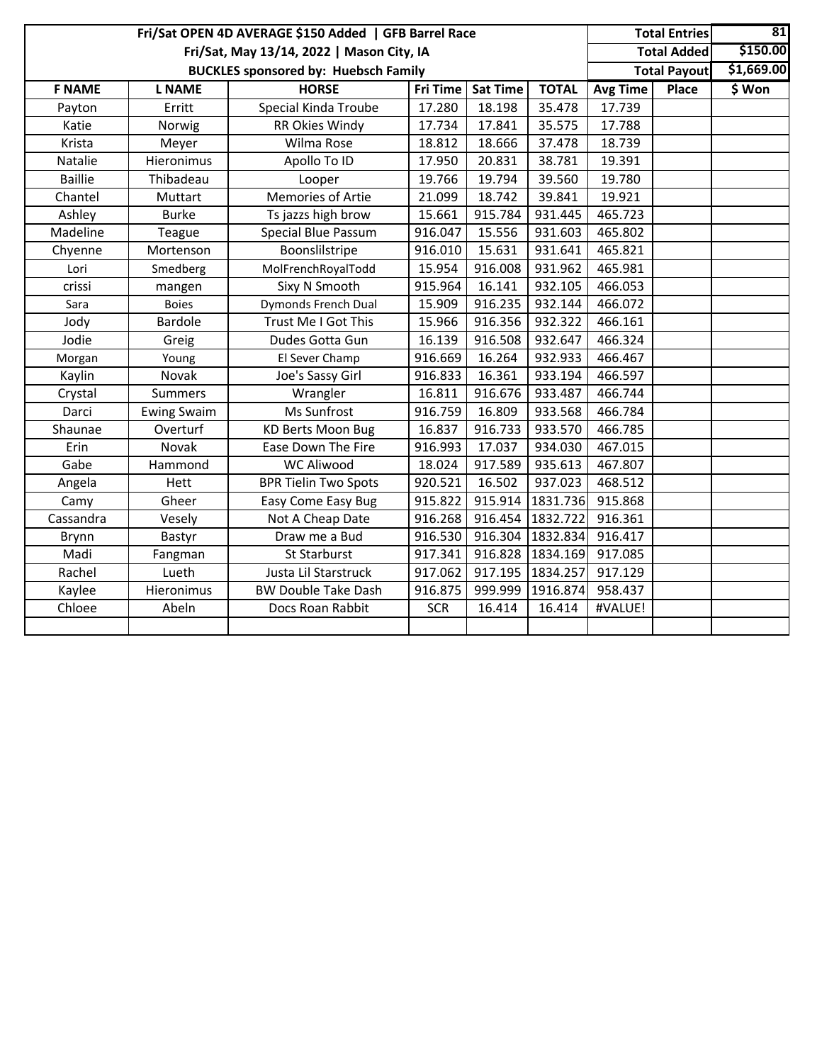| Fri/Sat OPEN 4D AVERAGE $150 Added \| GFB Barrel Race | | | | | | | Total Entries | | 81 |
|---|---|---|---|---|---|---|---|---|---|
| Fri/Sat, May 13/14, 2022 \| Mason City, IA | | | | | | | Total Added | | $150.00 |
| BUCKLES sponsored by: Huebsch Family | | | | | | | Total Payout | | $1,669.00 |
| F NAME | L NAME | HORSE | Fri Time | Sat Time | TOTAL | Avg Time | Place | | $ Won |
| Payton | Erritt | Special Kinda Troube | 17.280 | 18.198 | 35.478 | 17.739 | | | |
| Katie | Norwig | RR Okies Windy | 17.734 | 17.841 | 35.575 | 17.788 | | | |
| Krista | Meyer | Wilma Rose | 18.812 | 18.666 | 37.478 | 18.739 | | | |
| Natalie | Hieronimus | Apollo To ID | 17.950 | 20.831 | 38.781 | 19.391 | | | |
| Baillie | Thibadeau | Looper | 19.766 | 19.794 | 39.560 | 19.780 | | | |
| Chantel | Muttart | Memories of Artie | 21.099 | 18.742 | 39.841 | 19.921 | | | |
| Ashley | Burke | Ts jazzs high brow | 15.661 | 915.784 | 931.445 | 465.723 | | | |
| Madeline | Teague | Special Blue Passum | 916.047 | 15.556 | 931.603 | 465.802 | | | |
| Chyenne | Mortenson | Boonslilstripe | 916.010 | 15.631 | 931.641 | 465.821 | | | |
| Lori | Smedberg | MolFrenchRoyalTodd | 15.954 | 916.008 | 931.962 | 465.981 | | | |
| crissi | mangen | Sixy N Smooth | 915.964 | 16.141 | 932.105 | 466.053 | | | |
| Sara | Boies | Dymonds French Dual | 15.909 | 916.235 | 932.144 | 466.072 | | | |
| Jody | Bardole | Trust Me I Got This | 15.966 | 916.356 | 932.322 | 466.161 | | | |
| Jodie | Greig | Dudes Gotta Gun | 16.139 | 916.508 | 932.647 | 466.324 | | | |
| Morgan | Young | El Sever Champ | 916.669 | 16.264 | 932.933 | 466.467 | | | |
| Kaylin | Novak | Joe's Sassy Girl | 916.833 | 16.361 | 933.194 | 466.597 | | | |
| Crystal | Summers | Wrangler | 16.811 | 916.676 | 933.487 | 466.744 | | | |
| Darci | Ewing Swaim | Ms Sunfrost | 916.759 | 16.809 | 933.568 | 466.784 | | | |
| Shaunae | Overturf | KD Berts Moon Bug | 16.837 | 916.733 | 933.570 | 466.785 | | | |
| Erin | Novak | Ease Down The Fire | 916.993 | 17.037 | 934.030 | 467.015 | | | |
| Gabe | Hammond | WC Aliwood | 18.024 | 917.589 | 935.613 | 467.807 | | | |
| Angela | Hett | BPR Tielin Two Spots | 920.521 | 16.502 | 937.023 | 468.512 | | | |
| Camy | Gheer | Easy Come Easy Bug | 915.822 | 915.914 | 1831.736 | 915.868 | | | |
| Cassandra | Vesely | Not A Cheap Date | 916.268 | 916.454 | 1832.722 | 916.361 | | | |
| Brynn | Bastyr | Draw me a Bud | 916.530 | 916.304 | 1832.834 | 916.417 | | | |
| Madi | Fangman | St Starburst | 917.341 | 916.828 | 1834.169 | 917.085 | | | |
| Rachel | Lueth | Justa Lil Starstruck | 917.062 | 917.195 | 1834.257 | 917.129 | | | |
| Kaylee | Hieronimus | BW Double Take Dash | 916.875 | 999.999 | 1916.874 | 958.437 | | | |
| Chloee | Abeln | Docs Roan Rabbit | SCR | 16.414 | 16.414 | #VALUE! | | | |
| | | | | | | | | | |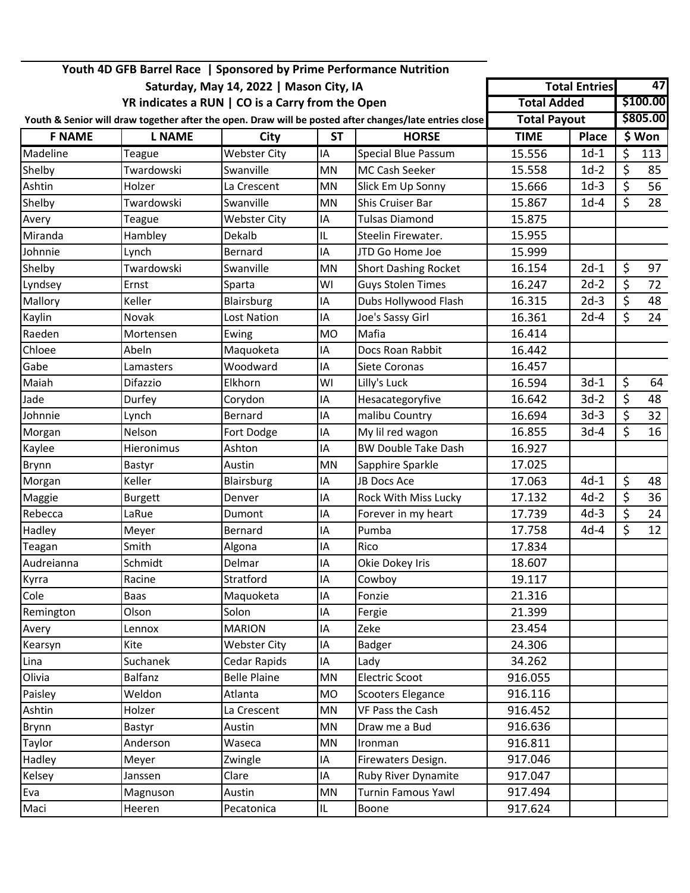**Youth 4D GFB Barrel Race | Sponsored by Prime Performance Nutrition**

**Saturday, May 14, 2022 | Mason City, IA**

**YR indicates a RUN | CO is a Carry from the Open**

**Youth & Senior will draw together after the open. Draw will be posted after changes/late entries close**

| Total Entries | 47 |
|---|---|
| Total Added | $100.00 |
| Total Payout | $805.00 |

| F NAME | L NAME | City | ST | HORSE | TIME | Place | $ Won |
|---|---|---|---|---|---|---|---|
| Madeline | Teague | Webster City | IA | Special Blue Passum | 15.556 | 1d-1 | $ 113 |
| Shelby | Twardowski | Swanville | MN | MC Cash Seeker | 15.558 | 1d-2 | $ 85 |
| Ashtin | Holzer | La Crescent | MN | Slick Em Up Sonny | 15.666 | 1d-3 | $ 56 |
| Shelby | Twardowski | Swanville | MN | Shis Cruiser Bar | 15.867 | 1d-4 | $ 28 |
| Avery | Teague | Webster City | IA | Tulsas Diamond | 15.875 | | |
| Miranda | Hambley | Dekalb | IL | Steelin Firewater. | 15.955 | | |
| Johnnie | Lynch | Bernard | IA | JTD Go Home Joe | 15.999 | | |
| Shelby | Twardowski | Swanville | MN | Short Dashing Rocket | 16.154 | 2d-1 | $ 97 |
| Lyndsey | Ernst | Sparta | WI | Guys Stolen Times | 16.247 | 2d-2 | $ 72 |
| Mallory | Keller | Blairsburg | IA | Dubs Hollywood Flash | 16.315 | 2d-3 | $ 48 |
| Kaylin | Novak | Lost Nation | IA | Joe's Sassy Girl | 16.361 | 2d-4 | $ 24 |
| Raeden | Mortensen | Ewing | MO | Mafia | 16.414 | | |
| Chloee | Abeln | Maquoketa | IA | Docs Roan Rabbit | 16.442 | | |
| Gabe | Lamasters | Woodward | IA | Siete Coronas | 16.457 | | |
| Maiah | Difazzio | Elkhorn | WI | Lilly's Luck | 16.594 | 3d-1 | $ 64 |
| Jade | Durfey | Corydon | IA | Hesacategoryfive | 16.642 | 3d-2 | $ 48 |
| Johnnie | Lynch | Bernard | IA | malibu Country | 16.694 | 3d-3 | $ 32 |
| Morgan | Nelson | Fort Dodge | IA | My lil red wagon | 16.855 | 3d-4 | $ 16 |
| Kaylee | Hieronimus | Ashton | IA | BW Double Take Dash | 16.927 | | |
| Brynn | Bastyr | Austin | MN | Sapphire Sparkle | 17.025 | | |
| Morgan | Keller | Blairsburg | IA | JB Docs Ace | 17.063 | 4d-1 | $ 48 |
| Maggie | Burgett | Denver | IA | Rock With Miss Lucky | 17.132 | 4d-2 | $ 36 |
| Rebecca | LaRue | Dumont | IA | Forever in my heart | 17.739 | 4d-3 | $ 24 |
| Hadley | Meyer | Bernard | IA | Pumba | 17.758 | 4d-4 | $ 12 |
| Teagan | Smith | Algona | IA | Rico | 17.834 | | |
| Audreianna | Schmidt | Delmar | IA | Okie Dokey Iris | 18.607 | | |
| Kyrra | Racine | Stratford | IA | Cowboy | 19.117 | | |
| Cole | Baas | Maquoketa | IA | Fonzie | 21.316 | | |
| Remington | Olson | Solon | IA | Fergie | 21.399 | | |
| Avery | Lennox | MARION | IA | Zeke | 23.454 | | |
| Kearsyn | Kite | Webster City | IA | Badger | 24.306 | | |
| Lina | Suchanek | Cedar Rapids | IA | Lady | 34.262 | | |
| Olivia | Balfanz | Belle Plaine | MN | Electric Scoot | 916.055 | | |
| Paisley | Weldon | Atlanta | MO | Scooters Elegance | 916.116 | | |
| Ashtin | Holzer | La Crescent | MN | VF Pass the Cash | 916.452 | | |
| Brynn | Bastyr | Austin | MN | Draw me a Bud | 916.636 | | |
| Taylor | Anderson | Waseca | MN | Ironman | 916.811 | | |
| Hadley | Meyer | Zwingle | IA | Firewaters Design. | 917.046 | | |
| Kelsey | Janssen | Clare | IA | Ruby River Dynamite | 917.047 | | |
| Eva | Magnuson | Austin | MN | Turnin Famous Yawl | 917.494 | | |
| Maci | Heeren | Pecatonica | IL | Boone | 917.624 | | |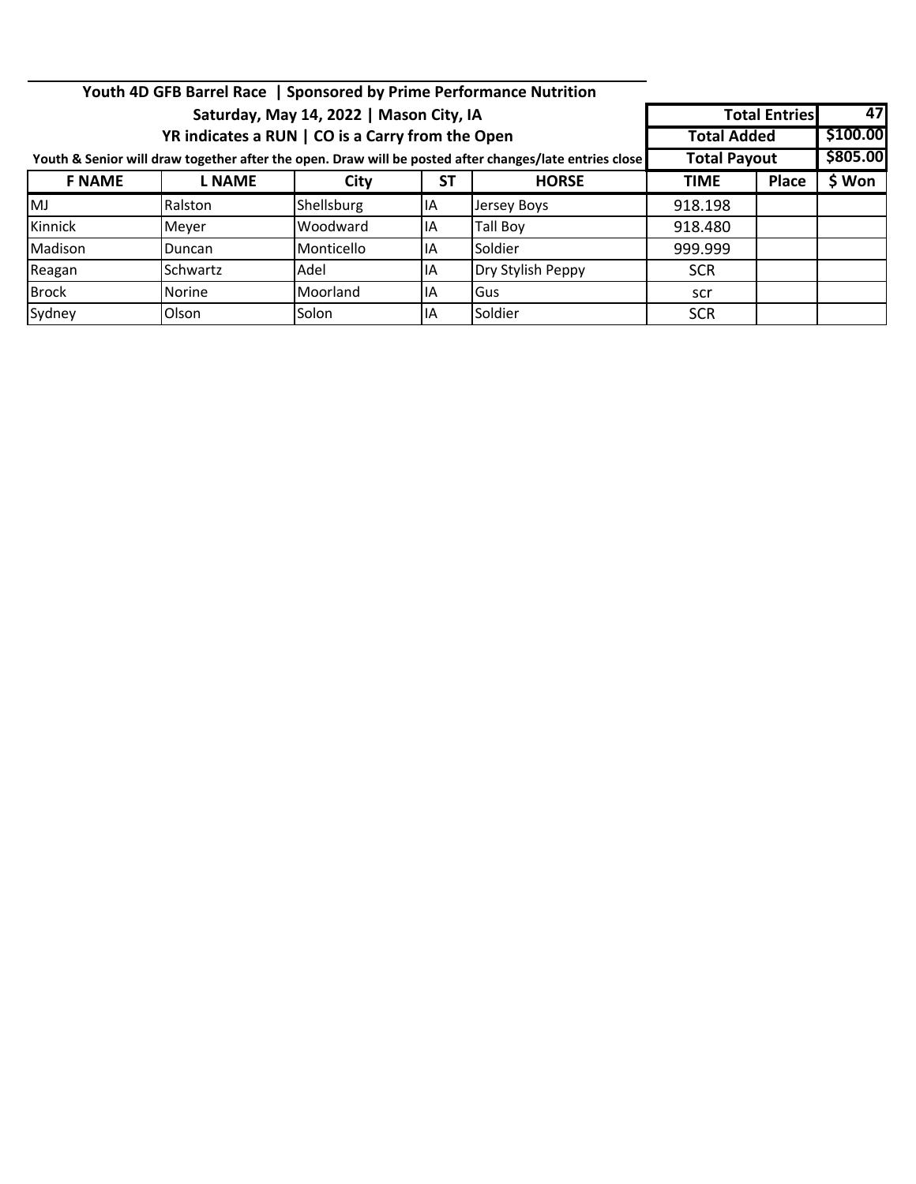**Youth 4D GFB Barrel Race | Sponsored by Prime Performance Nutrition**

**Saturday, May 14, 2022 | Mason City, IA**

**YR indicates a RUN | CO is a Carry from the Open**

**Youth & Senior will draw together after the open. Draw will be posted after changes/late entries close**

| Total Entries | 47 |
|---|---|
| Total Added | $100.00 |
| Total Payout | $805.00 |

| F NAME | L NAME | City | ST | HORSE | TIME | Place | $ Won |
|---|---|---|---|---|---|---|---|
| MJ | Ralston | Shellsburg | IA | Jersey Boys | 918.198 | | |
| Kinnick | Meyer | Woodward | IA | Tall Boy | 918.480 | | |
| Madison | Duncan | Monticello | IA | Soldier | 999.999 | | |
| Reagan | Schwartz | Adel | IA | Dry Stylish Peppy | SCR | | |
| Brock | Norine | Moorland | IA | Gus | scr | | |
| Sydney | Olson | Solon | IA | Soldier | SCR | | |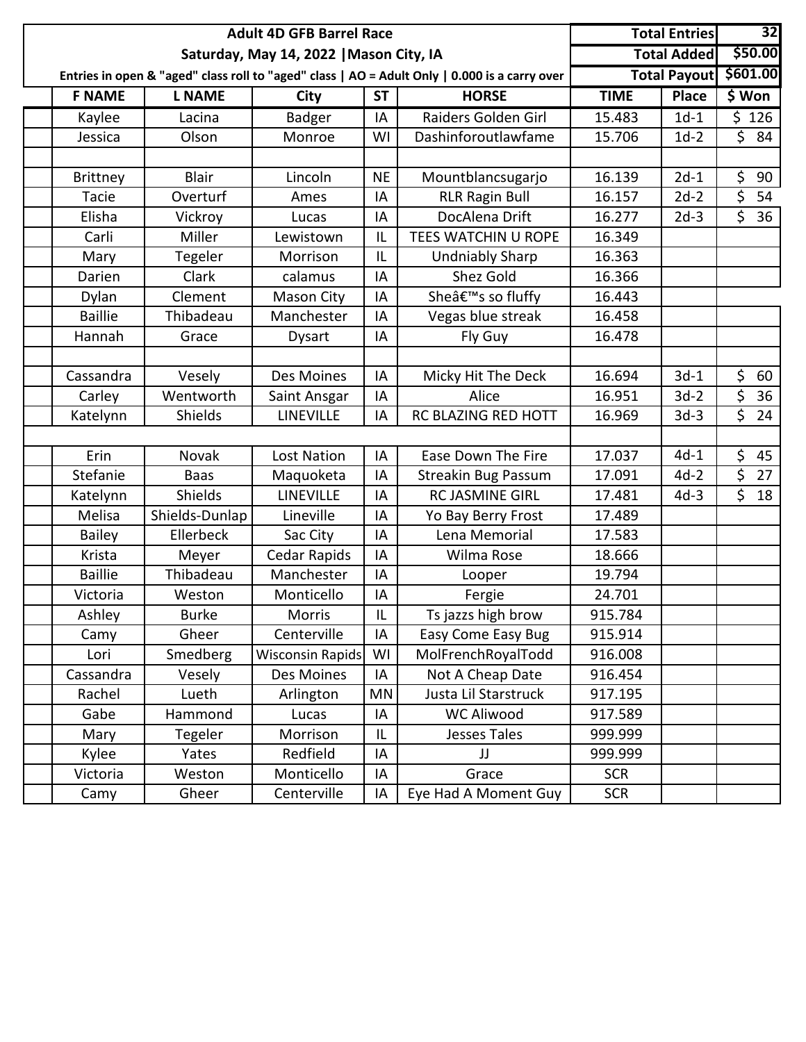| | | | | | | | |
|---|---|---|---|---|---|---|---|
| **Adult 4D GFB Barrel Race** | | | | | **Total Entries** | | **32** |
| **Saturday, May 14, 2022 \|Mason City, IA** | | | | | **Total Added** | | **$50.00** |
| **Entries in open & "aged" class roll to "aged" class \| AO = Adult Only \| 0.000 is a carry over** | | | | | **Total Payout** | | **$601.00** |

| F NAME | L NAME | City | ST | HORSE | TIME | Place | $ Won |
|---|---|---|---|---|---|---|---|
| Kaylee | Lacina | Badger | IA | Raiders Golden Girl | 15.483 | 1d-1 | $ 126 |
| Jessica | Olson | Monroe | WI | Dashinforoutlawfame | 15.706 | 1d-2 | $ 84 |
| | | | | | | | |
| Brittney | Blair | Lincoln | NE | Mountblancsugarjo | 16.139 | 2d-1 | $ 90 |
| Tacie | Overturf | Ames | IA | RLR Ragin Bull | 16.157 | 2d-2 | $ 54 |
| Elisha | Vickroy | Lucas | IA | DocAlena Drift | 16.277 | 2d-3 | $ 36 |
| Carli | Miller | Lewistown | IL | TEES WATCHIN U ROPE | 16.349 | | |
| Mary | Tegeler | Morrison | IL | Undniably Sharp | 16.363 | | |
| Darien | Clark | calamus | IA | Shez Gold | 16.366 | | |
| Dylan | Clement | Mason City | IA | Sheâ€™s so fluffy | 16.443 | | |
| Baillie | Thibadeau | Manchester | IA | Vegas blue streak | 16.458 | | |
| Hannah | Grace | Dysart | IA | Fly Guy | 16.478 | | |
| | | | | | | | |
| Cassandra | Vesely | Des Moines | IA | Micky Hit The Deck | 16.694 | 3d-1 | $ 60 |
| Carley | Wentworth | Saint Ansgar | IA | Alice | 16.951 | 3d-2 | $ 36 |
| Katelynn | Shields | LINEVILLE | IA | RC BLAZING RED HOTT | 16.969 | 3d-3 | $ 24 |
| | | | | | | | |
| Erin | Novak | Lost Nation | IA | Ease Down The Fire | 17.037 | 4d-1 | $ 45 |
| Stefanie | Baas | Maquoketa | IA | Streakin Bug Passum | 17.091 | 4d-2 | $ 27 |
| Katelynn | Shields | LINEVILLE | IA | RC JASMINE GIRL | 17.481 | 4d-3 | $ 18 |
| Melisa | Shields-Dunlap | Lineville | IA | Yo Bay Berry Frost | 17.489 | | |
| Bailey | Ellerbeck | Sac City | IA | Lena Memorial | 17.583 | | |
| Krista | Meyer | Cedar Rapids | IA | Wilma Rose | 18.666 | | |
| Baillie | Thibadeau | Manchester | IA | Looper | 19.794 | | |
| Victoria | Weston | Monticello | IA | Fergie | 24.701 | | |
| Ashley | Burke | Morris | IL | Ts jazzs high brow | 915.784 | | |
| Camy | Gheer | Centerville | IA | Easy Come Easy Bug | 915.914 | | |
| Lori | Smedberg | Wisconsin Rapids | WI | MolFrenchRoyalTodd | 916.008 | | |
| Cassandra | Vesely | Des Moines | IA | Not A Cheap Date | 916.454 | | |
| Rachel | Lueth | Arlington | MN | Justa Lil Starstruck | 917.195 | | |
| Gabe | Hammond | Lucas | IA | WC Aliwood | 917.589 | | |
| Mary | Tegeler | Morrison | IL | Jesses Tales | 999.999 | | |
| Kylee | Yates | Redfield | IA | JJ | 999.999 | | |
| Victoria | Weston | Monticello | IA | Grace | SCR | | |
| Camy | Gheer | Centerville | IA | Eye Had A Moment Guy | SCR | | |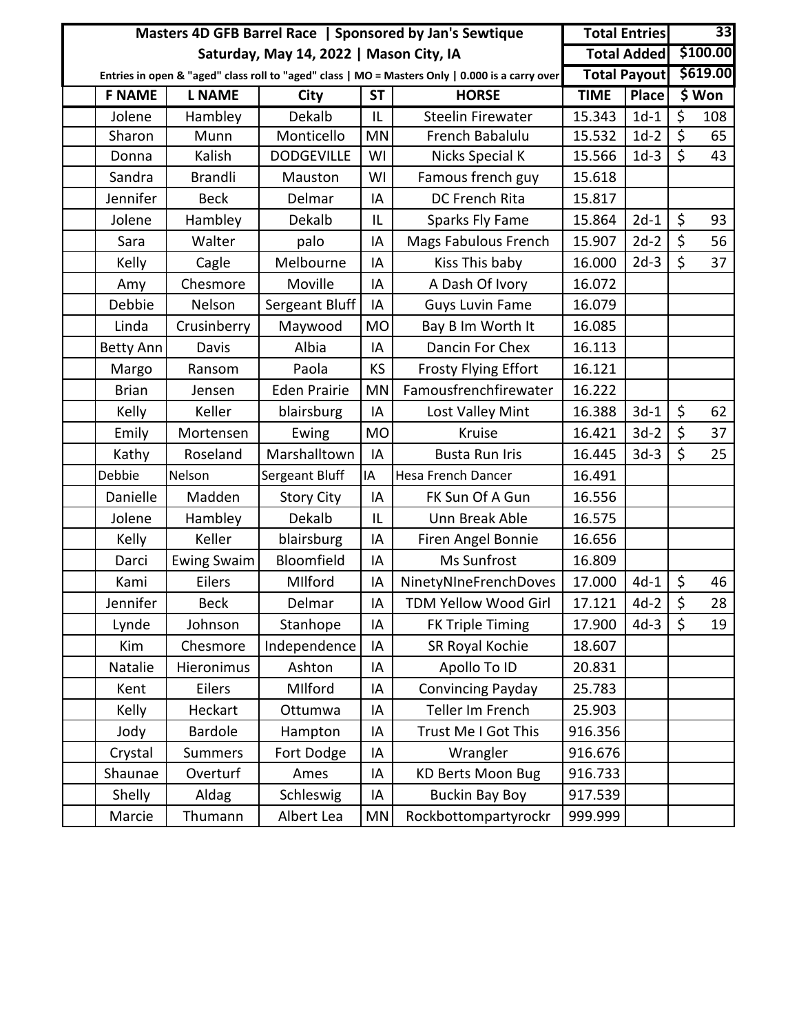| Masters 4D GFB Barrel Race \| Sponsored by Jan's Sewtique | | | | | Total Entries | | 33 |
|---|---|---|---|---|---|---|---|
| Saturday, May 14, 2022 \| Mason City, IA | | | | | Total Added | | $100.00 |
| Entries in open & "aged" class roll to "aged" class \| MO = Masters Only \| 0.000 is a carry over | | | | | Total Payout | | $619.00 |
| **F NAME** | **L NAME** | **City** | **ST** | **HORSE** | **TIME** | **Place** | **$ Won** |
| Jolene | Hambley | Dekalb | IL | Steelin Firewater | 15.343 | 1d-1 | $ 108 |
| Sharon | Munn | Monticello | MN | French Babalulu | 15.532 | 1d-2 | $ 65 |
| Donna | Kalish | DODGEVILLE | WI | Nicks Special K | 15.566 | 1d-3 | $ 43 |
| Sandra | Brandli | Mauston | WI | Famous french guy | 15.618 | | |
| Jennifer | Beck | Delmar | IA | DC French Rita | 15.817 | | |
| Jolene | Hambley | Dekalb | IL | Sparks Fly Fame | 15.864 | 2d-1 | $ 93 |
| Sara | Walter | palo | IA | Mags Fabulous French | 15.907 | 2d-2 | $ 56 |
| Kelly | Cagle | Melbourne | IA | Kiss This baby | 16.000 | 2d-3 | $ 37 |
| Amy | Chesmore | Moville | IA | A Dash Of Ivory | 16.072 | | |
| Debbie | Nelson | Sergeant Bluff | IA | Guys Luvin Fame | 16.079 | | |
| Linda | Crusinberry | Maywood | MO | Bay B Im Worth It | 16.085 | | |
| Betty Ann | Davis | Albia | IA | Dancin For Chex | 16.113 | | |
| Margo | Ransom | Paola | KS | Frosty Flying Effort | 16.121 | | |
| Brian | Jensen | Eden Prairie | MN | Famousfrenchfirewater | 16.222 | | |
| Kelly | Keller | blairsburg | IA | Lost Valley Mint | 16.388 | 3d-1 | $ 62 |
| Emily | Mortensen | Ewing | MO | Kruise | 16.421 | 3d-2 | $ 37 |
| Kathy | Roseland | Marshalltown | IA | Busta Run Iris | 16.445 | 3d-3 | $ 25 |
| Debbie | Nelson | Sergeant Bluff | IA | Hesa French Dancer | 16.491 | | |
| Danielle | Madden | Story City | IA | FK Sun Of A Gun | 16.556 | | |
| Jolene | Hambley | Dekalb | IL | Unn Break Able | 16.575 | | |
| Kelly | Keller | blairsburg | IA | Firen Angel Bonnie | 16.656 | | |
| Darci | Ewing Swaim | Bloomfield | IA | Ms Sunfrost | 16.809 | | |
| Kami | Eilers | MIlford | IA | NinetyNIneFrenchDoves | 17.000 | 4d-1 | $ 46 |
| Jennifer | Beck | Delmar | IA | TDM Yellow Wood Girl | 17.121 | 4d-2 | $ 28 |
| Lynde | Johnson | Stanhope | IA | FK Triple Timing | 17.900 | 4d-3 | $ 19 |
| Kim | Chesmore | Independence | IA | SR Royal Kochie | 18.607 | | |
| Natalie | Hieronimus | Ashton | IA | Apollo To ID | 20.831 | | |
| Kent | Eilers | MIlford | IA | Convincing Payday | 25.783 | | |
| Kelly | Heckart | Ottumwa | IA | Teller Im French | 25.903 | | |
| Jody | Bardole | Hampton | IA | Trust Me I Got This | 916.356 | | |
| Crystal | Summers | Fort Dodge | IA | Wrangler | 916.676 | | |
| Shaunae | Overturf | Ames | IA | KD Berts Moon Bug | 916.733 | | |
| Shelly | Aldag | Schleswig | IA | Buckin Bay Boy | 917.539 | | |
| Marcie | Thumann | Albert Lea | MN | Rockbottompartyrockr | 999.999 | | |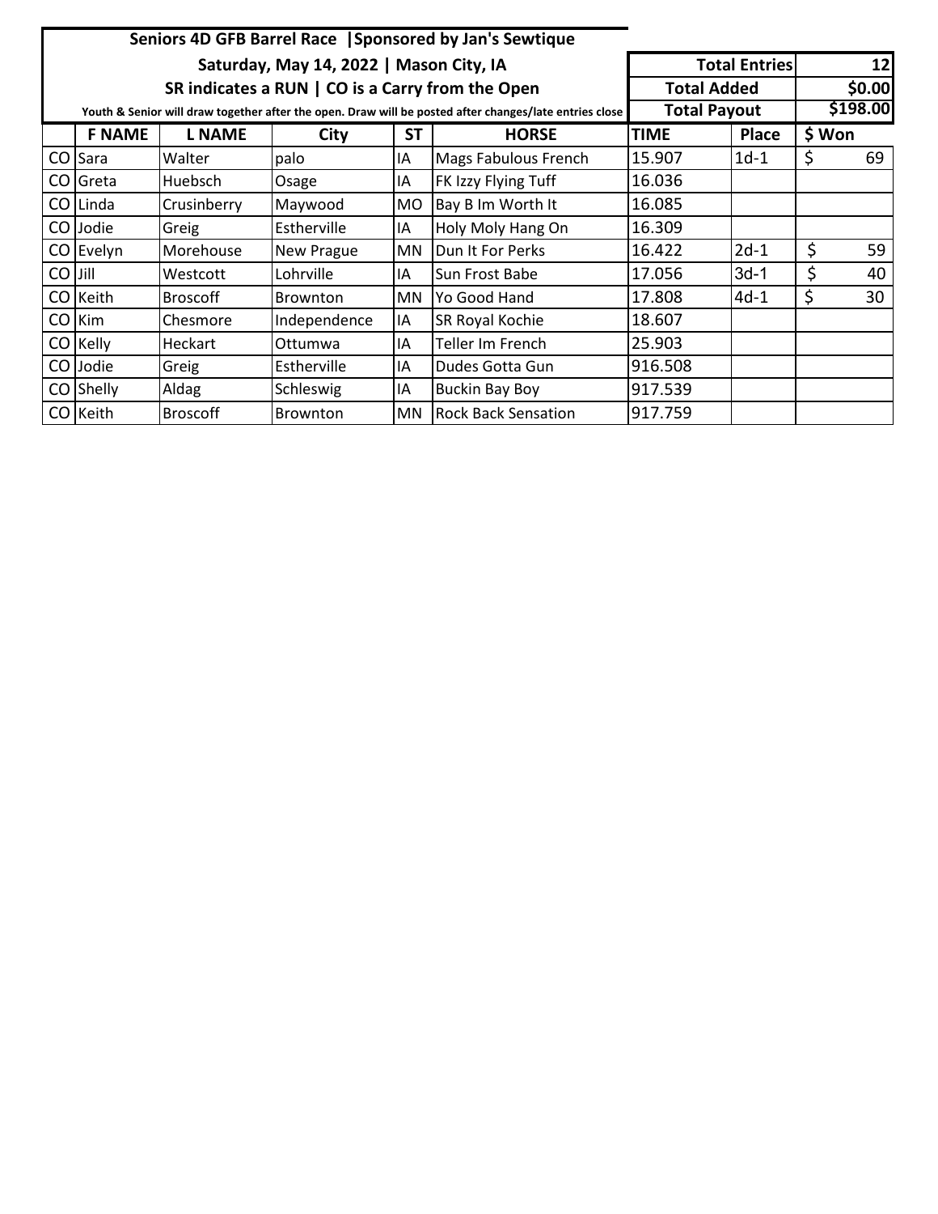# Seniors 4D GFB Barrel Race | Sponsored by Jan's Sewtique

**Saturday, May 14, 2022 | Mason City, IA**

**SR indicates a RUN | CO is a Carry from the Open**

**Youth & Senior will draw together after the open. Draw will be posted after changes/late entries close**

| | |
|---|---|
| **Total Entries** | **12** |
| **Total Added** | **$0.00** |
| **Total Payout** | **$198.00** |

| | F NAME | L NAME | City | ST | HORSE | TIME | Place | $ Won |
|---|---|---|---|---|---|---|---|---|
| CO | Sara | Walter | palo | IA | Mags Fabulous French | 15.907 | 1d-1 | $ 69 |
| CO | Greta | Huebsch | Osage | IA | FK Izzy Flying Tuff | 16.036 | | |
| CO | Linda | Crusinberry | Maywood | MO | Bay B Im Worth It | 16.085 | | |
| CO | Jodie | Greig | Estherville | IA | Holy Moly Hang On | 16.309 | | |
| CO | Evelyn | Morehouse | New Prague | MN | Dun It For Perks | 16.422 | 2d-1 | $ 59 |
| CO | Jill | Westcott | Lohrville | IA | Sun Frost Babe | 17.056 | 3d-1 | $ 40 |
| CO | Keith | Broscoff | Brownton | MN | Yo Good Hand | 17.808 | 4d-1 | $ 30 |
| CO | Kim | Chesmore | Independence | IA | SR Royal Kochie | 18.607 | | |
| CO | Kelly | Heckart | Ottumwa | IA | Teller Im French | 25.903 | | |
| CO | Jodie | Greig | Estherville | IA | Dudes Gotta Gun | 916.508 | | |
| CO | Shelly | Aldag | Schleswig | IA | Buckin Bay Boy | 917.539 | | |
| CO | Keith | Broscoff | Brownton | MN | Rock Back Sensation | 917.759 | | |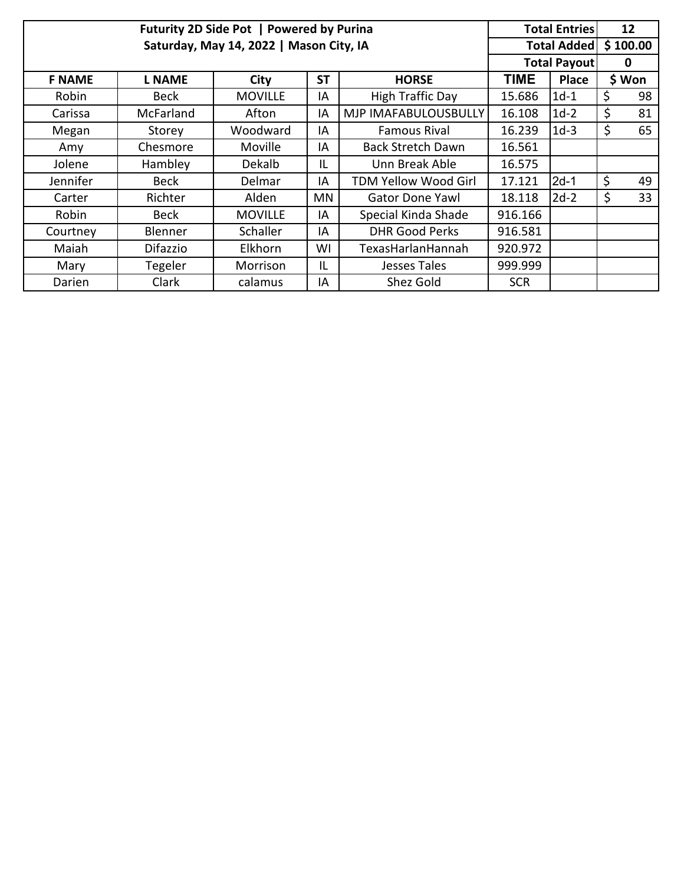| Futurity 2D Side Pot \| Powered by Purina | | | | | Total Entries | | 12 |
|---|---|---|---|---|---|---|---|
| Saturday, May 14, 2022 \| Mason City, IA | | | | | Total Added | | $ 100.00 |
| | | | | | Total Payout | | 0 |
| **F NAME** | **L NAME** | **City** | **ST** | **HORSE** | **TIME** | **Place** | **$ Won** |
| Robin | Beck | MOVILLE | IA | High Traffic Day | 15.686 | 1d-1 | $ 98 |
| Carissa | McFarland | Afton | IA | MJP IMAFABULOUSBULLY | 16.108 | 1d-2 | $ 81 |
| Megan | Storey | Woodward | IA | Famous Rival | 16.239 | 1d-3 | $ 65 |
| Amy | Chesmore | Moville | IA | Back Stretch Dawn | 16.561 | | |
| Jolene | Hambley | Dekalb | IL | Unn Break Able | 16.575 | | |
| Jennifer | Beck | Delmar | IA | TDM Yellow Wood Girl | 17.121 | 2d-1 | $ 49 |
| Carter | Richter | Alden | MN | Gator Done Yawl | 18.118 | 2d-2 | $ 33 |
| Robin | Beck | MOVILLE | IA | Special Kinda Shade | 916.166 | | |
| Courtney | Blenner | Schaller | IA | DHR Good Perks | 916.581 | | |
| Maiah | Difazzio | Elkhorn | WI | TexasHarlanHannah | 920.972 | | |
| Mary | Tegeler | Morrison | IL | Jesses Tales | 999.999 | | |
| Darien | Clark | calamus | IA | Shez Gold | SCR | | |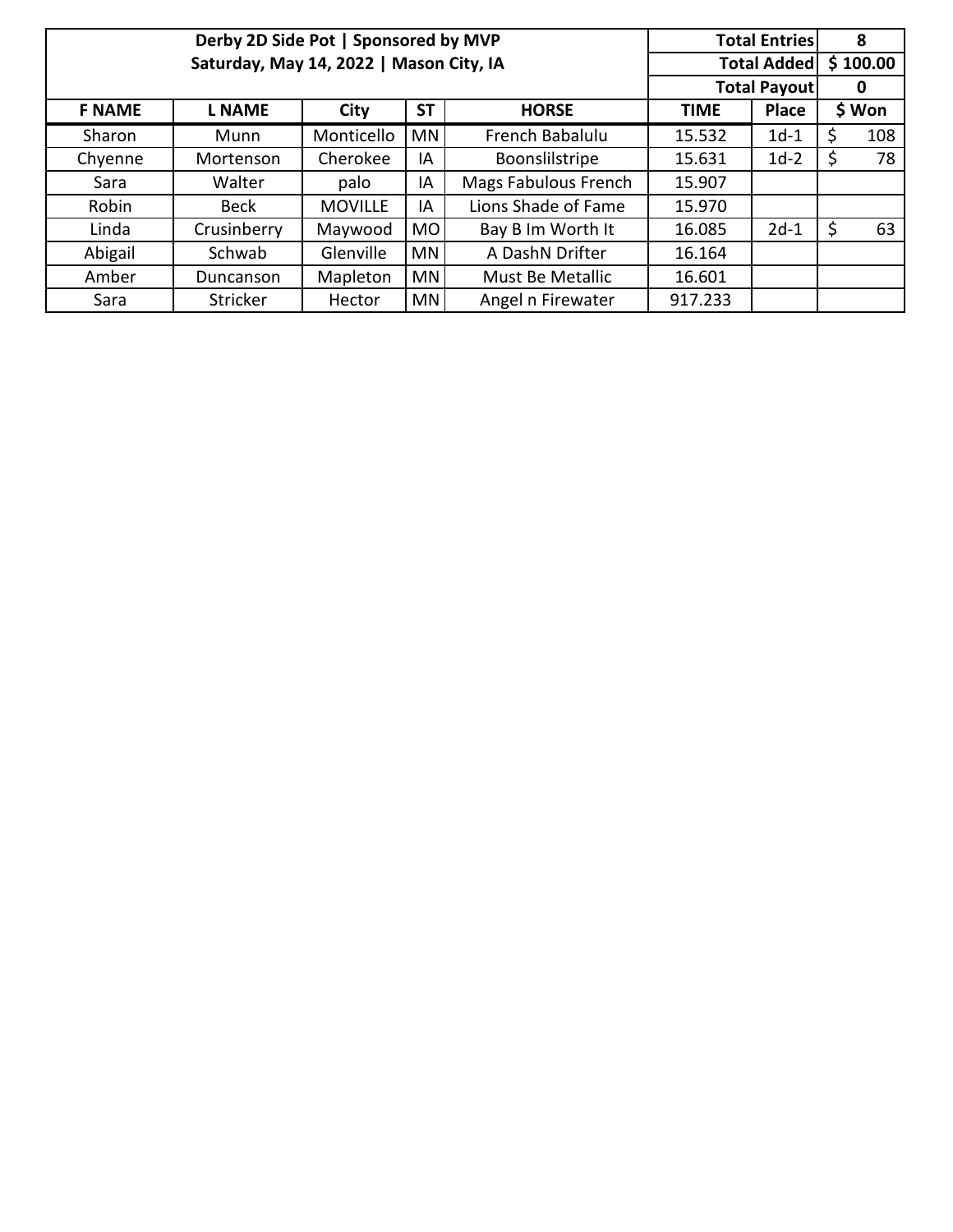| Derby 2D Side Pot \| Sponsored by MVP<br>Saturday, May 14, 2022 \| Mason City, IA | | | | | Total Entries | | 8 |
|---|---|---|---|---|---|---|---|
| | | | | | Total Added | | $ 100.00 |
| | | | | | Total Payout | | 0 |
| **F NAME** | **L NAME** | **City** | **ST** | **HORSE** | **TIME** | **Place** | **$ Won** |
| Sharon | Munn | Monticello | MN | French Babalulu | 15.532 | 1d-1 | $ 108 |
| Chyenne | Mortenson | Cherokee | IA | Boonslilstripe | 15.631 | 1d-2 | $ 78 |
| Sara | Walter | palo | IA | Mags Fabulous French | 15.907 | | |
| Robin | Beck | MOVILLE | IA | Lions Shade of Fame | 15.970 | | |
| Linda | Crusinberry | Maywood | MO | Bay B Im Worth It | 16.085 | 2d-1 | $ 63 |
| Abigail | Schwab | Glenville | MN | A DashN Drifter | 16.164 | | |
| Amber | Duncanson | Mapleton | MN | Must Be Metallic | 16.601 | | |
| Sara | Stricker | Hector | MN | Angel n Firewater | 917.233 | | |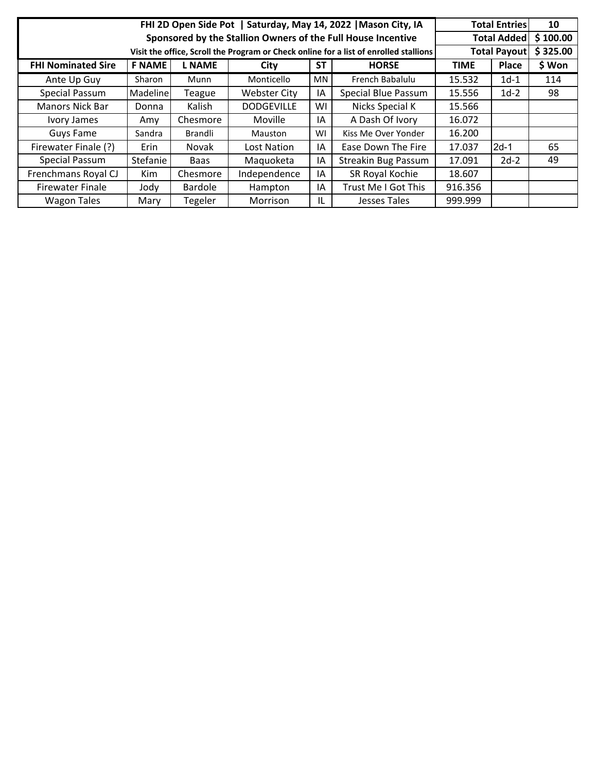| FHI 2D Open Side Pot \| Saturday, May 14, 2022 \|Mason City, IA | | | | | | Total Entries | | 10 |
|---|---|---|---|---|---|---|---|---|
| Sponsored by the Stallion Owners of the Full House Incentive | | | | | | Total Added | | $ 100.00 |
| Visit the office, Scroll the Program or Check online for a list of enrolled stallions | | | | | | Total Payout | | $ 325.00 |
| **FHI Nominated Sire** | **F NAME** | **L NAME** | **City** | **ST** | **HORSE** | **TIME** | **Place** | **$ Won** |
| Ante Up Guy | Sharon | Munn | Monticello | MN | French Babalulu | 15.532 | 1d-1 | 114 |
| Special Passum | Madeline | Teague | Webster City | IA | Special Blue Passum | 15.556 | 1d-2 | 98 |
| Manors Nick Bar | Donna | Kalish | DODGEVILLE | WI | Nicks Special K | 15.566 | | |
| Ivory James | Amy | Chesmore | Moville | IA | A Dash Of Ivory | 16.072 | | |
| Guys Fame | Sandra | Brandli | Mauston | WI | Kiss Me Over Yonder | 16.200 | | |
| Firewater Finale (?) | Erin | Novak | Lost Nation | IA | Ease Down The Fire | 17.037 | 2d-1 | 65 |
| Special Passum | Stefanie | Baas | Maquoketa | IA | Streakin Bug Passum | 17.091 | 2d-2 | 49 |
| Frenchmans Royal CJ | Kim | Chesmore | Independence | IA | SR Royal Kochie | 18.607 | | |
| Firewater Finale | Jody | Bardole | Hampton | IA | Trust Me I Got This | 916.356 | | |
| Wagon Tales | Mary | Tegeler | Morrison | IL | Jesses Tales | 999.999 | | |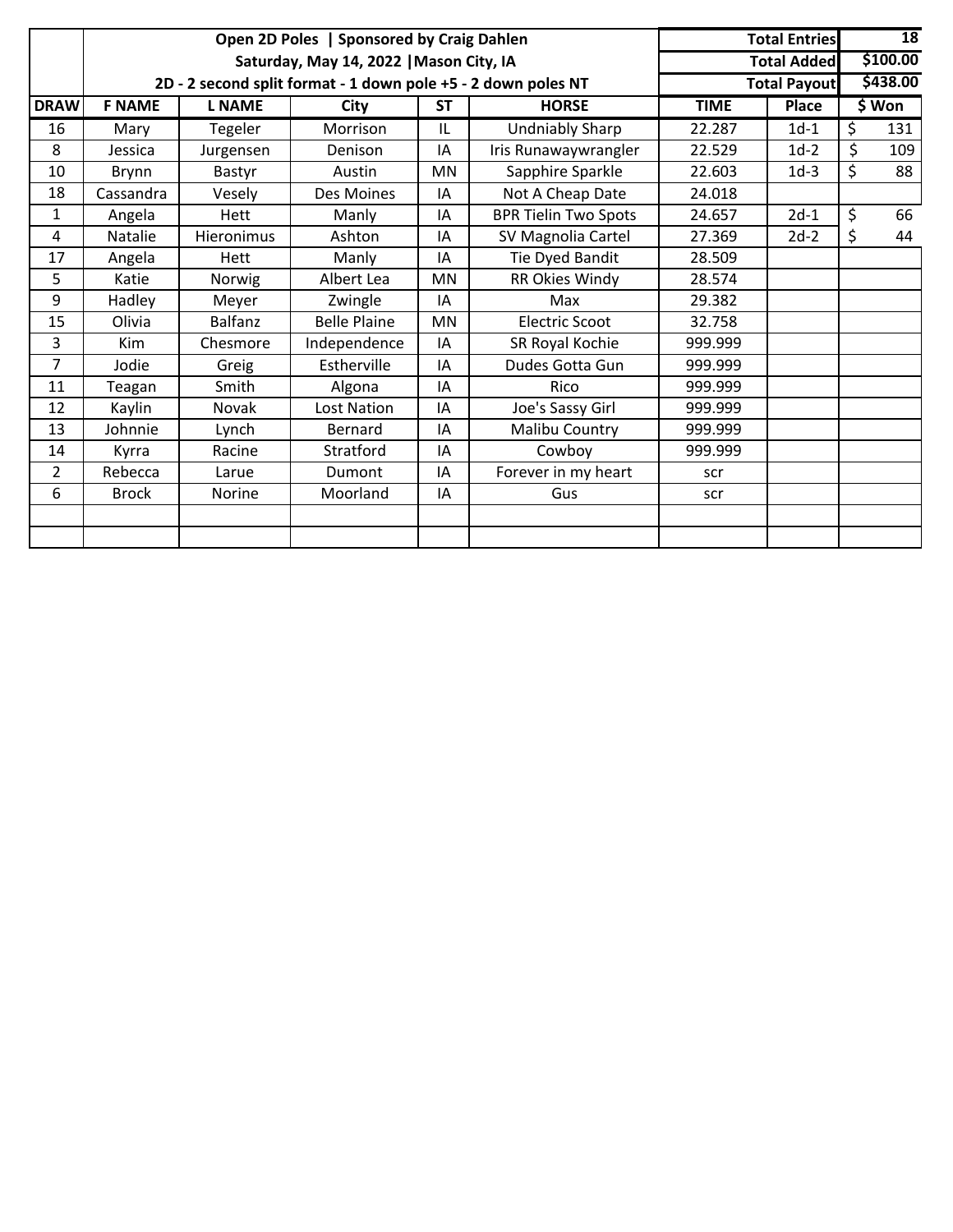| | Open 2D Poles \| Sponsored by Craig Dahlen | | | | | Total Entries | | 18 |
|---|---|---|---|---|---|---|---|---|
| | Saturday, May 14, 2022 \|Mason City, IA | | | | | Total Added | | $100.00 |
| | 2D - 2 second split format - 1 down pole +5 - 2 down poles NT | | | | | Total Payout | | $438.00 |
| DRAW | F NAME | L NAME | City | ST | HORSE | TIME | Place | $ Won |
| 16 | Mary | Tegeler | Morrison | IL | Undniably Sharp | 22.287 | 1d-1 | $ 131 |
| 8 | Jessica | Jurgensen | Denison | IA | Iris Runawaywrangler | 22.529 | 1d-2 | $ 109 |
| 10 | Brynn | Bastyr | Austin | MN | Sapphire Sparkle | 22.603 | 1d-3 | $ 88 |
| 18 | Cassandra | Vesely | Des Moines | IA | Not A Cheap Date | 24.018 | | |
| 1 | Angela | Hett | Manly | IA | BPR Tielin Two Spots | 24.657 | 2d-1 | $ 66 |
| 4 | Natalie | Hieronimus | Ashton | IA | SV Magnolia Cartel | 27.369 | 2d-2 | $ 44 |
| 17 | Angela | Hett | Manly | IA | Tie Dyed Bandit | 28.509 | | |
| 5 | Katie | Norwig | Albert Lea | MN | RR Okies Windy | 28.574 | | |
| 9 | Hadley | Meyer | Zwingle | IA | Max | 29.382 | | |
| 15 | Olivia | Balfanz | Belle Plaine | MN | Electric Scoot | 32.758 | | |
| 3 | Kim | Chesmore | Independence | IA | SR Royal Kochie | 999.999 | | |
| 7 | Jodie | Greig | Estherville | IA | Dudes Gotta Gun | 999.999 | | |
| 11 | Teagan | Smith | Algona | IA | Rico | 999.999 | | |
| 12 | Kaylin | Novak | Lost Nation | IA | Joe's Sassy Girl | 999.999 | | |
| 13 | Johnnie | Lynch | Bernard | IA | Malibu Country | 999.999 | | |
| 14 | Kyrra | Racine | Stratford | IA | Cowboy | 999.999 | | |
| 2 | Rebecca | Larue | Dumont | IA | Forever in my heart | scr | | |
| 6 | Brock | Norine | Moorland | IA | Gus | scr | | |
| | | | | | | | | |
| | | | | | | | | |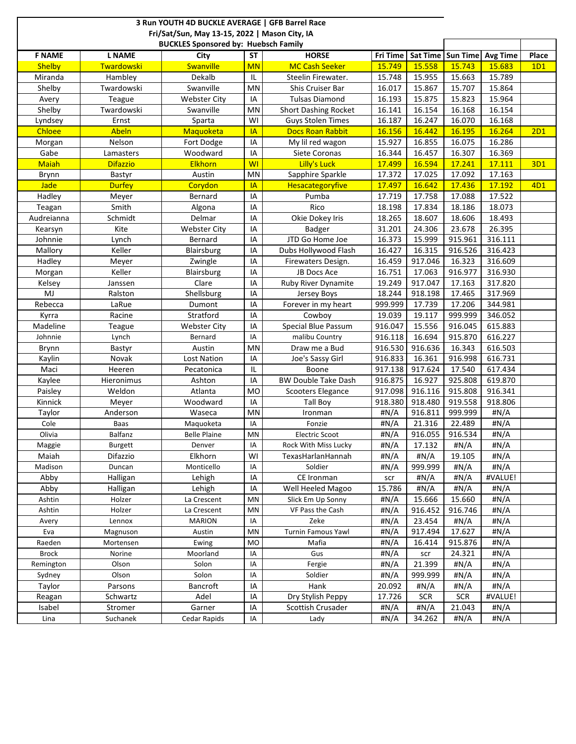**3 Run YOUTH 4D BUCKLE AVERAGE | GFB Barrel Race**

**Fri/Sat/Sun, May 13-15, 2022 | Mason City, IA**

**BUCKLES Sponsored by: Huebsch Family**

| F NAME | L NAME | City | ST | HORSE | Fri Time | Sat Time | Sun Time | Avg Time | Place |
|---|---|---|---|---|---|---|---|---|---|
| Shelby | Twardowski | Swanville | MN | MC Cash Seeker | 15.749 | 15.558 | 15.743 | 15.683 | 1D1 |
| Miranda | Hambley | Dekalb | IL | Steelin Firewater. | 15.748 | 15.955 | 15.663 | 15.789 | |
| Shelby | Twardowski | Swanville | MN | Shis Cruiser Bar | 16.017 | 15.867 | 15.707 | 15.864 | |
| Avery | Teague | Webster City | IA | Tulsas Diamond | 16.193 | 15.875 | 15.823 | 15.964 | |
| Shelby | Twardowski | Swanville | MN | Short Dashing Rocket | 16.141 | 16.154 | 16.168 | 16.154 | |
| Lyndsey | Ernst | Sparta | WI | Guys Stolen Times | 16.187 | 16.247 | 16.070 | 16.168 | |
| Chloee | Abeln | Maquoketa | IA | Docs Roan Rabbit | 16.156 | 16.442 | 16.195 | 16.264 | 2D1 |
| Morgan | Nelson | Fort Dodge | IA | My lil red wagon | 15.927 | 16.855 | 16.075 | 16.286 | |
| Gabe | Lamasters | Woodward | IA | Siete Coronas | 16.344 | 16.457 | 16.307 | 16.369 | |
| Maiah | Difazzio | Elkhorn | WI | Lilly's Luck | 17.499 | 16.594 | 17.241 | 17.111 | 3D1 |
| Brynn | Bastyr | Austin | MN | Sapphire Sparkle | 17.372 | 17.025 | 17.092 | 17.163 | |
| Jade | Durfey | Corydon | IA | Hesacategoryfive | 17.497 | 16.642 | 17.436 | 17.192 | 4D1 |
| Hadley | Meyer | Bernard | IA | Pumba | 17.719 | 17.758 | 17.088 | 17.522 | |
| Teagan | Smith | Algona | IA | Rico | 18.198 | 17.834 | 18.186 | 18.073 | |
| Audreianna | Schmidt | Delmar | IA | Okie Dokey Iris | 18.265 | 18.607 | 18.606 | 18.493 | |
| Kearsyn | Kite | Webster City | IA | Badger | 31.201 | 24.306 | 23.678 | 26.395 | |
| Johnnie | Lynch | Bernard | IA | JTD Go Home Joe | 16.373 | 15.999 | 915.961 | 316.111 | |
| Mallory | Keller | Blairsburg | IA | Dubs Hollywood Flash | 16.427 | 16.315 | 916.526 | 316.423 | |
| Hadley | Meyer | Zwingle | IA | Firewaters Design. | 16.459 | 917.046 | 16.323 | 316.609 | |
| Morgan | Keller | Blairsburg | IA | JB Docs Ace | 16.751 | 17.063 | 916.977 | 316.930 | |
| Kelsey | Janssen | Clare | IA | Ruby River Dynamite | 19.249 | 917.047 | 17.163 | 317.820 | |
| MJ | Ralston | Shellsburg | IA | Jersey Boys | 18.244 | 918.198 | 17.465 | 317.969 | |
| Rebecca | LaRue | Dumont | IA | Forever in my heart | 999.999 | 17.739 | 17.206 | 344.981 | |
| Kyrra | Racine | Stratford | IA | Cowboy | 19.039 | 19.117 | 999.999 | 346.052 | |
| Madeline | Teague | Webster City | IA | Special Blue Passum | 916.047 | 15.556 | 916.045 | 615.883 | |
| Johnnie | Lynch | Bernard | IA | malibu Country | 916.118 | 16.694 | 915.870 | 616.227 | |
| Brynn | Bastyr | Austin | MN | Draw me a Bud | 916.530 | 916.636 | 16.343 | 616.503 | |
| Kaylin | Novak | Lost Nation | IA | Joe's Sassy Girl | 916.833 | 16.361 | 916.998 | 616.731 | |
| Maci | Heeren | Pecatonica | IL | Boone | 917.138 | 917.624 | 17.540 | 617.434 | |
| Kaylee | Hieronimus | Ashton | IA | BW Double Take Dash | 916.875 | 16.927 | 925.808 | 619.870 | |
| Paisley | Weldon | Atlanta | MO | Scooters Elegance | 917.098 | 916.116 | 915.808 | 916.341 | |
| Kinnick | Meyer | Woodward | IA | Tall Boy | 918.380 | 918.480 | 919.558 | 918.806 | |
| Taylor | Anderson | Waseca | MN | Ironman | #N/A | 916.811 | 999.999 | #N/A | |
| Cole | Baas | Maquoketa | IA | Fonzie | #N/A | 21.316 | 22.489 | #N/A | |
| Olivia | Balfanz | Belle Plaine | MN | Electric Scoot | #N/A | 916.055 | 916.534 | #N/A | |
| Maggie | Burgett | Denver | IA | Rock With Miss Lucky | #N/A | 17.132 | #N/A | #N/A | |
| Maiah | Difazzio | Elkhorn | WI | TexasHarlanHannah | #N/A | #N/A | 19.105 | #N/A | |
| Madison | Duncan | Monticello | IA | Soldier | #N/A | 999.999 | #N/A | #N/A | |
| Abby | Halligan | Lehigh | IA | CE Ironman | scr | #N/A | #N/A | #VALUE! | |
| Abby | Halligan | Lehigh | IA | Well Heeled Magoo | 15.786 | #N/A | #N/A | #N/A | |
| Ashtin | Holzer | La Crescent | MN | Slick Em Up Sonny | #N/A | 15.666 | 15.660 | #N/A | |
| Ashtin | Holzer | La Crescent | MN | VF Pass the Cash | #N/A | 916.452 | 916.746 | #N/A | |
| Avery | Lennox | MARION | IA | Zeke | #N/A | 23.454 | #N/A | #N/A | |
| Eva | Magnuson | Austin | MN | Turnin Famous Yawl | #N/A | 917.494 | 17.627 | #N/A | |
| Raeden | Mortensen | Ewing | MO | Mafia | #N/A | 16.414 | 915.876 | #N/A | |
| Brock | Norine | Moorland | IA | Gus | #N/A | scr | 24.321 | #N/A | |
| Remington | Olson | Solon | IA | Fergie | #N/A | 21.399 | #N/A | #N/A | |
| Sydney | Olson | Solon | IA | Soldier | #N/A | 999.999 | #N/A | #N/A | |
| Taylor | Parsons | Bancroft | IA | Hank | 20.092 | #N/A | #N/A | #N/A | |
| Reagan | Schwartz | Adel | IA | Dry Stylish Peppy | 17.726 | SCR | SCR | #VALUE! | |
| Isabel | Stromer | Garner | IA | Scottish Crusader | #N/A | #N/A | 21.043 | #N/A | |
| Lina | Suchanek | Cedar Rapids | IA | Lady | #N/A | 34.262 | #N/A | #N/A | |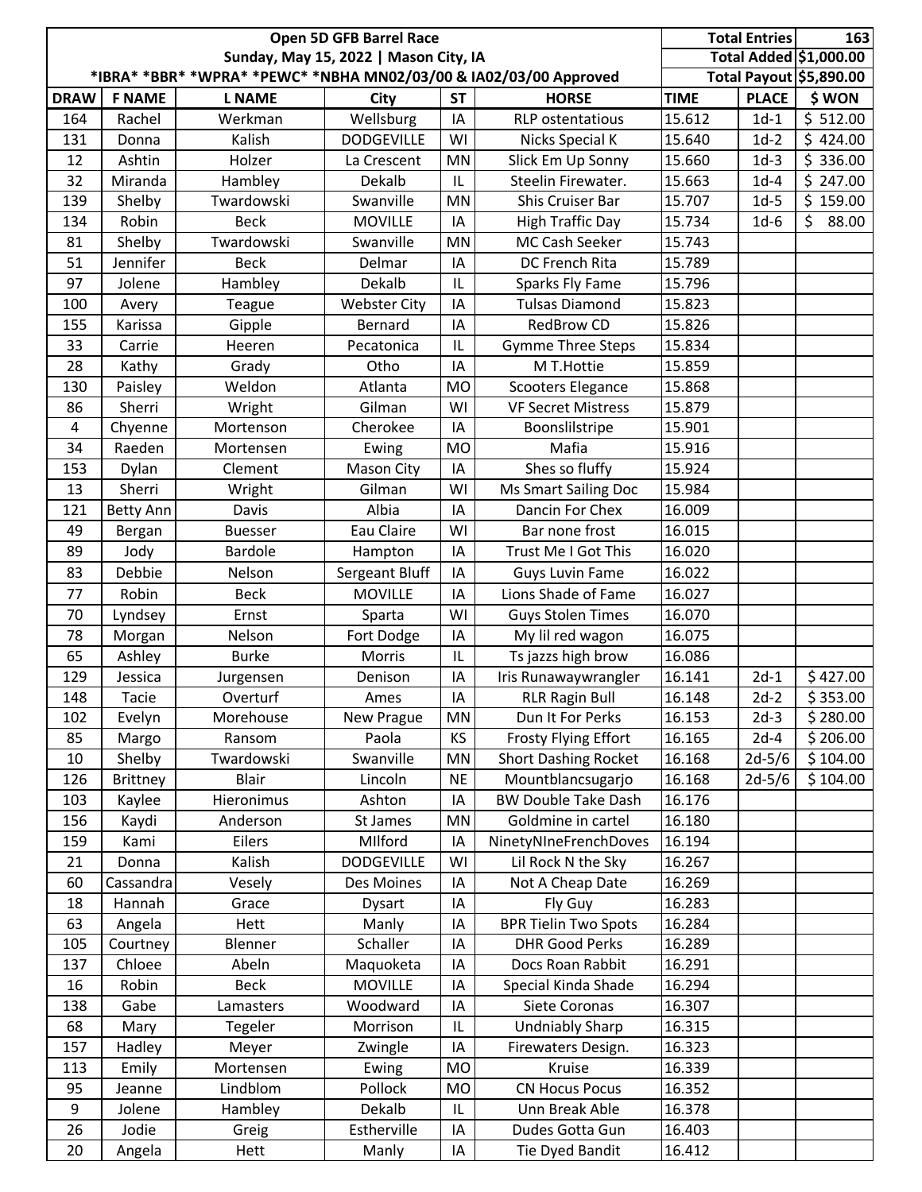| Open 5D GFB Barrel Race | | | | | | Total Entries | | 163 |
|---|---|---|---|---|---|---|---|---|
| Sunday, May 15, 2022 \| Mason City, IA | | | | | | Total Added | | $1,000.00 |
| *IBRA* *BBR* *WPRA* *PEWC* *NBHA MN02/03/00 & IA02/03/00 Approved | | | | | | Total Payout | | $5,890.00 |
| **DRAW** | **F NAME** | **L NAME** | **City** | **ST** | **HORSE** | **TIME** | **PLACE** | **$ WON** |
| 164 | Rachel | Werkman | Wellsburg | IA | RLP ostentatious | 15.612 | 1d-1 | $ 512.00 |
| 131 | Donna | Kalish | DODGEVILLE | WI | Nicks Special K | 15.640 | 1d-2 | $ 424.00 |
| 12 | Ashtin | Holzer | La Crescent | MN | Slick Em Up Sonny | 15.660 | 1d-3 | $ 336.00 |
| 32 | Miranda | Hambley | Dekalb | IL | Steelin Firewater. | 15.663 | 1d-4 | $ 247.00 |
| 139 | Shelby | Twardowski | Swanville | MN | Shis Cruiser Bar | 15.707 | 1d-5 | $ 159.00 |
| 134 | Robin | Beck | MOVILLE | IA | High Traffic Day | 15.734 | 1d-6 | $ 88.00 |
| 81 | Shelby | Twardowski | Swanville | MN | MC Cash Seeker | 15.743 | | |
| 51 | Jennifer | Beck | Delmar | IA | DC French Rita | 15.789 | | |
| 97 | Jolene | Hambley | Dekalb | IL | Sparks Fly Fame | 15.796 | | |
| 100 | Avery | Teague | Webster City | IA | Tulsas Diamond | 15.823 | | |
| 155 | Karissa | Gipple | Bernard | IA | RedBrow CD | 15.826 | | |
| 33 | Carrie | Heeren | Pecatonica | IL | Gymme Three Steps | 15.834 | | |
| 28 | Kathy | Grady | Otho | IA | M T.Hottie | 15.859 | | |
| 130 | Paisley | Weldon | Atlanta | MO | Scooters Elegance | 15.868 | | |
| 86 | Sherri | Wright | Gilman | WI | VF Secret Mistress | 15.879 | | |
| 4 | Chyenne | Mortenson | Cherokee | IA | Boonslilstripe | 15.901 | | |
| 34 | Raeden | Mortensen | Ewing | MO | Mafia | 15.916 | | |
| 153 | Dylan | Clement | Mason City | IA | Shes so fluffy | 15.924 | | |
| 13 | Sherri | Wright | Gilman | WI | Ms Smart Sailing Doc | 15.984 | | |
| 121 | Betty Ann | Davis | Albia | IA | Dancin For Chex | 16.009 | | |
| 49 | Bergan | Buesser | Eau Claire | WI | Bar none frost | 16.015 | | |
| 89 | Jody | Bardole | Hampton | IA | Trust Me I Got This | 16.020 | | |
| 83 | Debbie | Nelson | Sergeant Bluff | IA | Guys Luvin Fame | 16.022 | | |
| 77 | Robin | Beck | MOVILLE | IA | Lions Shade of Fame | 16.027 | | |
| 70 | Lyndsey | Ernst | Sparta | WI | Guys Stolen Times | 16.070 | | |
| 78 | Morgan | Nelson | Fort Dodge | IA | My lil red wagon | 16.075 | | |
| 65 | Ashley | Burke | Morris | IL | Ts jazzs high brow | 16.086 | | |
| 129 | Jessica | Jurgensen | Denison | IA | Iris Runawaywrangler | 16.141 | 2d-1 | $ 427.00 |
| 148 | Tacie | Overturf | Ames | IA | RLR Ragin Bull | 16.148 | 2d-2 | $ 353.00 |
| 102 | Evelyn | Morehouse | New Prague | MN | Dun It For Perks | 16.153 | 2d-3 | $ 280.00 |
| 85 | Margo | Ransom | Paola | KS | Frosty Flying Effort | 16.165 | 2d-4 | $ 206.00 |
| 10 | Shelby | Twardowski | Swanville | MN | Short Dashing Rocket | 16.168 | 2d-5/6 | $ 104.00 |
| 126 | Brittney | Blair | Lincoln | NE | Mountblancsugarjo | 16.168 | 2d-5/6 | $ 104.00 |
| 103 | Kaylee | Hieronimus | Ashton | IA | BW Double Take Dash | 16.176 | | |
| 156 | Kaydi | Anderson | St James | MN | Goldmine in cartel | 16.180 | | |
| 159 | Kami | Eilers | MIlford | IA | NinetyNIneFrenchDoves | 16.194 | | |
| 21 | Donna | Kalish | DODGEVILLE | WI | Lil Rock N the Sky | 16.267 | | |
| 60 | Cassandra | Vesely | Des Moines | IA | Not A Cheap Date | 16.269 | | |
| 18 | Hannah | Grace | Dysart | IA | Fly Guy | 16.283 | | |
| 63 | Angela | Hett | Manly | IA | BPR Tielin Two Spots | 16.284 | | |
| 105 | Courtney | Blenner | Schaller | IA | DHR Good Perks | 16.289 | | |
| 137 | Chloee | Abeln | Maquoketa | IA | Docs Roan Rabbit | 16.291 | | |
| 16 | Robin | Beck | MOVILLE | IA | Special Kinda Shade | 16.294 | | |
| 138 | Gabe | Lamasters | Woodward | IA | Siete Coronas | 16.307 | | |
| 68 | Mary | Tegeler | Morrison | IL | Undniably Sharp | 16.315 | | |
| 157 | Hadley | Meyer | Zwingle | IA | Firewaters Design. | 16.323 | | |
| 113 | Emily | Mortensen | Ewing | MO | Kruise | 16.339 | | |
| 95 | Jeanne | Lindblom | Pollock | MO | CN Hocus Pocus | 16.352 | | |
| 9 | Jolene | Hambley | Dekalb | IL | Unn Break Able | 16.378 | | |
| 26 | Jodie | Greig | Estherville | IA | Dudes Gotta Gun | 16.403 | | |
| 20 | Angela | Hett | Manly | IA | Tie Dyed Bandit | 16.412 | | |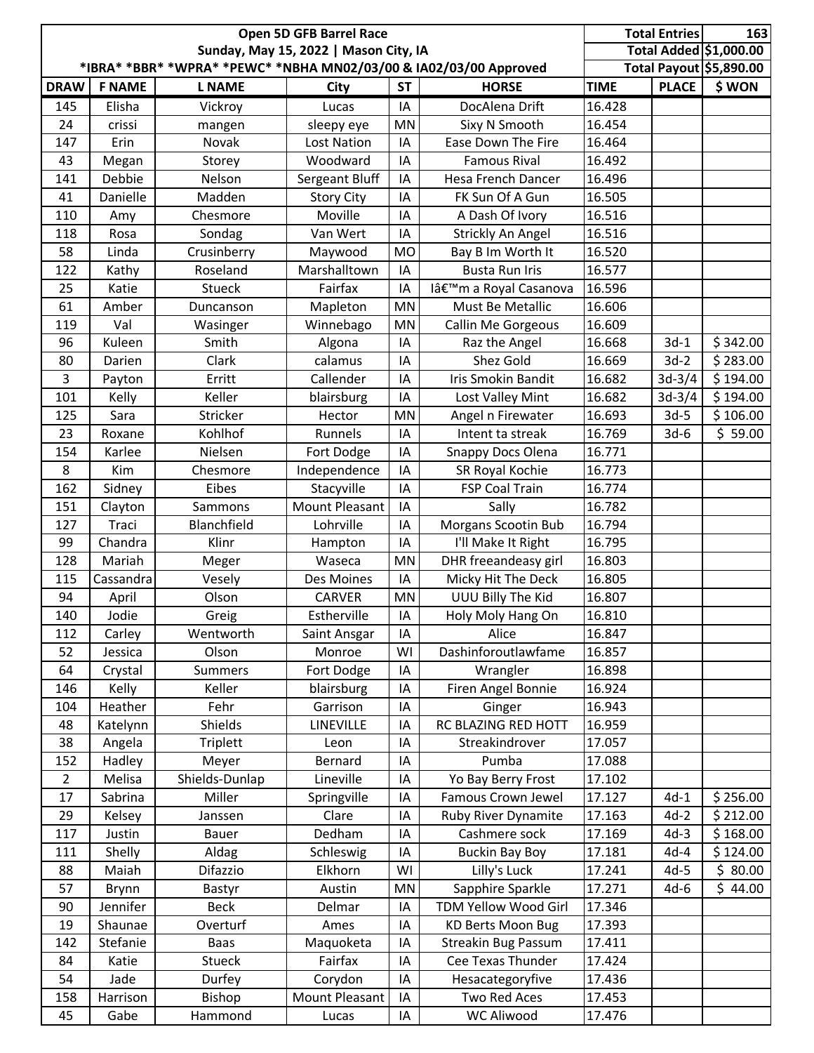| Open 5D GFB Barrel Race | | | | | | | Total Entries | 163 |
|---|---|---|---|---|---|---|---|---|
| Sunday, May 15, 2022 \| Mason City, IA | | | | | | | Total Added | $1,000.00 |
| *IBRA* *BBR* *WPRA* *PEWC* *NBHA MN02/03/00 & IA02/03/00 Approved | | | | | | | Total Payout | $5,890.00 |
| DRAW | F NAME | L NAME | City | ST | HORSE | TIME | PLACE | $ WON |
| 145 | Elisha | Vickroy | Lucas | IA | DocAlena Drift | 16.428 | | |
| 24 | crissi | mangen | sleepy eye | MN | Sixy N Smooth | 16.454 | | |
| 147 | Erin | Novak | Lost Nation | IA | Ease Down The Fire | 16.464 | | |
| 43 | Megan | Storey | Woodward | IA | Famous Rival | 16.492 | | |
| 141 | Debbie | Nelson | Sergeant Bluff | IA | Hesa French Dancer | 16.496 | | |
| 41 | Danielle | Madden | Story City | IA | FK Sun Of A Gun | 16.505 | | |
| 110 | Amy | Chesmore | Moville | IA | A Dash Of Ivory | 16.516 | | |
| 118 | Rosa | Sondag | Van Wert | IA | Strickly An Angel | 16.516 | | |
| 58 | Linda | Crusinberry | Maywood | MO | Bay B Im Worth It | 16.520 | | |
| 122 | Kathy | Roseland | Marshalltown | IA | Busta Run Iris | 16.577 | | |
| 25 | Katie | Stueck | Fairfax | IA | Iâ€™m a Royal Casanova | 16.596 | | |
| 61 | Amber | Duncanson | Mapleton | MN | Must Be Metallic | 16.606 | | |
| 119 | Val | Wasinger | Winnebago | MN | Callin Me Gorgeous | 16.609 | | |
| 96 | Kuleen | Smith | Algona | IA | Raz the Angel | 16.668 | 3d-1 | $ 342.00 |
| 80 | Darien | Clark | calamus | IA | Shez Gold | 16.669 | 3d-2 | $ 283.00 |
| 3 | Payton | Erritt | Callender | IA | Iris Smokin Bandit | 16.682 | 3d-3/4 | $ 194.00 |
| 101 | Kelly | Keller | blairsburg | IA | Lost Valley Mint | 16.682 | 3d-3/4 | $ 194.00 |
| 125 | Sara | Stricker | Hector | MN | Angel n Firewater | 16.693 | 3d-5 | $ 106.00 |
| 23 | Roxane | Kohlhof | Runnels | IA | Intent ta streak | 16.769 | 3d-6 | $ 59.00 |
| 154 | Karlee | Nielsen | Fort Dodge | IA | Snappy Docs Olena | 16.771 | | |
| 8 | Kim | Chesmore | Independence | IA | SR Royal Kochie | 16.773 | | |
| 162 | Sidney | Eibes | Stacyville | IA | FSP Coal Train | 16.774 | | |
| 151 | Clayton | Sammons | Mount Pleasant | IA | Sally | 16.782 | | |
| 127 | Traci | Blanchfield | Lohrville | IA | Morgans Scootin Bub | 16.794 | | |
| 99 | Chandra | Klinr | Hampton | IA | I'll Make It Right | 16.795 | | |
| 128 | Mariah | Meger | Waseca | MN | DHR freeandeasy girl | 16.803 | | |
| 115 | Cassandra | Vesely | Des Moines | IA | Micky Hit The Deck | 16.805 | | |
| 94 | April | Olson | CARVER | MN | UUU Billy The Kid | 16.807 | | |
| 140 | Jodie | Greig | Estherville | IA | Holy Moly Hang On | 16.810 | | |
| 112 | Carley | Wentworth | Saint Ansgar | IA | Alice | 16.847 | | |
| 52 | Jessica | Olson | Monroe | WI | Dashinforoutlawfame | 16.857 | | |
| 64 | Crystal | Summers | Fort Dodge | IA | Wrangler | 16.898 | | |
| 146 | Kelly | Keller | blairsburg | IA | Firen Angel Bonnie | 16.924 | | |
| 104 | Heather | Fehr | Garrison | IA | Ginger | 16.943 | | |
| 48 | Katelynn | Shields | LINEVILLE | IA | RC BLAZING RED HOTT | 16.959 | | |
| 38 | Angela | Triplett | Leon | IA | Streakindrover | 17.057 | | |
| 152 | Hadley | Meyer | Bernard | IA | Pumba | 17.088 | | |
| 2 | Melisa | Shields-Dunlap | Lineville | IA | Yo Bay Berry Frost | 17.102 | | |
| 17 | Sabrina | Miller | Springville | IA | Famous Crown Jewel | 17.127 | 4d-1 | $ 256.00 |
| 29 | Kelsey | Janssen | Clare | IA | Ruby River Dynamite | 17.163 | 4d-2 | $ 212.00 |
| 117 | Justin | Bauer | Dedham | IA | Cashmere sock | 17.169 | 4d-3 | $ 168.00 |
| 111 | Shelly | Aldag | Schleswig | IA | Buckin Bay Boy | 17.181 | 4d-4 | $ 124.00 |
| 88 | Maiah | Difazzio | Elkhorn | WI | Lilly's Luck | 17.241 | 4d-5 | $ 80.00 |
| 57 | Brynn | Bastyr | Austin | MN | Sapphire Sparkle | 17.271 | 4d-6 | $ 44.00 |
| 90 | Jennifer | Beck | Delmar | IA | TDM Yellow Wood Girl | 17.346 | | |
| 19 | Shaunae | Overturf | Ames | IA | KD Berts Moon Bug | 17.393 | | |
| 142 | Stefanie | Baas | Maquoketa | IA | Streakin Bug Passum | 17.411 | | |
| 84 | Katie | Stueck | Fairfax | IA | Cee Texas Thunder | 17.424 | | |
| 54 | Jade | Durfey | Corydon | IA | Hesacategoryfive | 17.436 | | |
| 158 | Harrison | Bishop | Mount Pleasant | IA | Two Red Aces | 17.453 | | |
| 45 | Gabe | Hammond | Lucas | IA | WC Aliwood | 17.476 | | |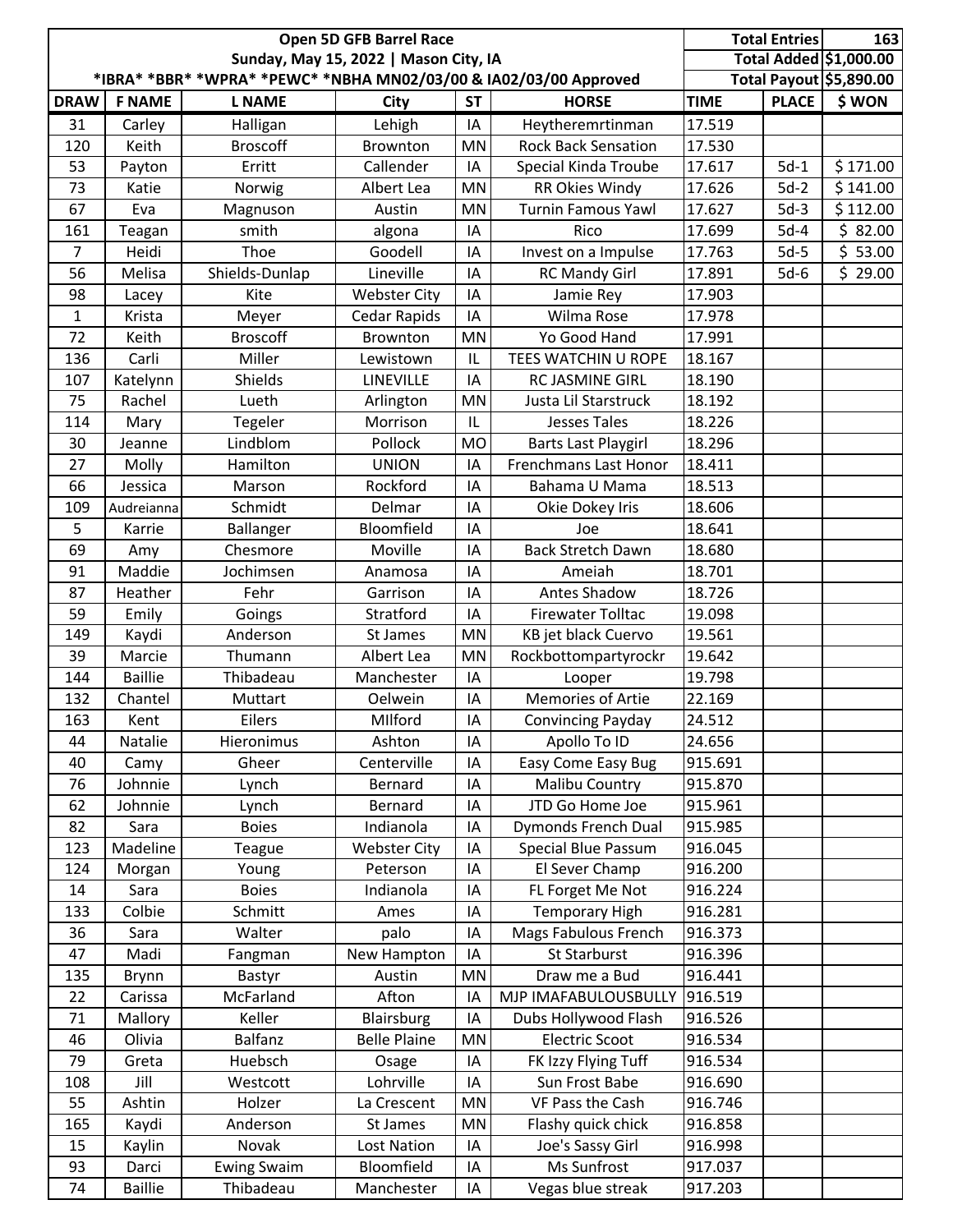| Open 5D GFB Barrel Race | | | | | | Total Entries | | 163 |
|---|---|---|---|---|---|---|---|---|
| Sunday, May 15, 2022 \| Mason City, IA | | | | | | Total Added | | $1,000.00 |
| *IBRA* *BBR* *WPRA* *PEWC* *NBHA MN02/03/00 & IA02/03/00 Approved | | | | | | Total Payout | | $5,890.00 |
| **DRAW** | **F NAME** | **L NAME** | **City** | **ST** | **HORSE** | **TIME** | **PLACE** | **$ WON** |
| 31 | Carley | Halligan | Lehigh | IA | Heytheremrtinman | 17.519 | | |
| 120 | Keith | Broscoff | Brownton | MN | Rock Back Sensation | 17.530 | | |
| 53 | Payton | Erritt | Callender | IA | Special Kinda Troube | 17.617 | 5d-1 | $ 171.00 |
| 73 | Katie | Norwig | Albert Lea | MN | RR Okies Windy | 17.626 | 5d-2 | $ 141.00 |
| 67 | Eva | Magnuson | Austin | MN | Turnin Famous Yawl | 17.627 | 5d-3 | $ 112.00 |
| 161 | Teagan | smith | algona | IA | Rico | 17.699 | 5d-4 | $ 82.00 |
| 7 | Heidi | Thoe | Goodell | IA | Invest on a Impulse | 17.763 | 5d-5 | $ 53.00 |
| 56 | Melisa | Shields-Dunlap | Lineville | IA | RC Mandy Girl | 17.891 | 5d-6 | $ 29.00 |
| 98 | Lacey | Kite | Webster City | IA | Jamie Rey | 17.903 | | |
| 1 | Krista | Meyer | Cedar Rapids | IA | Wilma Rose | 17.978 | | |
| 72 | Keith | Broscoff | Brownton | MN | Yo Good Hand | 17.991 | | |
| 136 | Carli | Miller | Lewistown | IL | TEES WATCHIN U ROPE | 18.167 | | |
| 107 | Katelynn | Shields | LINEVILLE | IA | RC JASMINE GIRL | 18.190 | | |
| 75 | Rachel | Lueth | Arlington | MN | Justa Lil Starstruck | 18.192 | | |
| 114 | Mary | Tegeler | Morrison | IL | Jesses Tales | 18.226 | | |
| 30 | Jeanne | Lindblom | Pollock | MO | Barts Last Playgirl | 18.296 | | |
| 27 | Molly | Hamilton | UNION | IA | Frenchmans Last Honor | 18.411 | | |
| 66 | Jessica | Marson | Rockford | IA | Bahama U Mama | 18.513 | | |
| 109 | Audreianna | Schmidt | Delmar | IA | Okie Dokey Iris | 18.606 | | |
| 5 | Karrie | Ballanger | Bloomfield | IA | Joe | 18.641 | | |
| 69 | Amy | Chesmore | Moville | IA | Back Stretch Dawn | 18.680 | | |
| 91 | Maddie | Jochimsen | Anamosa | IA | Ameiah | 18.701 | | |
| 87 | Heather | Fehr | Garrison | IA | Antes Shadow | 18.726 | | |
| 59 | Emily | Goings | Stratford | IA | Firewater Tolltac | 19.098 | | |
| 149 | Kaydi | Anderson | St James | MN | KB jet black Cuervo | 19.561 | | |
| 39 | Marcie | Thumann | Albert Lea | MN | Rockbottompartyrockr | 19.642 | | |
| 144 | Baillie | Thibadeau | Manchester | IA | Looper | 19.798 | | |
| 132 | Chantel | Muttart | Oelwein | IA | Memories of Artie | 22.169 | | |
| 163 | Kent | Eilers | MIlford | IA | Convincing Payday | 24.512 | | |
| 44 | Natalie | Hieronimus | Ashton | IA | Apollo To ID | 24.656 | | |
| 40 | Camy | Gheer | Centerville | IA | Easy Come Easy Bug | 915.691 | | |
| 76 | Johnnie | Lynch | Bernard | IA | Malibu Country | 915.870 | | |
| 62 | Johnnie | Lynch | Bernard | IA | JTD Go Home Joe | 915.961 | | |
| 82 | Sara | Boies | Indianola | IA | Dymonds French Dual | 915.985 | | |
| 123 | Madeline | Teague | Webster City | IA | Special Blue Passum | 916.045 | | |
| 124 | Morgan | Young | Peterson | IA | El Sever Champ | 916.200 | | |
| 14 | Sara | Boies | Indianola | IA | FL Forget Me Not | 916.224 | | |
| 133 | Colbie | Schmitt | Ames | IA | Temporary High | 916.281 | | |
| 36 | Sara | Walter | palo | IA | Mags Fabulous French | 916.373 | | |
| 47 | Madi | Fangman | New Hampton | IA | St Starburst | 916.396 | | |
| 135 | Brynn | Bastyr | Austin | MN | Draw me a Bud | 916.441 | | |
| 22 | Carissa | McFarland | Afton | IA | MJP IMAFABULOUSBULLY | 916.519 | | |
| 71 | Mallory | Keller | Blairsburg | IA | Dubs Hollywood Flash | 916.526 | | |
| 46 | Olivia | Balfanz | Belle Plaine | MN | Electric Scoot | 916.534 | | |
| 79 | Greta | Huebsch | Osage | IA | FK Izzy Flying Tuff | 916.534 | | |
| 108 | Jill | Westcott | Lohrville | IA | Sun Frost Babe | 916.690 | | |
| 55 | Ashtin | Holzer | La Crescent | MN | VF Pass the Cash | 916.746 | | |
| 165 | Kaydi | Anderson | St James | MN | Flashy quick chick | 916.858 | | |
| 15 | Kaylin | Novak | Lost Nation | IA | Joe's Sassy Girl | 916.998 | | |
| 93 | Darci | Ewing Swaim | Bloomfield | IA | Ms Sunfrost | 917.037 | | |
| 74 | Baillie | Thibadeau | Manchester | IA | Vegas blue streak | 917.203 | | |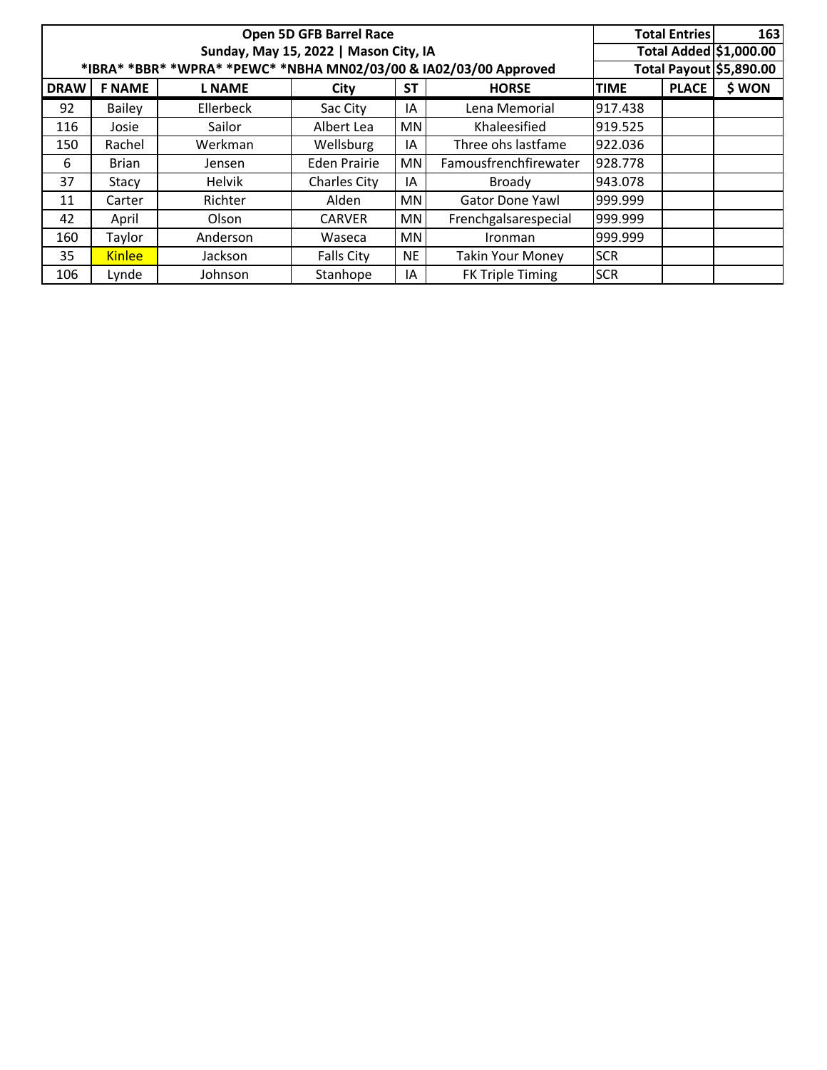| Open 5D GFB Barrel Race<br>Sunday, May 15, 2022 \| Mason City, IA<br>*IBRA* *BBR* *WPRA* *PEWC* *NBHA MN02/03/00 & IA02/03/00 Approved | | | | | | Total Entries | | 163 |
|---|---|---|---|---|---|---|---|---|
| | | | | | | Total Added | | $1,000.00 |
| | | | | | | Total Payout | | $5,890.00 |
| DRAW | F NAME | L NAME | City | ST | HORSE | TIME | PLACE | $ WON |
| 92 | Bailey | Ellerbeck | Sac City | IA | Lena Memorial | 917.438 | | |
| 116 | Josie | Sailor | Albert Lea | MN | Khaleesified | 919.525 | | |
| 150 | Rachel | Werkman | Wellsburg | IA | Three ohs lastfame | 922.036 | | |
| 6 | Brian | Jensen | Eden Prairie | MN | Famousfrenchfirewater | 928.778 | | |
| 37 | Stacy | Helvik | Charles City | IA | Broady | 943.078 | | |
| 11 | Carter | Richter | Alden | MN | Gator Done Yawl | 999.999 | | |
| 42 | April | Olson | CARVER | MN | Frenchgalsarespecial | 999.999 | | |
| 160 | Taylor | Anderson | Waseca | MN | Ironman | 999.999 | | |
| 35 | Kinlee | Jackson | Falls City | NE | Takin Your Money | SCR | | |
| 106 | Lynde | Johnson | Stanhope | IA | FK Triple Timing | SCR | | |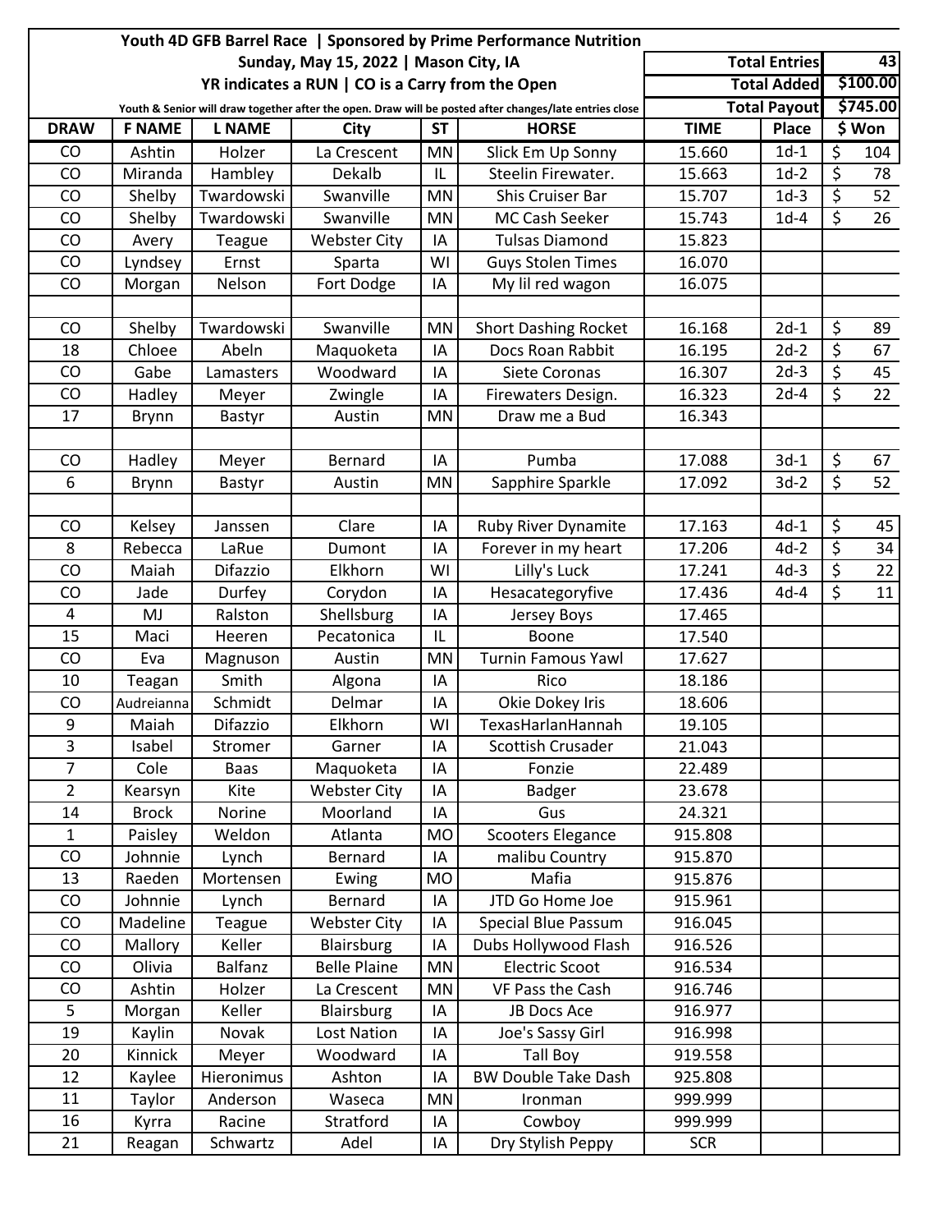**Youth 4D GFB Barrel Race | Sponsored by Prime Performance Nutrition**

**Sunday, May 15, 2022 | Mason City, IA**

**YR indicates a RUN | CO is a Carry from the Open**

**Youth & Senior will draw together after the open. Draw will be posted after changes/late entries close**

| | |
|---|---|
| **Total Entries** | **43** |
| **Total Added** | **$100.00** |
| **Total Payout** | **$745.00** |

| DRAW | F NAME | L NAME | City | ST | HORSE | TIME | Place | $ Won |
|---|---|---|---|---|---|---|---|---|
| CO | Ashtin | Holzer | La Crescent | MN | Slick Em Up Sonny | 15.660 | 1d-1 | $ 104 |
| CO | Miranda | Hambley | Dekalb | IL | Steelin Firewater. | 15.663 | 1d-2 | $ 78 |
| CO | Shelby | Twardowski | Swanville | MN | Shis Cruiser Bar | 15.707 | 1d-3 | $ 52 |
| CO | Shelby | Twardowski | Swanville | MN | MC Cash Seeker | 15.743 | 1d-4 | $ 26 |
| CO | Avery | Teague | Webster City | IA | Tulsas Diamond | 15.823 | | |
| CO | Lyndsey | Ernst | Sparta | WI | Guys Stolen Times | 16.070 | | |
| CO | Morgan | Nelson | Fort Dodge | IA | My lil red wagon | 16.075 | | |
| | | | | | | | | |
| CO | Shelby | Twardowski | Swanville | MN | Short Dashing Rocket | 16.168 | 2d-1 | $ 89 |
| 18 | Chloee | Abeln | Maquoketa | IA | Docs Roan Rabbit | 16.195 | 2d-2 | $ 67 |
| CO | Gabe | Lamasters | Woodward | IA | Siete Coronas | 16.307 | 2d-3 | $ 45 |
| CO | Hadley | Meyer | Zwingle | IA | Firewaters Design. | 16.323 | 2d-4 | $ 22 |
| 17 | Brynn | Bastyr | Austin | MN | Draw me a Bud | 16.343 | | |
| | | | | | | | | |
| CO | Hadley | Meyer | Bernard | IA | Pumba | 17.088 | 3d-1 | $ 67 |
| 6 | Brynn | Bastyr | Austin | MN | Sapphire Sparkle | 17.092 | 3d-2 | $ 52 |
| | | | | | | | | |
| CO | Kelsey | Janssen | Clare | IA | Ruby River Dynamite | 17.163 | 4d-1 | $ 45 |
| 8 | Rebecca | LaRue | Dumont | IA | Forever in my heart | 17.206 | 4d-2 | $ 34 |
| CO | Maiah | Difazzio | Elkhorn | WI | Lilly's Luck | 17.241 | 4d-3 | $ 22 |
| CO | Jade | Durfey | Corydon | IA | Hesacategoryfive | 17.436 | 4d-4 | $ 11 |
| 4 | MJ | Ralston | Shellsburg | IA | Jersey Boys | 17.465 | | |
| 15 | Maci | Heeren | Pecatonica | IL | Boone | 17.540 | | |
| CO | Eva | Magnuson | Austin | MN | Turnin Famous Yawl | 17.627 | | |
| 10 | Teagan | Smith | Algona | IA | Rico | 18.186 | | |
| CO | Audreianna | Schmidt | Delmar | IA | Okie Dokey Iris | 18.606 | | |
| 9 | Maiah | Difazzio | Elkhorn | WI | TexasHarlanHannah | 19.105 | | |
| 3 | Isabel | Stromer | Garner | IA | Scottish Crusader | 21.043 | | |
| 7 | Cole | Baas | Maquoketa | IA | Fonzie | 22.489 | | |
| 2 | Kearsyn | Kite | Webster City | IA | Badger | 23.678 | | |
| 14 | Brock | Norine | Moorland | IA | Gus | 24.321 | | |
| 1 | Paisley | Weldon | Atlanta | MO | Scooters Elegance | 915.808 | | |
| CO | Johnnie | Lynch | Bernard | IA | malibu Country | 915.870 | | |
| 13 | Raeden | Mortensen | Ewing | MO | Mafia | 915.876 | | |
| CO | Johnnie | Lynch | Bernard | IA | JTD Go Home Joe | 915.961 | | |
| CO | Madeline | Teague | Webster City | IA | Special Blue Passum | 916.045 | | |
| CO | Mallory | Keller | Blairsburg | IA | Dubs Hollywood Flash | 916.526 | | |
| CO | Olivia | Balfanz | Belle Plaine | MN | Electric Scoot | 916.534 | | |
| CO | Ashtin | Holzer | La Crescent | MN | VF Pass the Cash | 916.746 | | |
| 5 | Morgan | Keller | Blairsburg | IA | JB Docs Ace | 916.977 | | |
| 19 | Kaylin | Novak | Lost Nation | IA | Joe's Sassy Girl | 916.998 | | |
| 20 | Kinnick | Meyer | Woodward | IA | Tall Boy | 919.558 | | |
| 12 | Kaylee | Hieronimus | Ashton | IA | BW Double Take Dash | 925.808 | | |
| 11 | Taylor | Anderson | Waseca | MN | Ironman | 999.999 | | |
| 16 | Kyrra | Racine | Stratford | IA | Cowboy | 999.999 | | |
| 21 | Reagan | Schwartz | Adel | IA | Dry Stylish Peppy | SCR | | |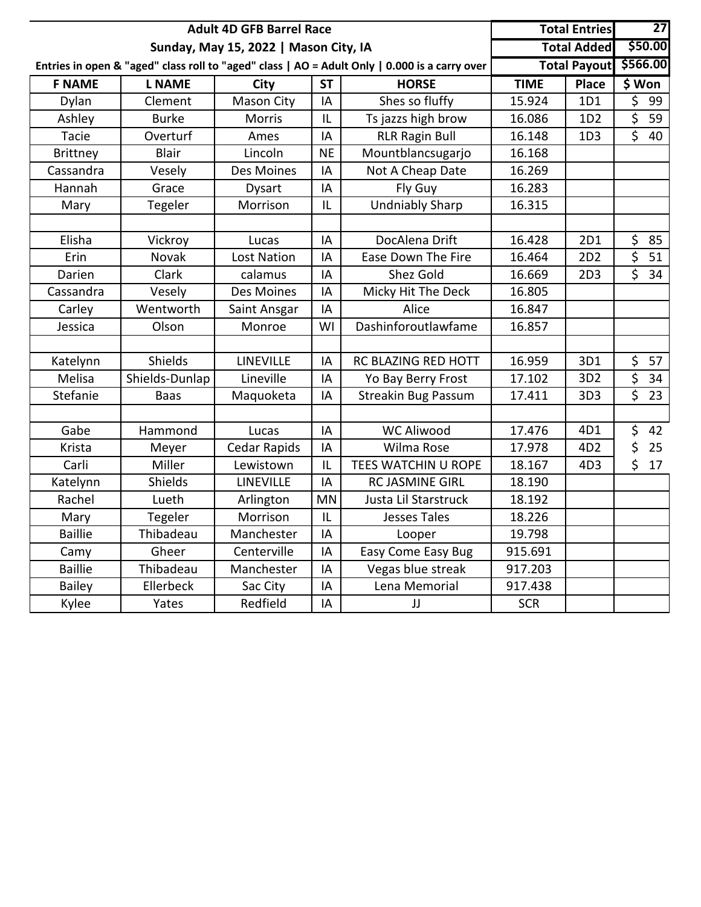**Adult 4D GFB Barrel Race**

**Sunday, May 15, 2022 | Mason City, IA**

**Entries in open & "aged" class roll to "aged" class | AO = Adult Only | 0.000 is a carry over**

| **Total Entries** | **27** |
|---|---|
| **Total Added** | **$50.00** |
| **Total Payout** | **$566.00** |

| F NAME | L NAME | City | ST | HORSE | TIME | Place | $ Won |
|---|---|---|---|---|---|---|---|
| Dylan | Clement | Mason City | IA | Shes so fluffy | 15.924 | 1D1 | $ 99 |
| Ashley | Burke | Morris | IL | Ts jazzs high brow | 16.086 | 1D2 | $ 59 |
| Tacie | Overturf | Ames | IA | RLR Ragin Bull | 16.148 | 1D3 | $ 40 |
| Brittney | Blair | Lincoln | NE | Mountblancsugarjo | 16.168 | | |
| Cassandra | Vesely | Des Moines | IA | Not A Cheap Date | 16.269 | | |
| Hannah | Grace | Dysart | IA | Fly Guy | 16.283 | | |
| Mary | Tegeler | Morrison | IL | Undniably Sharp | 16.315 | | |
| | | | | | | | |
| Elisha | Vickroy | Lucas | IA | DocAlena Drift | 16.428 | 2D1 | $ 85 |
| Erin | Novak | Lost Nation | IA | Ease Down The Fire | 16.464 | 2D2 | $ 51 |
| Darien | Clark | calamus | IA | Shez Gold | 16.669 | 2D3 | $ 34 |
| Cassandra | Vesely | Des Moines | IA | Micky Hit The Deck | 16.805 | | |
| Carley | Wentworth | Saint Ansgar | IA | Alice | 16.847 | | |
| Jessica | Olson | Monroe | WI | Dashinforoutlawfame | 16.857 | | |
| | | | | | | | |
| Katelynn | Shields | LINEVILLE | IA | RC BLAZING RED HOTT | 16.959 | 3D1 | $ 57 |
| Melisa | Shields-Dunlap | Lineville | IA | Yo Bay Berry Frost | 17.102 | 3D2 | $ 34 |
| Stefanie | Baas | Maquoketa | IA | Streakin Bug Passum | 17.411 | 3D3 | $ 23 |
| | | | | | | | |
| Gabe | Hammond | Lucas | IA | WC Aliwood | 17.476 | 4D1 | $ 42 |
| Krista | Meyer | Cedar Rapids | IA | Wilma Rose | 17.978 | 4D2 | $ 25 |
| Carli | Miller | Lewistown | IL | TEES WATCHIN U ROPE | 18.167 | 4D3 | $ 17 |
| Katelynn | Shields | LINEVILLE | IA | RC JASMINE GIRL | 18.190 | | |
| Rachel | Lueth | Arlington | MN | Justa Lil Starstruck | 18.192 | | |
| Mary | Tegeler | Morrison | IL | Jesses Tales | 18.226 | | |
| Baillie | Thibadeau | Manchester | IA | Looper | 19.798 | | |
| Camy | Gheer | Centerville | IA | Easy Come Easy Bug | 915.691 | | |
| Baillie | Thibadeau | Manchester | IA | Vegas blue streak | 917.203 | | |
| Bailey | Ellerbeck | Sac City | IA | Lena Memorial | 917.438 | | |
| Kylee | Yates | Redfield | IA | JJ | SCR | | |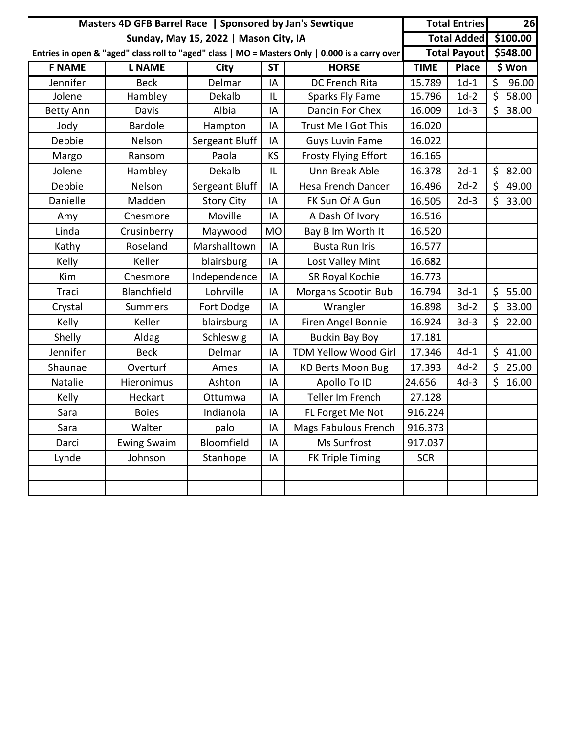| Masters 4D GFB Barrel Race \| Sponsored by Jan's Sewtique | | | | | Total Entries | | 26 |
|---|---|---|---|---|---|---|---|
| Sunday, May 15, 2022 \| Mason City, IA | | | | | Total Added | | $100.00 |
| Entries in open & "aged" class roll to "aged" class \| MO = Masters Only \| 0.000 is a carry over | | | | | Total Payout | | $548.00 |
| **F NAME** | **L NAME** | **City** | **ST** | **HORSE** | **TIME** | **Place** | **$ Won** |
| Jennifer | Beck | Delmar | IA | DC French Rita | 15.789 | 1d-1 | $ 96.00 |
| Jolene | Hambley | Dekalb | IL | Sparks Fly Fame | 15.796 | 1d-2 | $ 58.00 |
| Betty Ann | Davis | Albia | IA | Dancin For Chex | 16.009 | 1d-3 | $ 38.00 |
| Jody | Bardole | Hampton | IA | Trust Me I Got This | 16.020 | | |
| Debbie | Nelson | Sergeant Bluff | IA | Guys Luvin Fame | 16.022 | | |
| Margo | Ransom | Paola | KS | Frosty Flying Effort | 16.165 | | |
| Jolene | Hambley | Dekalb | IL | Unn Break Able | 16.378 | 2d-1 | $ 82.00 |
| Debbie | Nelson | Sergeant Bluff | IA | Hesa French Dancer | 16.496 | 2d-2 | $ 49.00 |
| Danielle | Madden | Story City | IA | FK Sun Of A Gun | 16.505 | 2d-3 | $ 33.00 |
| Amy | Chesmore | Moville | IA | A Dash Of Ivory | 16.516 | | |
| Linda | Crusinberry | Maywood | MO | Bay B Im Worth It | 16.520 | | |
| Kathy | Roseland | Marshalltown | IA | Busta Run Iris | 16.577 | | |
| Kelly | Keller | blairsburg | IA | Lost Valley Mint | 16.682 | | |
| Kim | Chesmore | Independence | IA | SR Royal Kochie | 16.773 | | |
| Traci | Blanchfield | Lohrville | IA | Morgans Scootin Bub | 16.794 | 3d-1 | $ 55.00 |
| Crystal | Summers | Fort Dodge | IA | Wrangler | 16.898 | 3d-2 | $ 33.00 |
| Kelly | Keller | blairsburg | IA | Firen Angel Bonnie | 16.924 | 3d-3 | $ 22.00 |
| Shelly | Aldag | Schleswig | IA | Buckin Bay Boy | 17.181 | | |
| Jennifer | Beck | Delmar | IA | TDM Yellow Wood Girl | 17.346 | 4d-1 | $ 41.00 |
| Shaunae | Overturf | Ames | IA | KD Berts Moon Bug | 17.393 | 4d-2 | $ 25.00 |
| Natalie | Hieronimus | Ashton | IA | Apollo To ID | 24.656 | 4d-3 | $ 16.00 |
| Kelly | Heckart | Ottumwa | IA | Teller Im French | 27.128 | | |
| Sara | Boies | Indianola | IA | FL Forget Me Not | 916.224 | | |
| Sara | Walter | palo | IA | Mags Fabulous French | 916.373 | | |
| Darci | Ewing Swaim | Bloomfield | IA | Ms Sunfrost | 917.037 | | |
| Lynde | Johnson | Stanhope | IA | FK Triple Timing | SCR | | |
| | | | | | | | |
| | | | | | | | |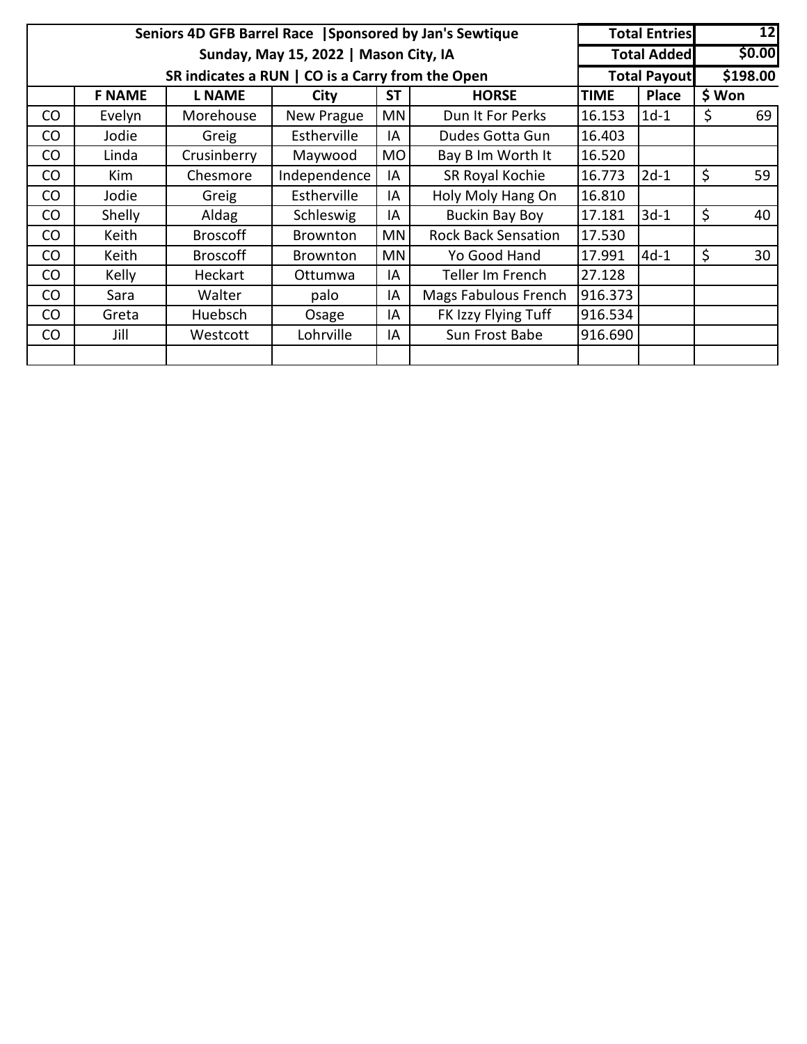| Seniors 4D GFB Barrel Race \|Sponsored by Jan's Sewtique | | | | | | Total Entries | | 12 |
|---|---|---|---|---|---|---|---|---|
| Sunday, May 15, 2022 \| Mason City, IA | | | | | | Total Added | | $0.00 |
| SR indicates a RUN \| CO is a Carry from the Open | | | | | | Total Payout | | $198.00 |
| | F NAME | L NAME | City | ST | HORSE | TIME | Place | $ Won |
| CO | Evelyn | Morehouse | New Prague | MN | Dun It For Perks | 16.153 | 1d-1 | $ 69 |
| CO | Jodie | Greig | Estherville | IA | Dudes Gotta Gun | 16.403 | | |
| CO | Linda | Crusinberry | Maywood | MO | Bay B Im Worth It | 16.520 | | |
| CO | Kim | Chesmore | Independence | IA | SR Royal Kochie | 16.773 | 2d-1 | $ 59 |
| CO | Jodie | Greig | Estherville | IA | Holy Moly Hang On | 16.810 | | |
| CO | Shelly | Aldag | Schleswig | IA | Buckin Bay Boy | 17.181 | 3d-1 | $ 40 |
| CO | Keith | Broscoff | Brownton | MN | Rock Back Sensation | 17.530 | | |
| CO | Keith | Broscoff | Brownton | MN | Yo Good Hand | 17.991 | 4d-1 | $ 30 |
| CO | Kelly | Heckart | Ottumwa | IA | Teller Im French | 27.128 | | |
| CO | Sara | Walter | palo | IA | Mags Fabulous French | 916.373 | | |
| CO | Greta | Huebsch | Osage | IA | FK Izzy Flying Tuff | 916.534 | | |
| CO | Jill | Westcott | Lohrville | IA | Sun Frost Babe | 916.690 | | |